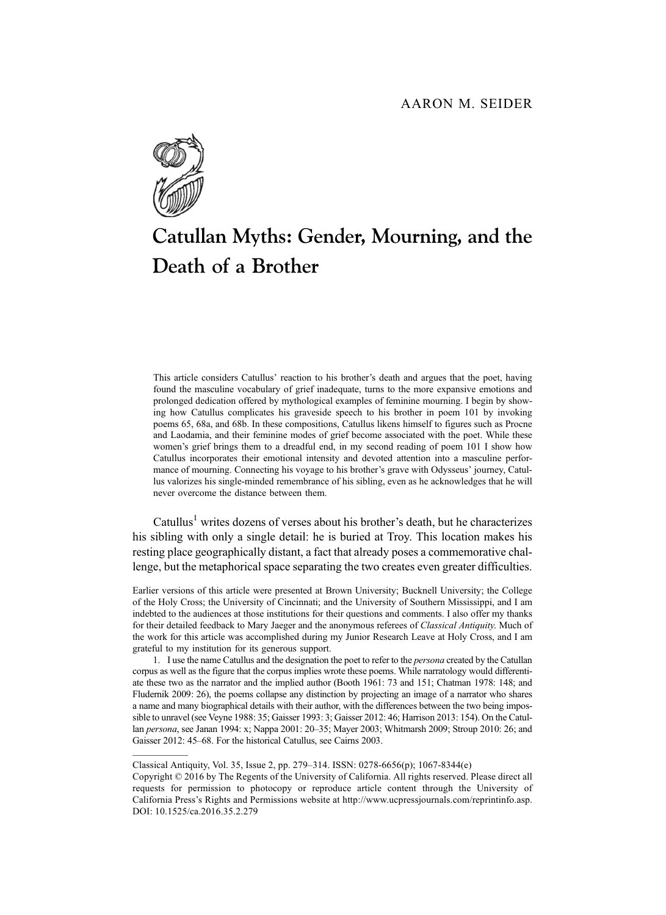AARON M. SEIDER

# Catullan Myths: Gender, Mourning, and the Death of a Brother

This article considers Catullus' reaction to his brother's death and argues that the poet, having found the masculine vocabulary of grief inadequate, turns to the more expansive emotions and prolonged dedication offered by mythological examples of feminine mourning. I begin by showing how Catullus complicates his graveside speech to his brother in poem 101 by invoking poems 65, 68a, and 68b. In these compositions, Catullus likens himself to figures such as Procne and Laodamia, and their feminine modes of grief become associated with the poet. While these women's grief brings them to a dreadful end, in my second reading of poem 101 I show how Catullus incorporates their emotional intensity and devoted attention into a masculine performance of mourning. Connecting his voyage to his brother's grave with Odysseus' journey, Catullus valorizes his single-minded remembrance of his sibling, even as he acknowledges that he will never overcome the distance between them.

Catullus[1] writes dozens of verses about his brother's death, but he characterizes his sibling with only a single detail: he is buried at Troy. This location makes his resting place geographically distant, a fact that already poses a commemorative challenge, but the metaphorical space separating the two creates even greater difficulties.

Earlier versions of this article were presented at Brown University; Bucknell University; the College of the Holy Cross; the University of Cincinnati; and the University of Southern Mississippi, and I am indebted to the audiences at those institutions for their questions and comments. I also offer my thanks for their detailed feedback to Mary Jaeger and the anonymous referees of *Classical Antiquity*. Much of the work for this article was accomplished during my Junior Research Leave at Holy Cross, and I am grateful to my institution for its generous support.

1. I use the name Catullus and the designation the poet to refer to the *persona* created by the Catullan corpus as well as the figure that the corpus implies wrote these poems. While narratology would differentiate these two as the narrator and the implied author (Booth 1961: 73 and 151; Chatman 1978: 148; and Fludernik 2009: 26), the poems collapse any distinction by projecting an image of a narrator who shares a name and many biographical details with their author, with the differences between the two being impossible to unravel (see Veyne 1988: 35; Gaisser 1993: 3; Gaisser 2012: 46; Harrison 2013: 154). On the Catullan *persona*, see Janan 1994: x; Nappa 2001: 20–35; Mayer 2003; Whitmarsh 2009; Stroup 2010: 26; and Gaisser 2012: 45–68. For the historical Catullus, see Cairns 2003.

Classical Antiquity, Vol. 35, Issue 2, pp. 279–314. ISSN: 0278-6656(p); 1067-8344(e)
Copyright © 2016 by The Regents of the University of California. All rights reserved. Please direct all requests for permission to photocopy or reproduce article content through the University of California Press's Rights and Permissions website at http://www.ucpressjournals.com/reprintinfo.asp.
DOI: 10.1525/ca.2016.35.2.279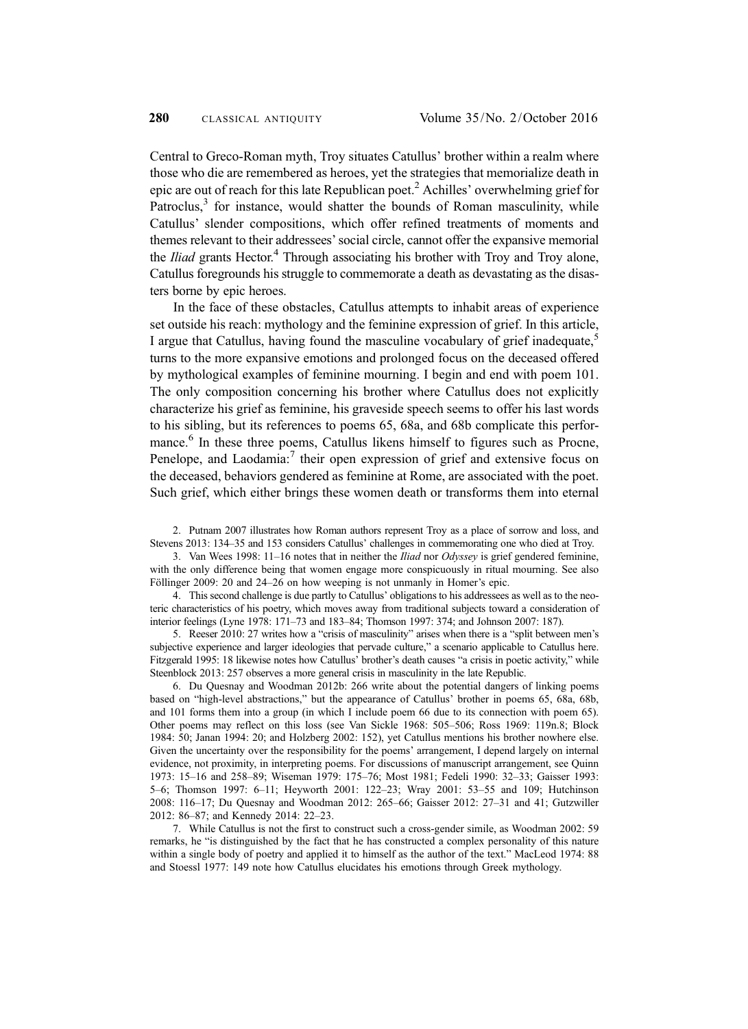Central to Greco-Roman myth, Troy situates Catullus' brother within a realm where those who die are remembered as heroes, yet the strategies that memorialize death in epic are out of reach for this late Republican poet.[2] Achilles' overwhelming grief for Patroclus,[3] for instance, would shatter the bounds of Roman masculinity, while Catullus' slender compositions, which offer refined treatments of moments and themes relevant to their addressees' social circle, cannot offer the expansive memorial the *Iliad* grants Hector.[4] Through associating his brother with Troy and Troy alone, Catullus foregrounds his struggle to commemorate a death as devastating as the disasters borne by epic heroes.

In the face of these obstacles, Catullus attempts to inhabit areas of experience set outside his reach: mythology and the feminine expression of grief. In this article, I argue that Catullus, having found the masculine vocabulary of grief inadequate,[5] turns to the more expansive emotions and prolonged focus on the deceased offered by mythological examples of feminine mourning. I begin and end with poem 101. The only composition concerning his brother where Catullus does not explicitly characterize his grief as feminine, his graveside speech seems to offer his last words to his sibling, but its references to poems 65, 68a, and 68b complicate this performance.[6] In these three poems, Catullus likens himself to figures such as Procne, Penelope, and Laodamia:[7] their open expression of grief and extensive focus on the deceased, behaviors gendered as feminine at Rome, are associated with the poet. Such grief, which either brings these women death or transforms them into eternal

2. Putnam 2007 illustrates how Roman authors represent Troy as a place of sorrow and loss, and Stevens 2013: 134–35 and 153 considers Catullus' challenges in commemorating one who died at Troy.

3. Van Wees 1998: 11–16 notes that in neither the *Iliad* nor *Odyssey* is grief gendered feminine, with the only difference being that women engage more conspicuously in ritual mourning. See also Föllinger 2009: 20 and 24–26 on how weeping is not unmanly in Homer's epic.

4. This second challenge is due partly to Catullus' obligations to his addressees as well as to the neoteric characteristics of his poetry, which moves away from traditional subjects toward a consideration of interior feelings (Lyne 1978: 171–73 and 183–84; Thomson 1997: 374; and Johnson 2007: 187).

5. Reeser 2010: 27 writes how a "crisis of masculinity" arises when there is a "split between men's subjective experience and larger ideologies that pervade culture," a scenario applicable to Catullus here. Fitzgerald 1995: 18 likewise notes how Catullus' brother's death causes "a crisis in poetic activity," while Steenblock 2013: 257 observes a more general crisis in masculinity in the late Republic.

6. Du Quesnay and Woodman 2012b: 266 write about the potential dangers of linking poems based on "high-level abstractions," but the appearance of Catullus' brother in poems 65, 68a, 68b, and 101 forms them into a group (in which I include poem 66 due to its connection with poem 65). Other poems may reflect on this loss (see Van Sickle 1968: 505–506; Ross 1969: 119n.8; Block 1984: 50; Janan 1994: 20; and Holzberg 2002: 152), yet Catullus mentions his brother nowhere else. Given the uncertainty over the responsibility for the poems' arrangement, I depend largely on internal evidence, not proximity, in interpreting poems. For discussions of manuscript arrangement, see Quinn 1973: 15–16 and 258–89; Wiseman 1979: 175–76; Most 1981; Fedeli 1990: 32–33; Gaisser 1993: 5–6; Thomson 1997: 6–11; Heyworth 2001: 122–23; Wray 2001: 53–55 and 109; Hutchinson 2008: 116–17; Du Quesnay and Woodman 2012: 265–66; Gaisser 2012: 27–31 and 41; Gutzwiller 2012: 86–87; and Kennedy 2014: 22–23.

7. While Catullus is not the first to construct such a cross-gender simile, as Woodman 2002: 59 remarks, he "is distinguished by the fact that he has constructed a complex personality of this nature within a single body of poetry and applied it to himself as the author of the text." MacLeod 1974: 88 and Stoessl 1977: 149 note how Catullus elucidates his emotions through Greek mythology.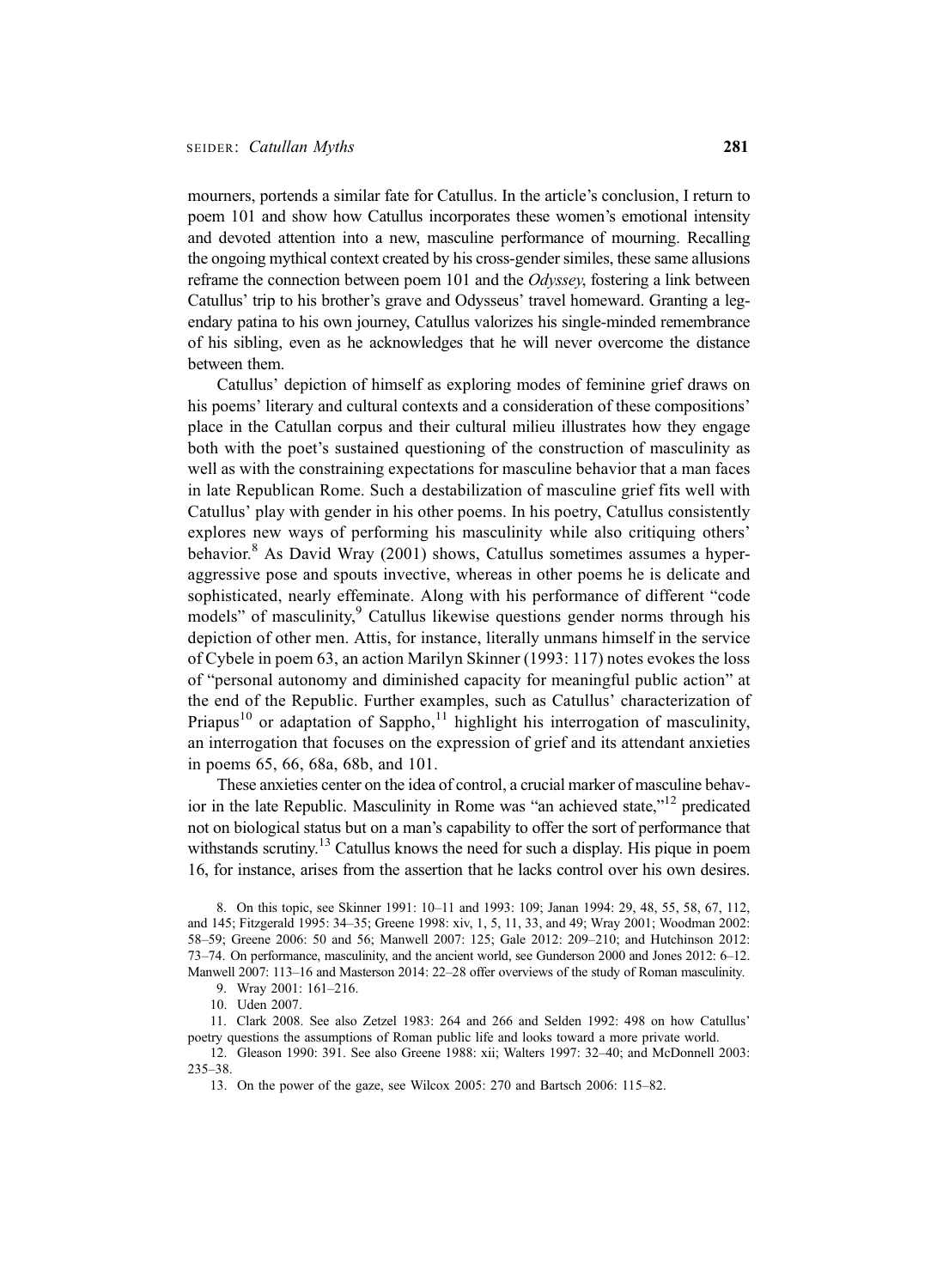mourners, portends a similar fate for Catullus. In the article's conclusion, I return to poem 101 and show how Catullus incorporates these women's emotional intensity and devoted attention into a new, masculine performance of mourning. Recalling the ongoing mythical context created by his cross-gender similes, these same allusions reframe the connection between poem 101 and the *Odyssey*, fostering a link between Catullus' trip to his brother's grave and Odysseus' travel homeward. Granting a legendary patina to his own journey, Catullus valorizes his single-minded remembrance of his sibling, even as he acknowledges that he will never overcome the distance between them.

Catullus' depiction of himself as exploring modes of feminine grief draws on his poems' literary and cultural contexts and a consideration of these compositions' place in the Catullan corpus and their cultural milieu illustrates how they engage both with the poet's sustained questioning of the construction of masculinity as well as with the constraining expectations for masculine behavior that a man faces in late Republican Rome. Such a destabilization of masculine grief fits well with Catullus' play with gender in his other poems. In his poetry, Catullus consistently explores new ways of performing his masculinity while also critiquing others' behavior.[8] As David Wray (2001) shows, Catullus sometimes assumes a hyper-aggressive pose and spouts invective, whereas in other poems he is delicate and sophisticated, nearly effeminate. Along with his performance of different "code models" of masculinity,[9] Catullus likewise questions gender norms through his depiction of other men. Attis, for instance, literally unmans himself in the service of Cybele in poem 63, an action Marilyn Skinner (1993: 117) notes evokes the loss of "personal autonomy and diminished capacity for meaningful public action" at the end of the Republic. Further examples, such as Catullus' characterization of Priapus[10] or adaptation of Sappho,[11] highlight his interrogation of masculinity, an interrogation that focuses on the expression of grief and its attendant anxieties in poems 65, 66, 68a, 68b, and 101.

These anxieties center on the idea of control, a crucial marker of masculine behavior in the late Republic. Masculinity in Rome was "an achieved state,"[12] predicated not on biological status but on a man's capability to offer the sort of performance that withstands scrutiny.[13] Catullus knows the need for such a display. His pique in poem 16, for instance, arises from the assertion that he lacks control over his own desires.

8. On this topic, see Skinner 1991: 10–11 and 1993: 109; Janan 1994: 29, 48, 55, 58, 67, 112, and 145; Fitzgerald 1995: 34–35; Greene 1998: xiv, 1, 5, 11, 33, and 49; Wray 2001; Woodman 2002: 58–59; Greene 2006: 50 and 56; Manwell 2007: 125; Gale 2012: 209–210; and Hutchinson 2012: 73–74. On performance, masculinity, and the ancient world, see Gunderson 2000 and Jones 2012: 6–12. Manwell 2007: 113–16 and Masterson 2014: 22–28 offer overviews of the study of Roman masculinity.

9. Wray 2001: 161–216.

10. Uden 2007.

11. Clark 2008. See also Zetzel 1983: 264 and 266 and Selden 1992: 498 on how Catullus' poetry questions the assumptions of Roman public life and looks toward a more private world.

12. Gleason 1990: 391. See also Greene 1988: xii; Walters 1997: 32–40; and McDonnell 2003: 235–38.

13. On the power of the gaze, see Wilcox 2005: 270 and Bartsch 2006: 115–82.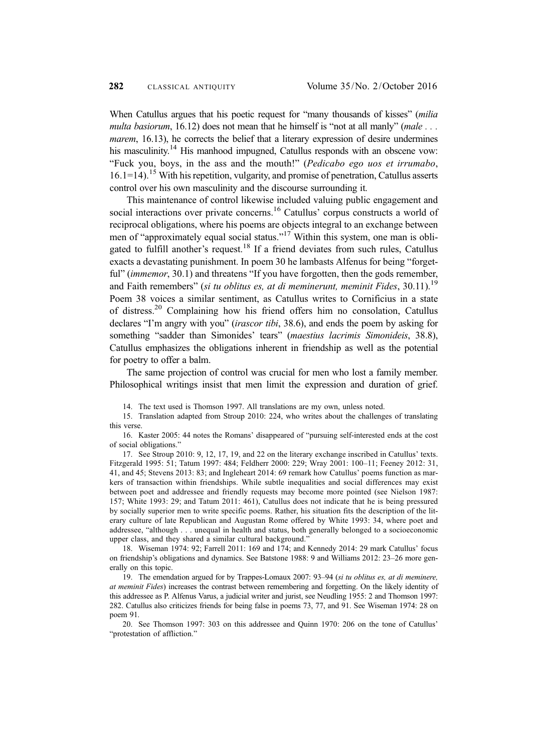When Catullus argues that his poetic request for "many thousands of kisses" (*milia multa basiorum*, 16.12) does not mean that he himself is "not at all manly" (*male . . . marem*, 16.13), he corrects the belief that a literary expression of desire undermines his masculinity.[14] His manhood impugned, Catullus responds with an obscene vow: "Fuck you, boys, in the ass and the mouth!" (*Pedicabo ego uos et irrumabo*, 16.1=14).[15] With his repetition, vulgarity, and promise of penetration, Catullus asserts control over his own masculinity and the discourse surrounding it.

This maintenance of control likewise included valuing public engagement and social interactions over private concerns.[16] Catullus' corpus constructs a world of reciprocal obligations, where his poems are objects integral to an exchange between men of "approximately equal social status."[17] Within this system, one man is obligated to fulfill another's request.[18] If a friend deviates from such rules, Catullus exacts a devastating punishment. In poem 30 he lambasts Alfenus for being "forgetful" (*immemor*, 30.1) and threatens "If you have forgotten, then the gods remember, and Faith remembers" (*si tu oblitus es, at di meminerunt, meminit Fides*, 30.11).[19] Poem 38 voices a similar sentiment, as Catullus writes to Cornificius in a state of distress.[20] Complaining how his friend offers him no consolation, Catullus declares "I'm angry with you" (*irascor tibi*, 38.6), and ends the poem by asking for something "sadder than Simonides' tears" (*maestius lacrimis Simonideis*, 38.8), Catullus emphasizes the obligations inherent in friendship as well as the potential for poetry to offer a balm.

The same projection of control was crucial for men who lost a family member. Philosophical writings insist that men limit the expression and duration of grief.

14. The text used is Thomson 1997. All translations are my own, unless noted.

15. Translation adapted from Stroup 2010: 224, who writes about the challenges of translating this verse.

16. Kaster 2005: 44 notes the Romans' disappeared of "pursuing self-interested ends at the cost of social obligations."

17. See Stroup 2010: 9, 12, 17, 19, and 22 on the literary exchange inscribed in Catullus' texts. Fitzgerald 1995: 51; Tatum 1997: 484; Feldherr 2000: 229; Wray 2001: 100–11; Feeney 2012: 31, 41, and 45; Stevens 2013: 83; and Ingleheart 2014: 69 remark how Catullus' poems function as markers of transaction within friendships. While subtle inequalities and social differences may exist between poet and addressee and friendly requests may become more pointed (see Nielson 1987: 157; White 1993: 29; and Tatum 2011: 461), Catullus does not indicate that he is being pressured by socially superior men to write specific poems. Rather, his situation fits the description of the literary culture of late Republican and Augustan Rome offered by White 1993: 34, where poet and addressee, "although . . . unequal in health and status, both generally belonged to a socioeconomic upper class, and they shared a similar cultural background."

18. Wiseman 1974: 92; Farrell 2011: 169 and 174; and Kennedy 2014: 29 mark Catullus' focus on friendship's obligations and dynamics. See Batstone 1988: 9 and Williams 2012: 23–26 more generally on this topic.

19. The emendation argued for by Trappes-Lomaux 2007: 93–94 (*si tu oblitus es, at di meminere, at meminit Fides*) increases the contrast between remembering and forgetting. On the likely identity of this addressee as P. Alfenus Varus, a judicial writer and jurist, see Neudling 1955: 2 and Thomson 1997: 282. Catullus also criticizes friends for being false in poems 73, 77, and 91. See Wiseman 1974: 28 on poem 91.

20. See Thomson 1997: 303 on this addressee and Quinn 1970: 206 on the tone of Catullus' "protestation of affliction."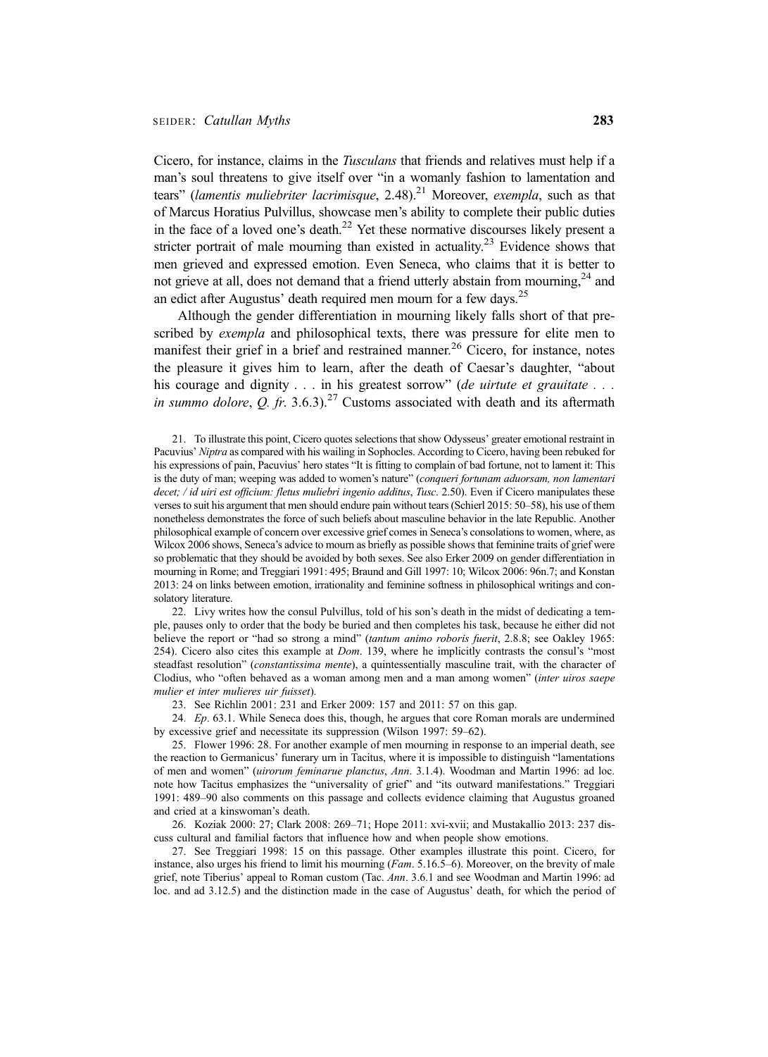Cicero, for instance, claims in the *Tusculans* that friends and relatives must help if a man's soul threatens to give itself over "in a womanly fashion to lamentation and tears" (*lamentis muliebriter lacrimisque*, 2.48).[21] Moreover, *exempla*, such as that of Marcus Horatius Pulvillus, showcase men's ability to complete their public duties in the face of a loved one's death.[22] Yet these normative discourses likely present a stricter portrait of male mourning than existed in actuality.[23] Evidence shows that men grieved and expressed emotion. Even Seneca, who claims that it is better to not grieve at all, does not demand that a friend utterly abstain from mourning,[24] and an edict after Augustus' death required men mourn for a few days.[25]

Although the gender differentiation in mourning likely falls short of that prescribed by *exempla* and philosophical texts, there was pressure for elite men to manifest their grief in a brief and restrained manner.[26] Cicero, for instance, notes the pleasure it gives him to learn, after the death of Caesar's daughter, "about his courage and dignity . . . in his greatest sorrow" (*de uirtute et grauitate . . . in summo dolore*, *Q. fr.* 3.6.3).[27] Customs associated with death and its aftermath

21. To illustrate this point, Cicero quotes selections that show Odysseus' greater emotional restraint in Pacuvius' *Niptra* as compared with his wailing in Sophocles. According to Cicero, having been rebuked for his expressions of pain, Pacuvius' hero states "It is fitting to complain of bad fortune, not to lament it: This is the duty of man; weeping was added to women's nature" (*conqueri fortunam aduorsam, non lamentari decet; / id uiri est officium: fletus muliebri ingenio additus*, *Tusc*. 2.50). Even if Cicero manipulates these verses to suit his argument that men should endure pain without tears (Schierl 2015: 50–58), his use of them nonetheless demonstrates the force of such beliefs about masculine behavior in the late Republic. Another philosophical example of concern over excessive grief comes in Seneca's consolations to women, where, as Wilcox 2006 shows, Seneca's advice to mourn as briefly as possible shows that feminine traits of grief were so problematic that they should be avoided by both sexes. See also Erker 2009 on gender differentiation in mourning in Rome; and Treggiari 1991: 495; Braund and Gill 1997: 10; Wilcox 2006: 96n.7; and Konstan 2013: 24 on links between emotion, irrationality and feminine softness in philosophical writings and consolatory literature.

22. Livy writes how the consul Pulvillus, told of his son's death in the midst of dedicating a temple, pauses only to order that the body be buried and then completes his task, because he either did not believe the report or "had so strong a mind" (*tantum animo roboris fuerit*, 2.8.8; see Oakley 1965: 254). Cicero also cites this example at *Dom*. 139, where he implicitly contrasts the consul's "most steadfast resolution" (*constantissima mente*), a quintessentially masculine trait, with the character of Clodius, who "often behaved as a woman among men and a man among women" (*inter uiros saepe mulier et inter mulieres uir fuisset*).

23. See Richlin 2001: 231 and Erker 2009: 157 and 2011: 57 on this gap.

24. *Ep*. 63.1. While Seneca does this, though, he argues that core Roman morals are undermined by excessive grief and necessitate its suppression (Wilson 1997: 59–62).

25. Flower 1996: 28. For another example of men mourning in response to an imperial death, see the reaction to Germanicus' funerary urn in Tacitus, where it is impossible to distinguish "lamentations of men and women" (*uirorum feminarue planctus*, *Ann*. 3.1.4). Woodman and Martin 1996: ad loc. note how Tacitus emphasizes the "universality of grief" and "its outward manifestations." Treggiari 1991: 489–90 also comments on this passage and collects evidence claiming that Augustus groaned and cried at a kinswoman's death.

26. Koziak 2000: 27; Clark 2008: 269–71; Hope 2011: xvi-xvii; and Mustakallio 2013: 237 discuss cultural and familial factors that influence how and when people show emotions.

27. See Treggiari 1998: 15 on this passage. Other examples illustrate this point. Cicero, for instance, also urges his friend to limit his mourning (*Fam*. 5.16.5–6). Moreover, on the brevity of male grief, note Tiberius' appeal to Roman custom (Tac. *Ann*. 3.6.1 and see Woodman and Martin 1996: ad loc. and ad 3.12.5) and the distinction made in the case of Augustus' death, for which the period of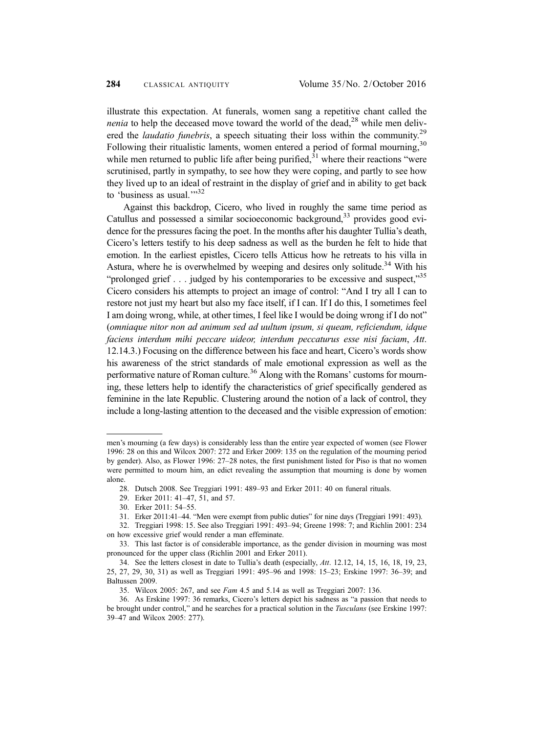illustrate this expectation. At funerals, women sang a repetitive chant called the *nenia* to help the deceased move toward the world of the dead,[28] while men delivered the *laudatio funebris*, a speech situating their loss within the community.[29] Following their ritualistic laments, women entered a period of formal mourning,[30] while men returned to public life after being purified,[31] where their reactions "were scrutinised, partly in sympathy, to see how they were coping, and partly to see how they lived up to an ideal of restraint in the display of grief and in ability to get back to 'business as usual.'"[32]

Against this backdrop, Cicero, who lived in roughly the same time period as Catullus and possessed a similar socioeconomic background,[33] provides good evidence for the pressures facing the poet. In the months after his daughter Tullia's death, Cicero's letters testify to his deep sadness as well as the burden he felt to hide that emotion. In the earliest epistles, Cicero tells Atticus how he retreats to his villa in Astura, where he is overwhelmed by weeping and desires only solitude.[34] With his "prolonged grief . . . judged by his contemporaries to be excessive and suspect,"[35] Cicero considers his attempts to project an image of control: "And I try all I can to restore not just my heart but also my face itself, if I can. If I do this, I sometimes feel I am doing wrong, while, at other times, I feel like I would be doing wrong if I do not" (*omniaque nitor non ad animum sed ad uultum ipsum, si queam, reficiendum, idque faciens interdum mihi peccare uideor, interdum peccaturus esse nisi faciam*, *Att*. 12.14.3.) Focusing on the difference between his face and heart, Cicero's words show his awareness of the strict standards of male emotional expression as well as the performative nature of Roman culture.[36] Along with the Romans' customs for mourning, these letters help to identify the characteristics of grief specifically gendered as feminine in the late Republic. Clustering around the notion of a lack of control, they include a long-lasting attention to the deceased and the visible expression of emotion:

---

men's mourning (a few days) is considerably less than the entire year expected of women (see Flower 1996: 28 on this and Wilcox 2007: 272 and Erker 2009: 135 on the regulation of the mourning period by gender). Also, as Flower 1996: 27–28 notes, the first punishment listed for Piso is that no women were permitted to mourn him, an edict revealing the assumption that mourning is done by women alone.

28. Dutsch 2008. See Treggiari 1991: 489–93 and Erker 2011: 40 on funeral rituals.

29. Erker 2011: 41–47, 51, and 57.

30. Erker 2011: 54–55.

31. Erker 2011:41–44. "Men were exempt from public duties" for nine days (Treggiari 1991: 493).

32. Treggiari 1998: 15. See also Treggiari 1991: 493–94; Greene 1998: 7; and Richlin 2001: 234 on how excessive grief would render a man effeminate.

33. This last factor is of considerable importance, as the gender division in mourning was most pronounced for the upper class (Richlin 2001 and Erker 2011).

34. See the letters closest in date to Tullia's death (especially, *Att*. 12.12, 14, 15, 16, 18, 19, 23, 25, 27, 29, 30, 31) as well as Treggiari 1991: 495–96 and 1998: 15–23; Erskine 1997: 36–39; and Baltussen 2009.

35. Wilcox 2005: 267, and see *Fam* 4.5 and 5.14 as well as Treggiari 2007: 136.

36. As Erskine 1997: 36 remarks, Cicero's letters depict his sadness as "a passion that needs to be brought under control," and he searches for a practical solution in the *Tusculans* (see Erskine 1997: 39–47 and Wilcox 2005: 277).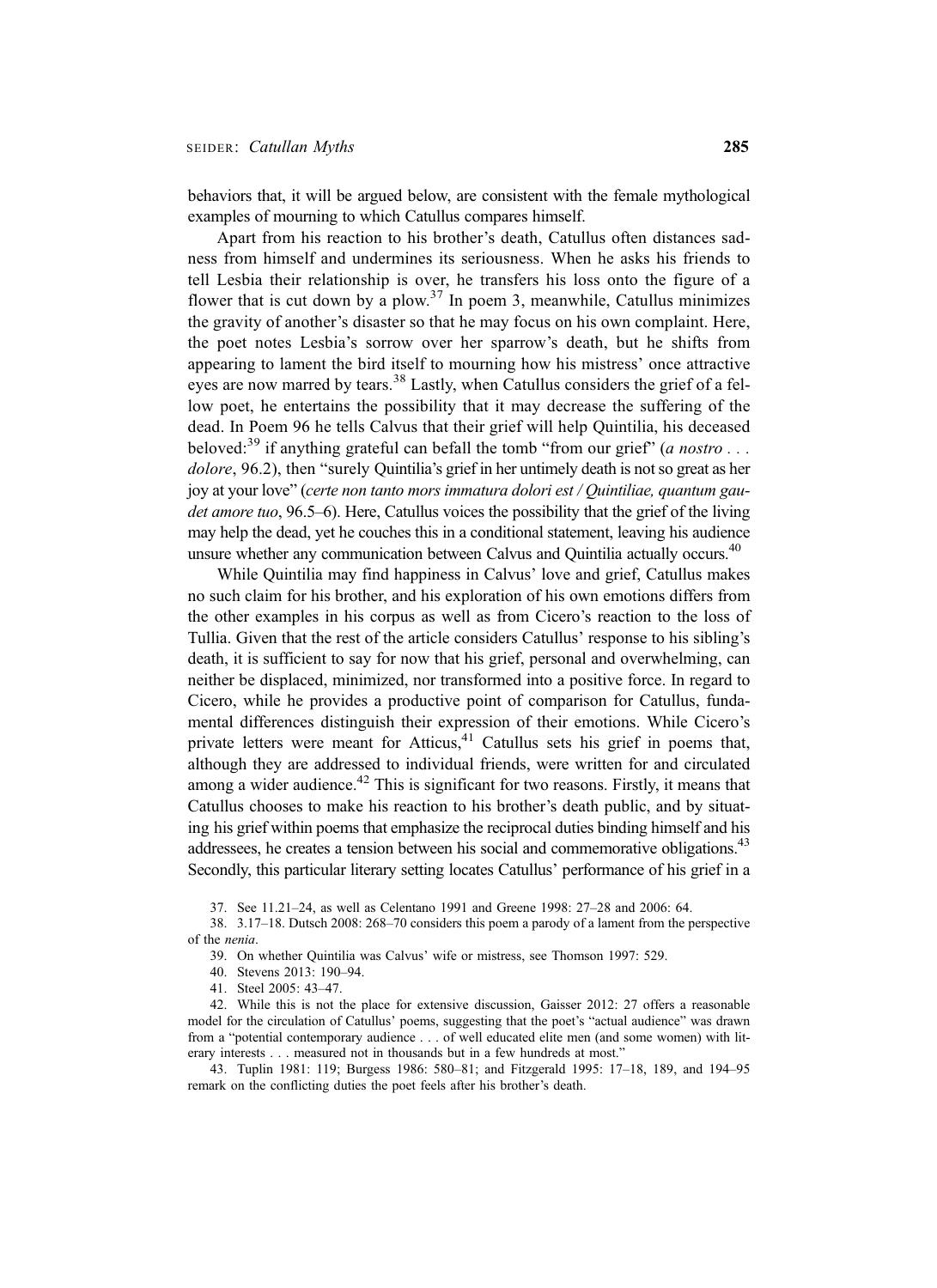behaviors that, it will be argued below, are consistent with the female mythological examples of mourning to which Catullus compares himself.

Apart from his reaction to his brother's death, Catullus often distances sadness from himself and undermines its seriousness. When he asks his friends to tell Lesbia their relationship is over, he transfers his loss onto the figure of a flower that is cut down by a plow.[37] In poem 3, meanwhile, Catullus minimizes the gravity of another's disaster so that he may focus on his own complaint. Here, the poet notes Lesbia's sorrow over her sparrow's death, but he shifts from appearing to lament the bird itself to mourning how his mistress' once attractive eyes are now marred by tears.[38] Lastly, when Catullus considers the grief of a fellow poet, he entertains the possibility that it may decrease the suffering of the dead. In Poem 96 he tells Calvus that their grief will help Quintilia, his deceased beloved:[39] if anything grateful can befall the tomb "from our grief" (*a nostro . . . dolore*, 96.2), then "surely Quintilia's grief in her untimely death is not so great as her joy at your love" (*certe non tanto mors immatura dolori est / Quintiliae, quantum gaudet amore tuo*, 96.5–6). Here, Catullus voices the possibility that the grief of the living may help the dead, yet he couches this in a conditional statement, leaving his audience unsure whether any communication between Calvus and Quintilia actually occurs.[40]

While Quintilia may find happiness in Calvus' love and grief, Catullus makes no such claim for his brother, and his exploration of his own emotions differs from the other examples in his corpus as well as from Cicero's reaction to the loss of Tullia. Given that the rest of the article considers Catullus' response to his sibling's death, it is sufficient to say for now that his grief, personal and overwhelming, can neither be displaced, minimized, nor transformed into a positive force. In regard to Cicero, while he provides a productive point of comparison for Catullus, fundamental differences distinguish their expression of their emotions. While Cicero's private letters were meant for Atticus,[41] Catullus sets his grief in poems that, although they are addressed to individual friends, were written for and circulated among a wider audience.[42] This is significant for two reasons. Firstly, it means that Catullus chooses to make his reaction to his brother's death public, and by situating his grief within poems that emphasize the reciprocal duties binding himself and his addressees, he creates a tension between his social and commemorative obligations.[43] Secondly, this particular literary setting locates Catullus' performance of his grief in a

37. See 11.21–24, as well as Celentano 1991 and Greene 1998: 27–28 and 2006: 64.

38. 3.17–18. Dutsch 2008: 268–70 considers this poem a parody of a lament from the perspective of the *nenia*.

39. On whether Quintilia was Calvus' wife or mistress, see Thomson 1997: 529.

40. Stevens 2013: 190–94.

41. Steel 2005: 43–47.

42. While this is not the place for extensive discussion, Gaisser 2012: 27 offers a reasonable model for the circulation of Catullus' poems, suggesting that the poet's "actual audience" was drawn from a "potential contemporary audience . . . of well educated elite men (and some women) with literary interests . . . measured not in thousands but in a few hundreds at most."

43. Tuplin 1981: 119; Burgess 1986: 580–81; and Fitzgerald 1995: 17–18, 189, and 194–95 remark on the conflicting duties the poet feels after his brother's death.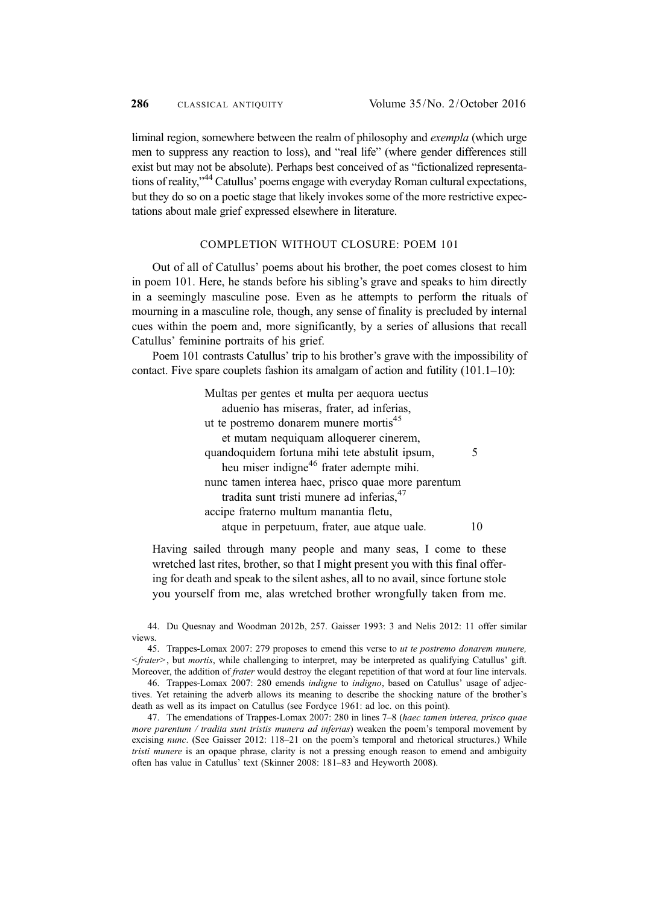liminal region, somewhere between the realm of philosophy and *exempla* (which urge men to suppress any reaction to loss), and "real life" (where gender differences still exist but may not be absolute). Perhaps best conceived of as "fictionalized representations of reality,"[44] Catullus' poems engage with everyday Roman cultural expectations, but they do so on a poetic stage that likely invokes some of the more restrictive expectations about male grief expressed elsewhere in literature.

## COMPLETION WITHOUT CLOSURE: POEM 101

Out of all of Catullus' poems about his brother, the poet comes closest to him in poem 101. Here, he stands before his sibling's grave and speaks to him directly in a seemingly masculine pose. Even as he attempts to perform the rituals of mourning in a masculine role, though, any sense of finality is precluded by internal cues within the poem and, more significantly, by a series of allusions that recall Catullus' feminine portraits of his grief.

Poem 101 contrasts Catullus' trip to his brother's grave with the impossibility of contact. Five spare couplets fashion its amalgam of action and futility (101.1–10):

> Multas per gentes et multa per aequora uectus
> aduenio has miseras, frater, ad inferias,
> ut te postremo donarem munere mortis[45]
> et mutam nequiquam alloquerer cinerem,
> quandoquidem fortuna mihi tete abstulit ipsum, 5
> heu miser indigne[46] frater adempte mihi.
> nunc tamen interea haec, prisco quae more parentum
> tradita sunt tristi munere ad inferias,[47]
> accipe fraterno multum manantia fletu,
> atque in perpetuum, frater, aue atque uale. 10

Having sailed through many people and many seas, I come to these wretched last rites, brother, so that I might present you with this final offering for death and speak to the silent ashes, all to no avail, since fortune stole you yourself from me, alas wretched brother wrongfully taken from me.

44. Du Quesnay and Woodman 2012b, 257. Gaisser 1993: 3 and Nelis 2012: 11 offer similar views.

45. Trappes-Lomax 2007: 279 proposes to emend this verse to *ut te postremo donarem munere, <frater>*, but *mortis*, while challenging to interpret, may be interpreted as qualifying Catullus' gift. Moreover, the addition of *frater* would destroy the elegant repetition of that word at four line intervals.

46. Trappes-Lomax 2007: 280 emends *indigne* to *indigno*, based on Catullus' usage of adjectives. Yet retaining the adverb allows its meaning to describe the shocking nature of the brother's death as well as its impact on Catullus (see Fordyce 1961: ad loc. on this point).

47. The emendations of Trappes-Lomax 2007: 280 in lines 7–8 (*haec tamen interea, prisco quae more parentum / tradita sunt tristis munera ad inferias*) weaken the poem's temporal movement by excising *nunc*. (See Gaisser 2012: 118–21 on the poem's temporal and rhetorical structures.) While *tristi munere* is an opaque phrase, clarity is not a pressing enough reason to emend and ambiguity often has value in Catullus' text (Skinner 2008: 181–83 and Heyworth 2008).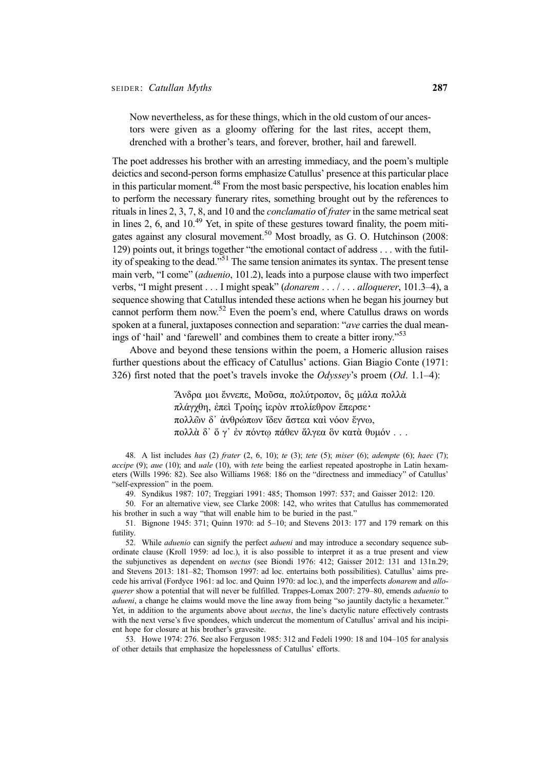> Now nevertheless, as for these things, which in the old custom of our ancestors were given as a gloomy offering for the last rites, accept them, drenched with a brother's tears, and forever, brother, hail and farewell.

The poet addresses his brother with an arresting immediacy, and the poem's multiple deictics and second-person forms emphasize Catullus' presence at this particular place in this particular moment.[48] From the most basic perspective, his location enables him to perform the necessary funerary rites, something brought out by the references to rituals in lines 2, 3, 7, 8, and 10 and the *conclamatio* of *frater* in the same metrical seat in lines 2, 6, and 10.[49] Yet, in spite of these gestures toward finality, the poem mitigates against any closural movement.[50] Most broadly, as G. O. Hutchinson (2008: 129) points out, it brings together "the emotional contact of address . . . with the futility of speaking to the dead."[51] The same tension animates its syntax. The present tense main verb, "I come" (*aduenio*, 101.2), leads into a purpose clause with two imperfect verbs, "I might present . . . I might speak" (*donarem* . . . / . . . *alloquerer*, 101.3–4), a sequence showing that Catullus intended these actions when he began his journey but cannot perform them now.[52] Even the poem's end, where Catullus draws on words spoken at a funeral, juxtaposes connection and separation: "*ave* carries the dual meanings of 'hail' and 'farewell' and combines them to create a bitter irony."[53]

Above and beyond these tensions within the poem, a Homeric allusion raises further questions about the efficacy of Catullus' actions. Gian Biagio Conte (1971: 326) first noted that the poet's travels invoke the *Odyssey*'s proem (*Od*. 1.1–4):

> Ἄνδρα μοι ἔννεπε, Μοῦσα, πολύτροπον, ὃς μάλα πολλὰ
> πλάγχθη, ἐπεὶ Τροίης ἱερὸν πτολίεθρον ἔπερσε·
> πολλῶν δ᾽ ἀνθρώπων ἴδεν ἄστεα καὶ νόον ἔγνω,
> πολλὰ δ᾽ ὅ γ᾽ ἐν πόντῳ πάθεν ἄλγεα ὃν κατὰ θυμόν . . .

48. A list includes *has* (2) *frater* (2, 6, 10); *te* (3); *tete* (5); *miser* (6); *adempte* (6); *haec* (7); *accipe* (9); *aue* (10); and *uale* (10), with *tete* being the earliest repeated apostrophe in Latin hexameters (Wills 1996: 82). See also Williams 1968: 186 on the "directness and immediacy" of Catullus' "self-expression" in the poem.

49. Syndikus 1987: 107; Treggiari 1991: 485; Thomson 1997: 537; and Gaisser 2012: 120.

50. For an alternative view, see Clarke 2008: 142, who writes that Catullus has commemorated his brother in such a way "that will enable him to be buried in the past."

51. Bignone 1945: 371; Quinn 1970: ad 5–10; and Stevens 2013: 177 and 179 remark on this futility.

52. While *aduenio* can signify the perfect *adueni* and may introduce a secondary sequence subordinate clause (Kroll 1959: ad loc.), it is also possible to interpret it as a true present and view the subjunctives as dependent on *uectus* (see Biondi 1976: 412; Gaisser 2012: 131 and 131n.29; and Stevens 2013: 181–82; Thomson 1997: ad loc. entertains both possibilities). Catullus' aims precede his arrival (Fordyce 1961: ad loc. and Quinn 1970: ad loc.), and the imperfects *donarem* and *alloquerer* show a potential that will never be fulfilled. Trappes-Lomax 2007: 279–80, emends *aduenio* to *adueni*, a change he claims would move the line away from being "so jauntily dactylic a hexameter." Yet, in addition to the arguments above about *uectus*, the line's dactylic nature effectively contrasts with the next verse's five spondees, which undercut the momentum of Catullus' arrival and his incipient hope for closure at his brother's gravesite.

53. Howe 1974: 276. See also Ferguson 1985: 312 and Fedeli 1990: 18 and 104–105 for analysis of other details that emphasize the hopelessness of Catullus' efforts.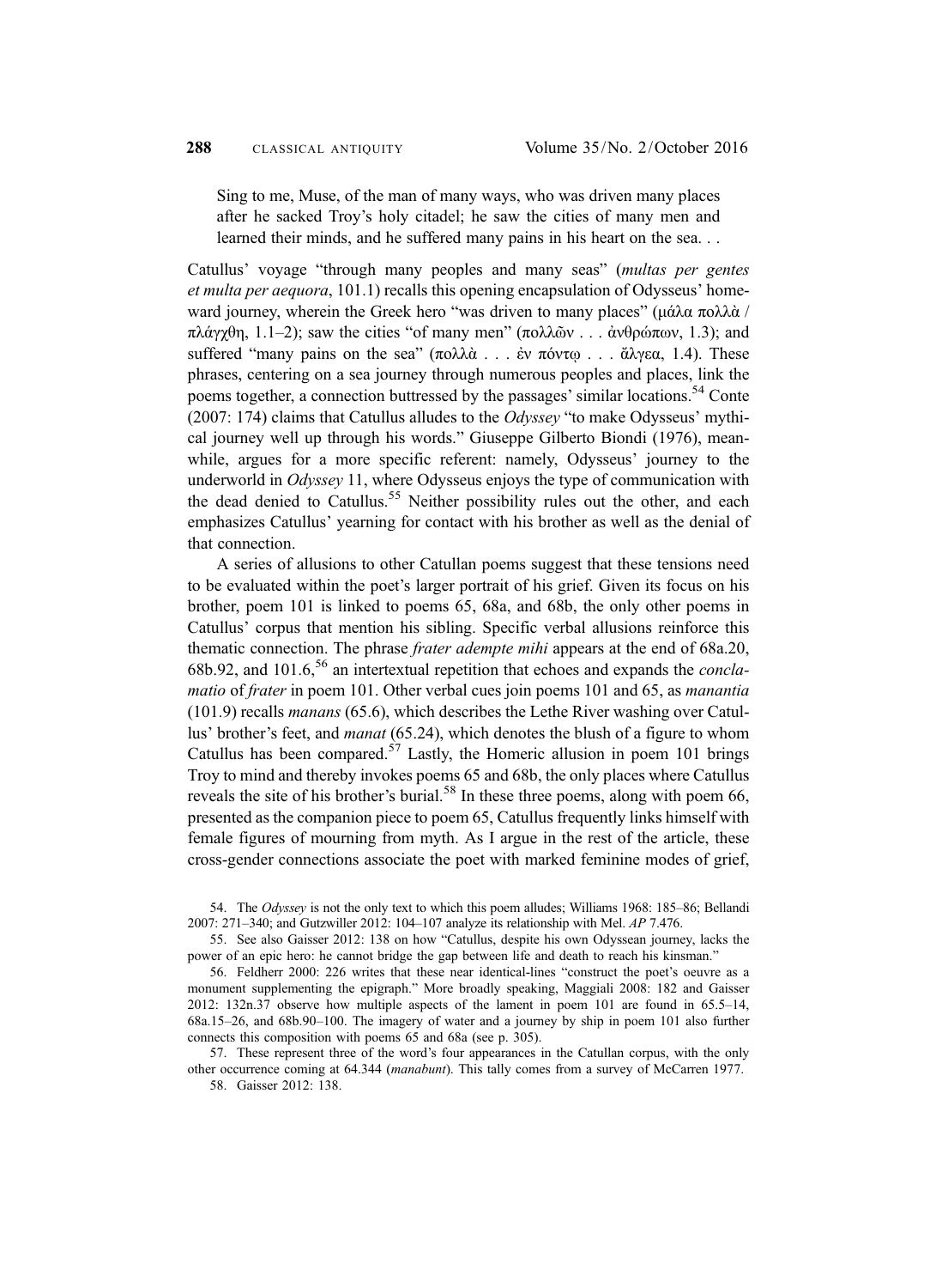Sing to me, Muse, of the man of many ways, who was driven many places after he sacked Troy's holy citadel; he saw the cities of many men and learned their minds, and he suffered many pains in his heart on the sea. . .

Catullus' voyage "through many peoples and many seas" (*multas per gentes et multa per aequora*, 101.1) recalls this opening encapsulation of Odysseus' homeward journey, wherein the Greek hero "was driven to many places" (μάλα πολλὰ / πλάγχθη, 1.1–2); saw the cities "of many men" (πολλῶν . . . ἀνθρώπων, 1.3); and suffered "many pains on the sea" (πολλὰ . . . ἐν πόντῳ . . . ἄλγεα, 1.4). These phrases, centering on a sea journey through numerous peoples and places, link the poems together, a connection buttressed by the passages' similar locations.[54] Conte (2007: 174) claims that Catullus alludes to the *Odyssey* "to make Odysseus' mythical journey well up through his words." Giuseppe Gilberto Biondi (1976), meanwhile, argues for a more specific referent: namely, Odysseus' journey to the underworld in *Odyssey* 11, where Odysseus enjoys the type of communication with the dead denied to Catullus.[55] Neither possibility rules out the other, and each emphasizes Catullus' yearning for contact with his brother as well as the denial of that connection.

A series of allusions to other Catullan poems suggest that these tensions need to be evaluated within the poet's larger portrait of his grief. Given its focus on his brother, poem 101 is linked to poems 65, 68a, and 68b, the only other poems in Catullus' corpus that mention his sibling. Specific verbal allusions reinforce this thematic connection. The phrase *frater adempte mihi* appears at the end of 68a.20, 68b.92, and 101.6,[56] an intertextual repetition that echoes and expands the *conclamatio* of *frater* in poem 101. Other verbal cues join poems 101 and 65, as *manantia* (101.9) recalls *manans* (65.6), which describes the Lethe River washing over Catullus' brother's feet, and *manat* (65.24), which denotes the blush of a figure to whom Catullus has been compared.[57] Lastly, the Homeric allusion in poem 101 brings Troy to mind and thereby invokes poems 65 and 68b, the only places where Catullus reveals the site of his brother's burial.[58] In these three poems, along with poem 66, presented as the companion piece to poem 65, Catullus frequently links himself with female figures of mourning from myth. As I argue in the rest of the article, these cross-gender connections associate the poet with marked feminine modes of grief,

54. The *Odyssey* is not the only text to which this poem alludes; Williams 1968: 185–86; Bellandi 2007: 271–340; and Gutzwiller 2012: 104–107 analyze its relationship with Mel. *AP* 7.476.

55. See also Gaisser 2012: 138 on how "Catullus, despite his own Odyssean journey, lacks the power of an epic hero: he cannot bridge the gap between life and death to reach his kinsman."

56. Feldherr 2000: 226 writes that these near identical-lines "construct the poet's oeuvre as a monument supplementing the epigraph." More broadly speaking, Maggiali 2008: 182 and Gaisser 2012: 132n.37 observe how multiple aspects of the lament in poem 101 are found in 65.5–14, 68a.15–26, and 68b.90–100. The imagery of water and a journey by ship in poem 101 also further connects this composition with poems 65 and 68a (see p. 305).

57. These represent three of the word's four appearances in the Catullan corpus, with the only other occurrence coming at 64.344 (*manabunt*). This tally comes from a survey of McCarren 1977.

58. Gaisser 2012: 138.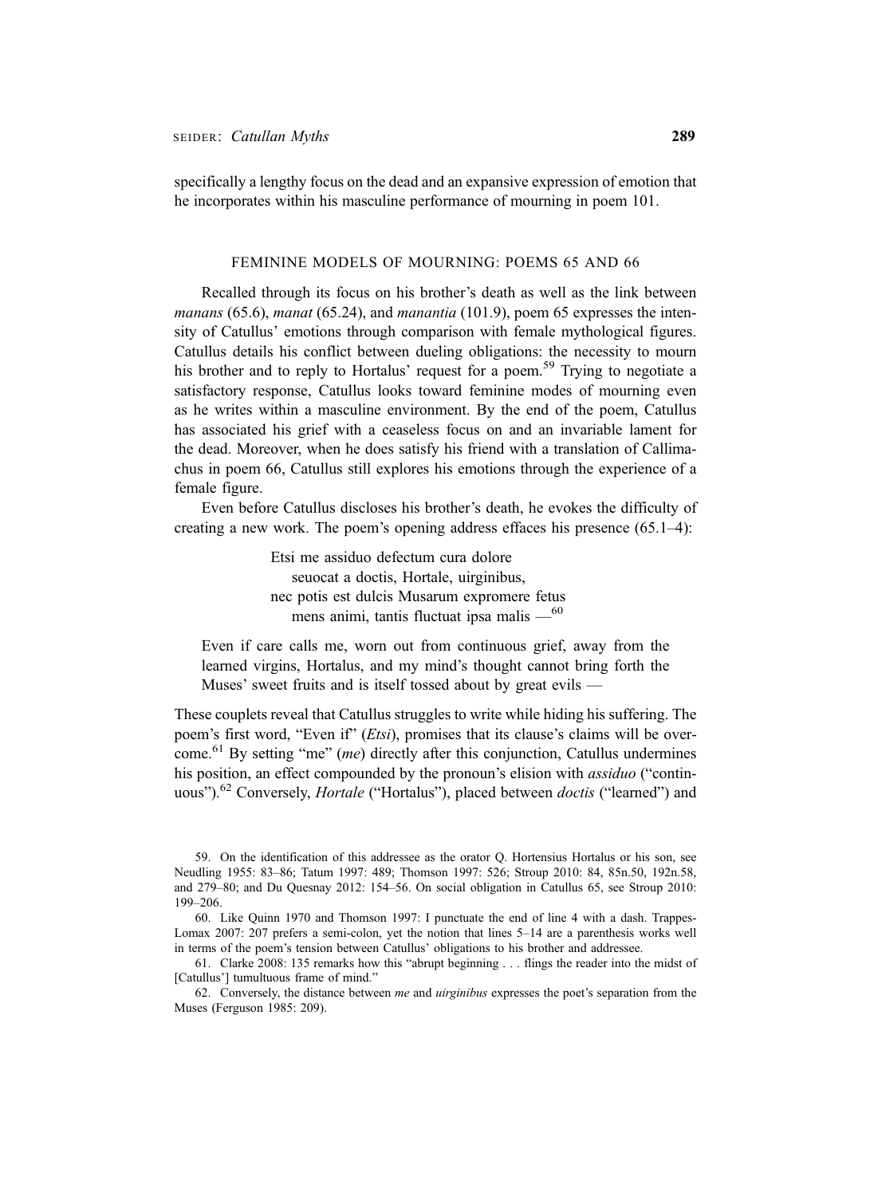specifically a lengthy focus on the dead and an expansive expression of emotion that he incorporates within his masculine performance of mourning in poem 101.

## FEMININE MODELS OF MOURNING: POEMS 65 AND 66

Recalled through its focus on his brother's death as well as the link between *manans* (65.6), *manat* (65.24), and *manantia* (101.9), poem 65 expresses the intensity of Catullus' emotions through comparison with female mythological figures. Catullus details his conflict between dueling obligations: the necessity to mourn his brother and to reply to Hortalus' request for a poem.[59] Trying to negotiate a satisfactory response, Catullus looks toward feminine modes of mourning even as he writes within a masculine environment. By the end of the poem, Catullus has associated his grief with a ceaseless focus on and an invariable lament for the dead. Moreover, when he does satisfy his friend with a translation of Callimachus in poem 66, Catullus still explores his emotions through the experience of a female figure.

Even before Catullus discloses his brother's death, he evokes the difficulty of creating a new work. The poem's opening address effaces his presence (65.1–4):

> Etsi me assiduo defectum cura dolore
> seuocat a doctis, Hortale, uirginibus,
> nec potis est dulcis Musarum expromere fetus
> mens animi, tantis fluctuat ipsa malis —[60]

> Even if care calls me, worn out from continuous grief, away from the learned virgins, Hortalus, and my mind's thought cannot bring forth the Muses' sweet fruits and is itself tossed about by great evils —

These couplets reveal that Catullus struggles to write while hiding his suffering. The poem's first word, "Even if" (*Etsi*), promises that its clause's claims will be overcome.[61] By setting "me" (*me*) directly after this conjunction, Catullus undermines his position, an effect compounded by the pronoun's elision with *assiduo* ("continuous").[62] Conversely, *Hortale* ("Hortalus"), placed between *doctis* ("learned") and

---

59. On the identification of this addressee as the orator Q. Hortensius Hortalus or his son, see Neudling 1955: 83–86; Tatum 1997: 489; Thomson 1997: 526; Stroup 2010: 84, 85n.50, 192n.58, and 279–80; and Du Quesnay 2012: 154–56. On social obligation in Catullus 65, see Stroup 2010: 199–206.

60. Like Quinn 1970 and Thomson 1997: I punctuate the end of line 4 with a dash. Trappes-Lomax 2007: 207 prefers a semi-colon, yet the notion that lines 5–14 are a parenthesis works well in terms of the poem's tension between Catullus' obligations to his brother and addressee.

61. Clarke 2008: 135 remarks how this "abrupt beginning . . . flings the reader into the midst of [Catullus'] tumultuous frame of mind."

62. Conversely, the distance between *me* and *uirginibus* expresses the poet's separation from the Muses (Ferguson 1985: 209).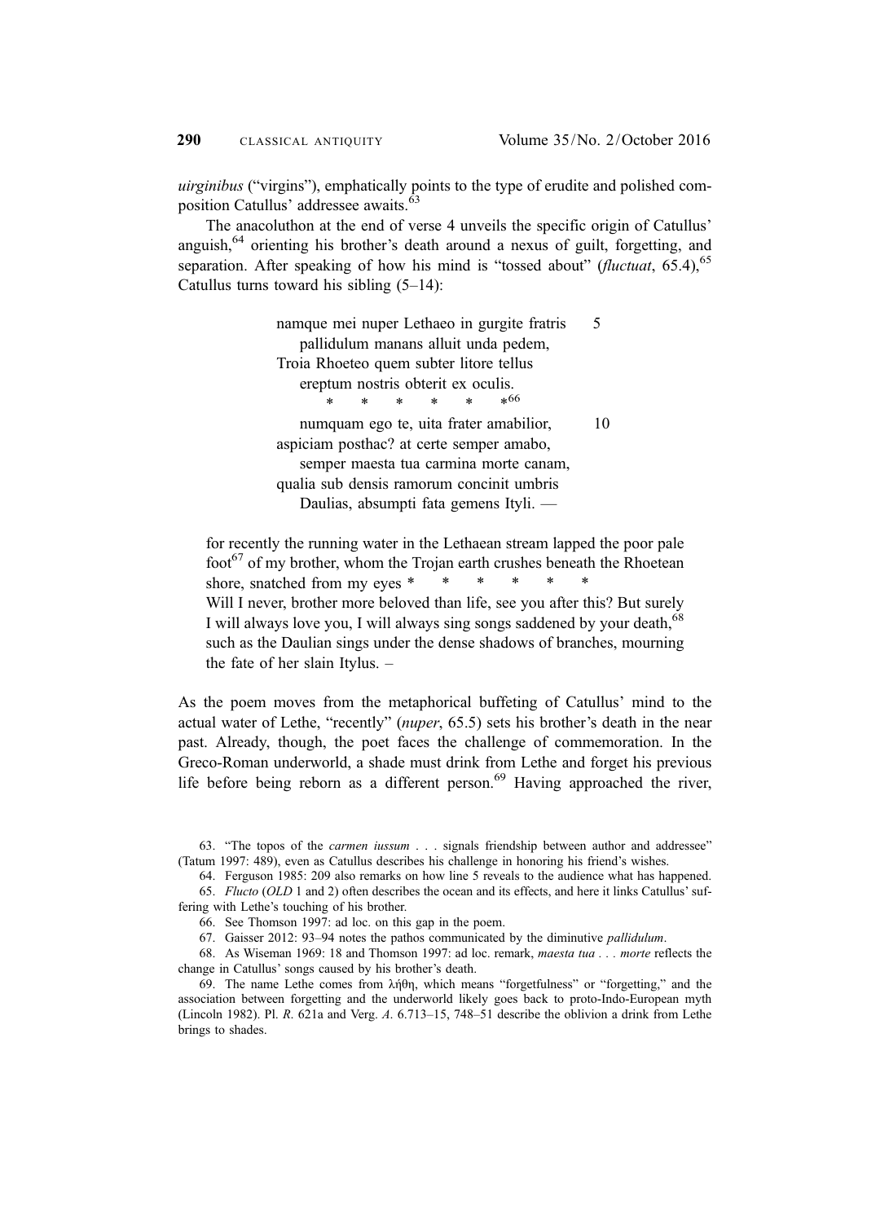*uirginibus* ("virgins"), emphatically points to the type of erudite and polished composition Catullus' addressee awaits.[63]

The anacoluthon at the end of verse 4 unveils the specific origin of Catullus' anguish,[64] orienting his brother's death around a nexus of guilt, forgetting, and separation. After speaking of how his mind is "tossed about" (*fluctuat*, 65.4),[65] Catullus turns toward his sibling (5–14):

> namque mei nuper Lethaeo in gurgite fratris     5
>     pallidulum manans alluit unda pedem,
> Troia Rhoeteo quem subter litore tellus
>     ereptum nostris obterit ex oculis.
>         *     *     *     *     *     *[66]
>     numquam ego te, uita frater amabilior,     10
> aspiciam posthac? at certe semper amabo,
>     semper maesta tua carmina morte canam,
> qualia sub densis ramorum concinit umbris
>     Daulias, absumpti fata gemens Ityli. —

> for recently the running water in the Lethaean stream lapped the poor pale foot[67] of my brother, whom the Trojan earth crushes beneath the Rhoetean shore, snatched from my eyes *     *     *     *     *     *
> Will I never, brother more beloved than life, see you after this? But surely I will always love you, I will always sing songs saddened by your death,[68] such as the Daulian sings under the dense shadows of branches, mourning the fate of her slain Itylus. –

As the poem moves from the metaphorical buffeting of Catullus' mind to the actual water of Lethe, "recently" (*nuper*, 65.5) sets his brother's death in the near past. Already, though, the poet faces the challenge of commemoration. In the Greco-Roman underworld, a shade must drink from Lethe and forget his previous life before being reborn as a different person.[69] Having approached the river,

63. "The topos of the *carmen iussum* . . . signals friendship between author and addressee" (Tatum 1997: 489), even as Catullus describes his challenge in honoring his friend's wishes.

64. Ferguson 1985: 209 also remarks on how line 5 reveals to the audience what has happened.

65. *Flucto* (*OLD* 1 and 2) often describes the ocean and its effects, and here it links Catullus' suffering with Lethe's touching of his brother.

66. See Thomson 1997: ad loc. on this gap in the poem.

67. Gaisser 2012: 93–94 notes the pathos communicated by the diminutive *pallidulum*.

68. As Wiseman 1969: 18 and Thomson 1997: ad loc. remark, *maesta tua . . . morte* reflects the change in Catullus' songs caused by his brother's death.

69. The name Lethe comes from λήθη, which means "forgetfulness" or "forgetting," and the association between forgetting and the underworld likely goes back to proto-Indo-European myth (Lincoln 1982). Pl. *R*. 621a and Verg. *A*. 6.713–15, 748–51 describe the oblivion a drink from Lethe brings to shades.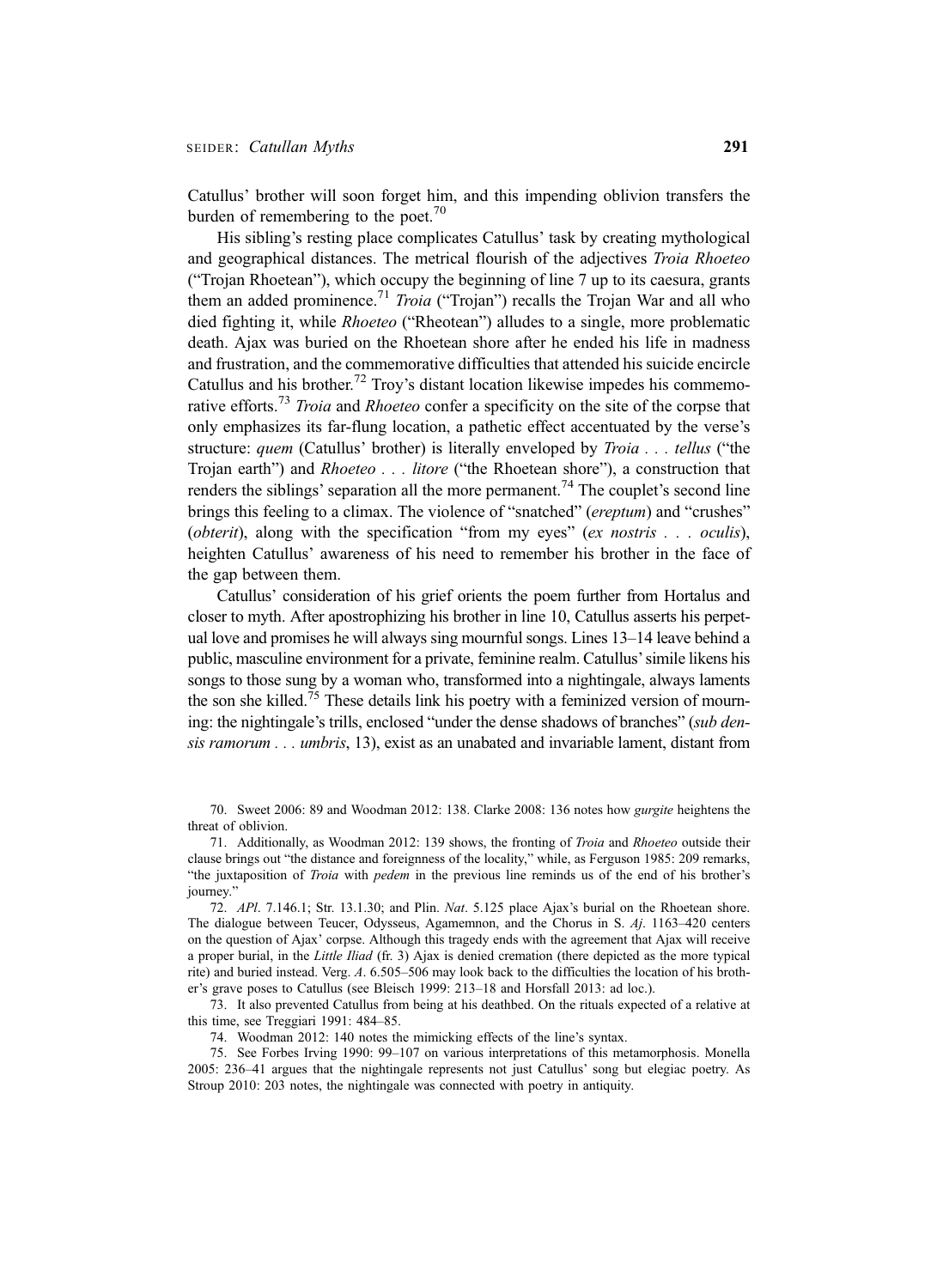Catullus' brother will soon forget him, and this impending oblivion transfers the burden of remembering to the poet.[70]

His sibling's resting place complicates Catullus' task by creating mythological and geographical distances. The metrical flourish of the adjectives *Troia Rhoeteo* ("Trojan Rhoetean"), which occupy the beginning of line 7 up to its caesura, grants them an added prominence.[71] *Troia* ("Trojan") recalls the Trojan War and all who died fighting it, while *Rhoeteo* ("Rheotean") alludes to a single, more problematic death. Ajax was buried on the Rhoetean shore after he ended his life in madness and frustration, and the commemorative difficulties that attended his suicide encircle Catullus and his brother.[72] Troy's distant location likewise impedes his commemorative efforts.[73] *Troia* and *Rhoeteo* confer a specificity on the site of the corpse that only emphasizes its far-flung location, a pathetic effect accentuated by the verse's structure: *quem* (Catullus' brother) is literally enveloped by *Troia . . . tellus* ("the Trojan earth") and *Rhoeteo . . . litore* ("the Rhoetean shore"), a construction that renders the siblings' separation all the more permanent.[74] The couplet's second line brings this feeling to a climax. The violence of "snatched" (*ereptum*) and "crushes" (*obterit*), along with the specification "from my eyes" (*ex nostris . . . oculis*), heighten Catullus' awareness of his need to remember his brother in the face of the gap between them.

Catullus' consideration of his grief orients the poem further from Hortalus and closer to myth. After apostrophizing his brother in line 10, Catullus asserts his perpetual love and promises he will always sing mournful songs. Lines 13–14 leave behind a public, masculine environment for a private, feminine realm. Catullus' simile likens his songs to those sung by a woman who, transformed into a nightingale, always laments the son she killed.[75] These details link his poetry with a feminized version of mourning: the nightingale's trills, enclosed "under the dense shadows of branches" (*sub densis ramorum . . . umbris*, 13), exist as an unabated and invariable lament, distant from

70. Sweet 2006: 89 and Woodman 2012: 138. Clarke 2008: 136 notes how *gurgite* heightens the threat of oblivion.

71. Additionally, as Woodman 2012: 139 shows, the fronting of *Troia* and *Rhoeteo* outside their clause brings out "the distance and foreignness of the locality," while, as Ferguson 1985: 209 remarks, "the juxtaposition of *Troia* with *pedem* in the previous line reminds us of the end of his brother's journey."

72. *APl*. 7.146.1; Str. 13.1.30; and Plin. *Nat*. 5.125 place Ajax's burial on the Rhoetean shore. The dialogue between Teucer, Odysseus, Agamemnon, and the Chorus in S. *Aj*. 1163–420 centers on the question of Ajax' corpse. Although this tragedy ends with the agreement that Ajax will receive a proper burial, in the *Little Iliad* (fr. 3) Ajax is denied cremation (there depicted as the more typical rite) and buried instead. Verg. *A*. 6.505–506 may look back to the difficulties the location of his brother's grave poses to Catullus (see Bleisch 1999: 213–18 and Horsfall 2013: ad loc.).

73. It also prevented Catullus from being at his deathbed. On the rituals expected of a relative at this time, see Treggiari 1991: 484–85.

74. Woodman 2012: 140 notes the mimicking effects of the line's syntax.

75. See Forbes Irving 1990: 99–107 on various interpretations of this metamorphosis. Monella 2005: 236–41 argues that the nightingale represents not just Catullus' song but elegiac poetry. As Stroup 2010: 203 notes, the nightingale was connected with poetry in antiquity.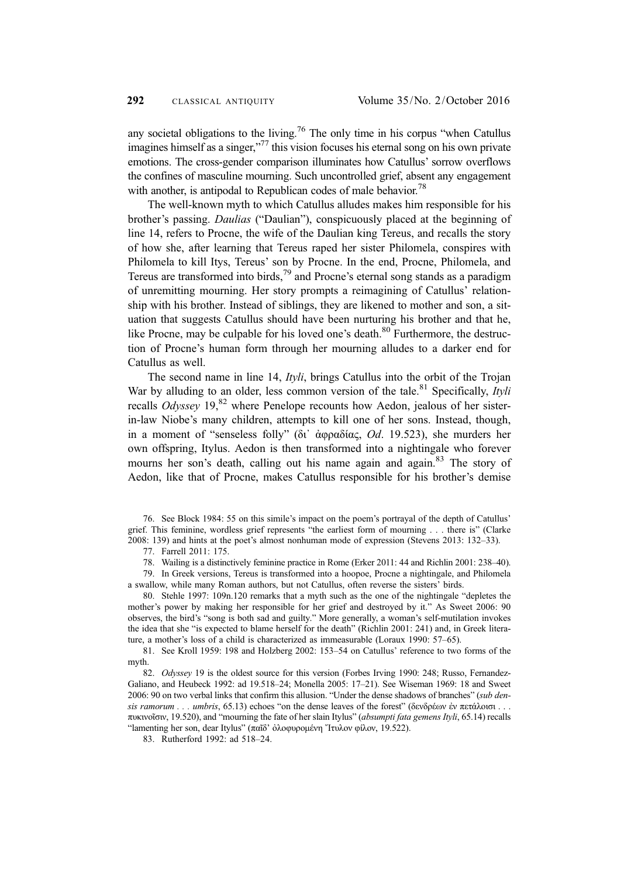any societal obligations to the living.[76] The only time in his corpus "when Catullus imagines himself as a singer,"[77] this vision focuses his eternal song on his own private emotions. The cross-gender comparison illuminates how Catullus' sorrow overflows the confines of masculine mourning. Such uncontrolled grief, absent any engagement with another, is antipodal to Republican codes of male behavior.[78]

The well-known myth to which Catullus alludes makes him responsible for his brother's passing. *Daulias* ("Daulian"), conspicuously placed at the beginning of line 14, refers to Procne, the wife of the Daulian king Tereus, and recalls the story of how she, after learning that Tereus raped her sister Philomela, conspires with Philomela to kill Itys, Tereus' son by Procne. In the end, Procne, Philomela, and Tereus are transformed into birds,[79] and Procne's eternal song stands as a paradigm of unremitting mourning. Her story prompts a reimagining of Catullus' relationship with his brother. Instead of siblings, they are likened to mother and son, a situation that suggests Catullus should have been nurturing his brother and that he, like Procne, may be culpable for his loved one's death.[80] Furthermore, the destruction of Procne's human form through her mourning alludes to a darker end for Catullus as well.

The second name in line 14, *Ityli*, brings Catullus into the orbit of the Trojan War by alluding to an older, less common version of the tale.[81] Specifically, *Ityli* recalls *Odyssey* 19,[82] where Penelope recounts how Aedon, jealous of her sister-in-law Niobe's many children, attempts to kill one of her sons. Instead, though, in a moment of "senseless folly" (δι᾽ ἀφραδίας, *Od*. 19.523), she murders her own offspring, Itylus. Aedon is then transformed into a nightingale who forever mourns her son's death, calling out his name again and again.[83] The story of Aedon, like that of Procne, makes Catullus responsible for his brother's demise

76. See Block 1984: 55 on this simile's impact on the poem's portrayal of the depth of Catullus' grief. This feminine, wordless grief represents "the earliest form of mourning . . . there is" (Clarke 2008: 139) and hints at the poet's almost nonhuman mode of expression (Stevens 2013: 132–33).

77. Farrell 2011: 175.

78. Wailing is a distinctively feminine practice in Rome (Erker 2011: 44 and Richlin 2001: 238–40).

79. In Greek versions, Tereus is transformed into a hoopoe, Procne a nightingale, and Philomela a swallow, while many Roman authors, but not Catullus, often reverse the sisters' birds.

80. Stehle 1997: 109n.120 remarks that a myth such as the one of the nightingale "depletes the mother's power by making her responsible for her grief and destroyed by it." As Sweet 2006: 90 observes, the bird's "song is both sad and guilty." More generally, a woman's self-mutilation invokes the idea that she "is expected to blame herself for the death" (Richlin 2001: 241) and, in Greek literature, a mother's loss of a child is characterized as immeasurable (Loraux 1990: 57–65).

81. See Kroll 1959: 198 and Holzberg 2002: 153–54 on Catullus' reference to two forms of the myth.

82. *Odyssey* 19 is the oldest source for this version (Forbes Irving 1990: 248; Russo, Fernandez-Galiano, and Heubeck 1992: ad 19.518–24; Monella 2005: 17–21). See Wiseman 1969: 18 and Sweet 2006: 90 on two verbal links that confirm this allusion. "Under the dense shadows of branches" (*sub densis ramorum . . . umbris*, 65.13) echoes "on the dense leaves of the forest" (δενδρέων ἐν πετάλοισι . . . πυκινοῖσιν, 19.520), and "mourning the fate of her slain Itylus" (*absumpti fata gemens Ityli*, 65.14) recalls "lamenting her son, dear Itylus" (παῖδ᾽ ὀλοφυρομένη Ἴτυλον φίλον, 19.522).

83. Rutherford 1992: ad 518–24.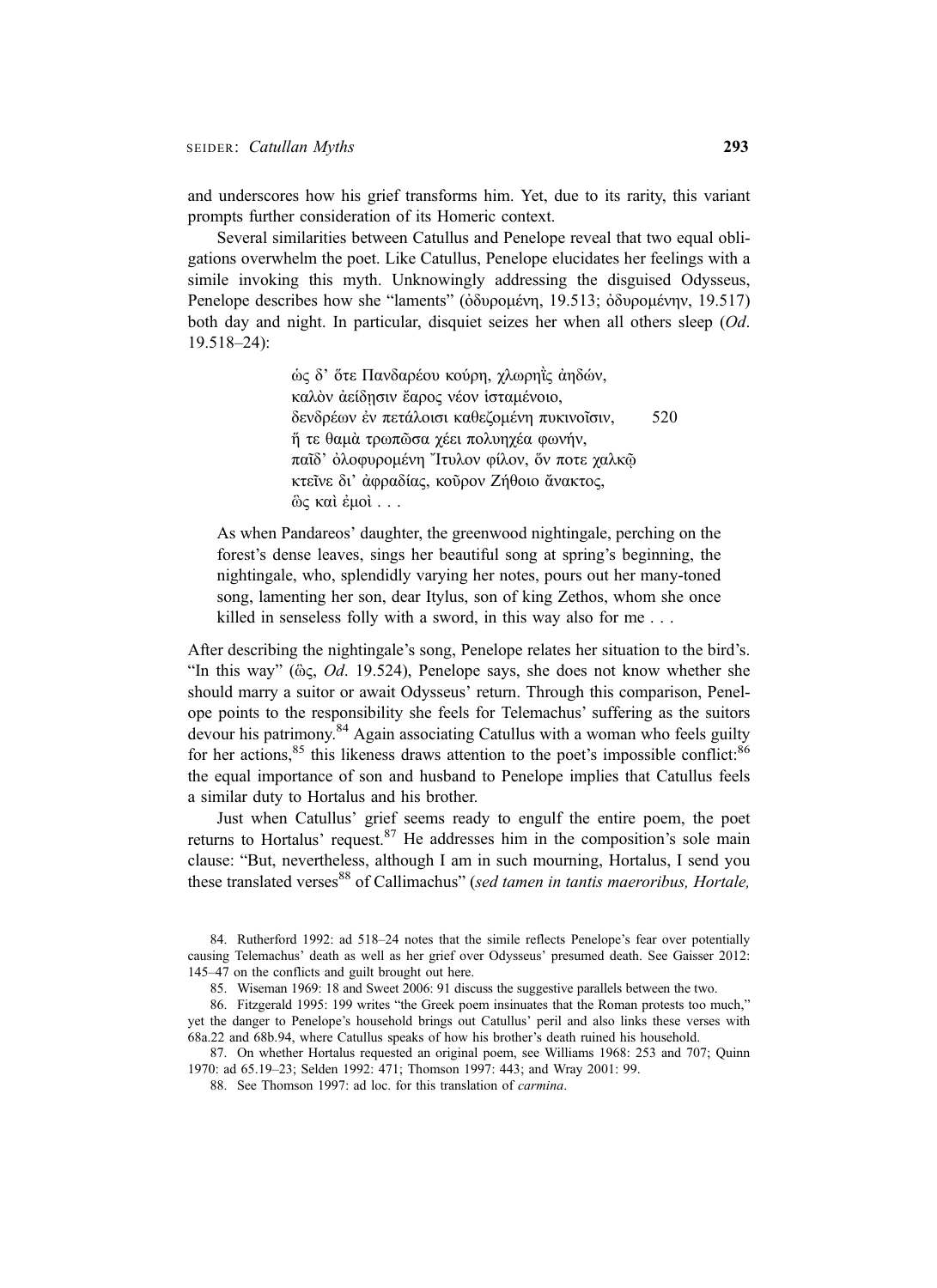and underscores how his grief transforms him. Yet, due to its rarity, this variant prompts further consideration of its Homeric context.

Several similarities between Catullus and Penelope reveal that two equal obligations overwhelm the poet. Like Catullus, Penelope elucidates her feelings with a simile invoking this myth. Unknowingly addressing the disguised Odysseus, Penelope describes how she "laments" (ὀδυρομένη, 19.513; ὀδυρομένην, 19.517) both day and night. In particular, disquiet seizes her when all others sleep (*Od*. 19.518–24):

> ὡς δ' ὅτε Πανδαρέου κούρη, χλωρηῒς ἀηδών,
> καλὸν ἀείδησιν ἔαρος νέον ἱσταμένοιο,
> δενδρέων ἐν πετάλοισι καθεζομένη πυκινοῖσιν, 520
> ἥ τε θαμὰ τρωπῶσα χέει πολυηχέα φωνήν,
> παῖδ' ὀλοφυρομένη Ἴτυλον φίλον, ὅν ποτε χαλκῷ
> κτεῖνε δι' ἀφραδίας, κοῦρον Ζήθοιο ἄνακτος,
> ὣς καὶ ἐμοὶ . . .
>
> As when Pandareos' daughter, the greenwood nightingale, perching on the forest's dense leaves, sings her beautiful song at spring's beginning, the nightingale, who, splendidly varying her notes, pours out her many-toned song, lamenting her son, dear Itylus, son of king Zethos, whom she once killed in senseless folly with a sword, in this way also for me . . .

After describing the nightingale's song, Penelope relates her situation to the bird's. "In this way" (ὣς, *Od*. 19.524), Penelope says, she does not know whether she should marry a suitor or await Odysseus' return. Through this comparison, Penelope points to the responsibility she feels for Telemachus' suffering as the suitors devour his patrimony.[84] Again associating Catullus with a woman who feels guilty for her actions,[85] this likeness draws attention to the poet's impossible conflict:[86] the equal importance of son and husband to Penelope implies that Catullus feels a similar duty to Hortalus and his brother.

Just when Catullus' grief seems ready to engulf the entire poem, the poet returns to Hortalus' request.[87] He addresses him in the composition's sole main clause: "But, nevertheless, although I am in such mourning, Hortalus, I send you these translated verses[88] of Callimachus" (*sed tamen in tantis maeroribus, Hortale,*

---

84. Rutherford 1992: ad 518–24 notes that the simile reflects Penelope's fear over potentially causing Telemachus' death as well as her grief over Odysseus' presumed death. See Gaisser 2012: 145–47 on the conflicts and guilt brought out here.

85. Wiseman 1969: 18 and Sweet 2006: 91 discuss the suggestive parallels between the two.

86. Fitzgerald 1995: 199 writes "the Greek poem insinuates that the Roman protests too much," yet the danger to Penelope's household brings out Catullus' peril and also links these verses with 68a.22 and 68b.94, where Catullus speaks of how his brother's death ruined his household.

87. On whether Hortalus requested an original poem, see Williams 1968: 253 and 707; Quinn 1970: ad 65.19–23; Selden 1992: 471; Thomson 1997: 443; and Wray 2001: 99.

88. See Thomson 1997: ad loc. for this translation of *carmina*.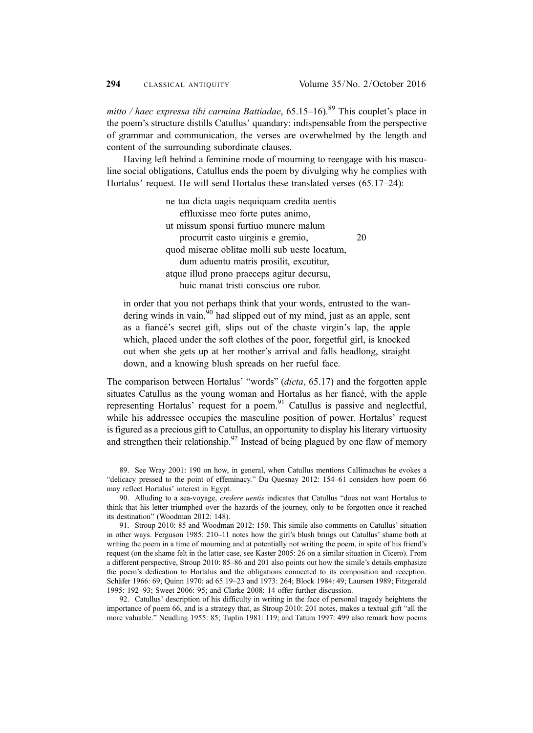*mitto / haec expressa tibi carmina Battiadae*, 65.15–16).[89] This couplet's place in the poem's structure distills Catullus' quandary: indispensable from the perspective of grammar and communication, the verses are overwhelmed by the length and content of the surrounding subordinate clauses.

Having left behind a feminine mode of mourning to reengage with his masculine social obligations, Catullus ends the poem by divulging why he complies with Hortalus' request. He will send Hortalus these translated verses (65.17–24):

> ne tua dicta uagis nequiquam credita uentis
> effluxisse meo forte putes animo,
> ut missum sponsi furtiuo munere malum
> procurrit casto uirginis e gremio, 20
> quod miserae oblitae molli sub ueste locatum,
> dum aduentu matris prosilit, excutitur,
> atque illud prono praeceps agitur decursu,
> huic manat tristi conscius ore rubor.

> in order that you not perhaps think that your words, entrusted to the wandering winds in vain,[90] had slipped out of my mind, just as an apple, sent as a fiancé's secret gift, slips out of the chaste virgin's lap, the apple which, placed under the soft clothes of the poor, forgetful girl, is knocked out when she gets up at her mother's arrival and falls headlong, straight down, and a knowing blush spreads on her rueful face.

The comparison between Hortalus' "words" (*dicta*, 65.17) and the forgotten apple situates Catullus as the young woman and Hortalus as her fiancé, with the apple representing Hortalus' request for a poem.[91] Catullus is passive and neglectful, while his addressee occupies the masculine position of power. Hortalus' request is figured as a precious gift to Catullus, an opportunity to display his literary virtuosity and strengthen their relationship.[92] Instead of being plagued by one flaw of memory

89. See Wray 2001: 190 on how, in general, when Catullus mentions Callimachus he evokes a "delicacy pressed to the point of effeminacy." Du Quesnay 2012: 154–61 considers how poem 66 may reflect Hortalus' interest in Egypt.

90. Alluding to a sea-voyage, *credere uentis* indicates that Catullus "does not want Hortalus to think that his letter triumphed over the hazards of the journey, only to be forgotten once it reached its destination" (Woodman 2012: 148).

91. Stroup 2010: 85 and Woodman 2012: 150. This simile also comments on Catullus' situation in other ways. Ferguson 1985: 210–11 notes how the girl's blush brings out Catullus' shame both at writing the poem in a time of mourning and at potentially not writing the poem, in spite of his friend's request (on the shame felt in the latter case, see Kaster 2005: 26 on a similar situation in Cicero). From a different perspective, Stroup 2010: 85–86 and 201 also points out how the simile's details emphasize the poem's dedication to Hortalus and the obligations connected to its composition and reception. Schäfer 1966: 69; Quinn 1970: ad 65.19–23 and 1973: 264; Block 1984: 49; Laursen 1989; Fitzgerald 1995: 192–93; Sweet 2006: 95; and Clarke 2008: 14 offer further discussion.

92. Catullus' description of his difficulty in writing in the face of personal tragedy heightens the importance of poem 66, and is a strategy that, as Stroup 2010: 201 notes, makes a textual gift "all the more valuable." Neudling 1955: 85; Tuplin 1981: 119; and Tatum 1997: 499 also remark how poems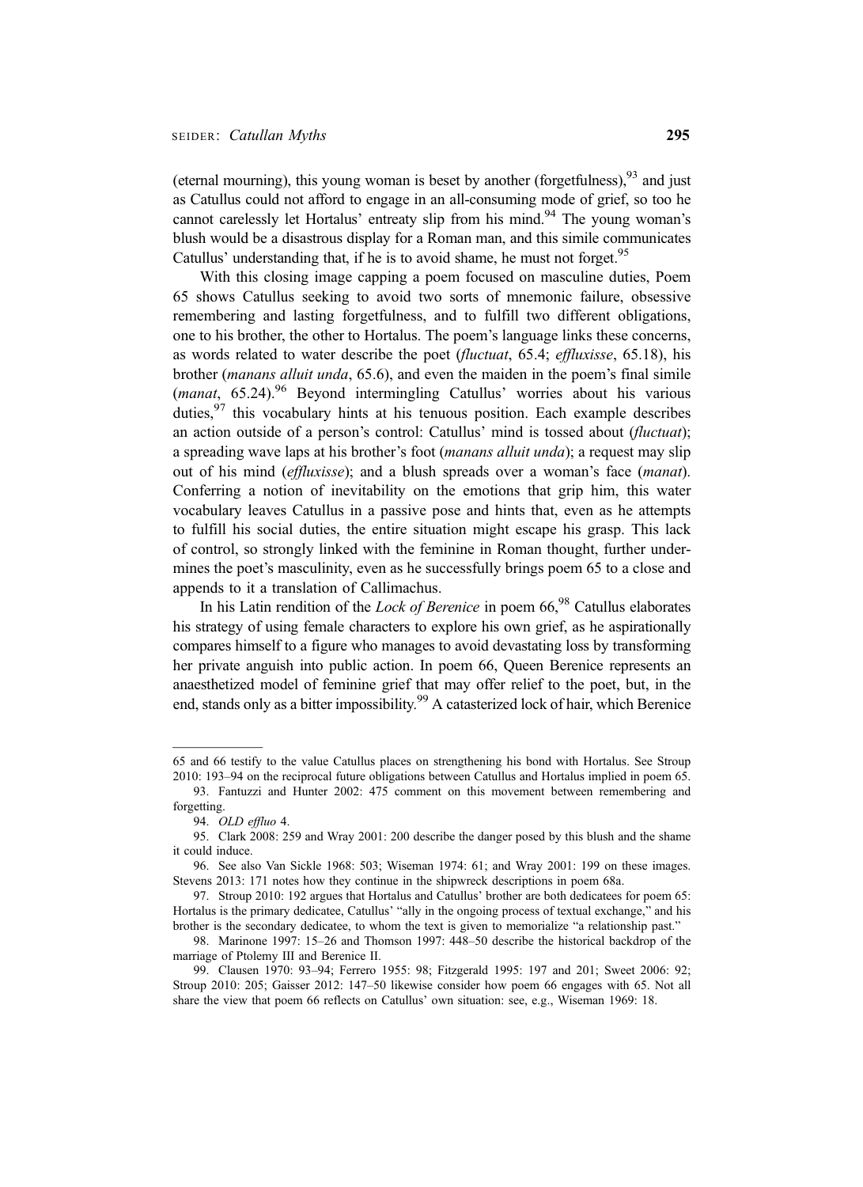(eternal mourning), this young woman is beset by another (forgetfulness),[93] and just as Catullus could not afford to engage in an all-consuming mode of grief, so too he cannot carelessly let Hortalus' entreaty slip from his mind.[94] The young woman's blush would be a disastrous display for a Roman man, and this simile communicates Catullus' understanding that, if he is to avoid shame, he must not forget.[95]

With this closing image capping a poem focused on masculine duties, Poem 65 shows Catullus seeking to avoid two sorts of mnemonic failure, obsessive remembering and lasting forgetfulness, and to fulfill two different obligations, one to his brother, the other to Hortalus. The poem's language links these concerns, as words related to water describe the poet (*fluctuat*, 65.4; *effluxisse*, 65.18), his brother (*manans alluit unda*, 65.6), and even the maiden in the poem's final simile (*manat*, 65.24).[96] Beyond intermingling Catullus' worries about his various duties,[97] this vocabulary hints at his tenuous position. Each example describes an action outside of a person's control: Catullus' mind is tossed about (*fluctuat*); a spreading wave laps at his brother's foot (*manans alluit unda*); a request may slip out of his mind (*effluxisse*); and a blush spreads over a woman's face (*manat*). Conferring a notion of inevitability on the emotions that grip him, this water vocabulary leaves Catullus in a passive pose and hints that, even as he attempts to fulfill his social duties, the entire situation might escape his grasp. This lack of control, so strongly linked with the feminine in Roman thought, further undermines the poet's masculinity, even as he successfully brings poem 65 to a close and appends to it a translation of Callimachus.

In his Latin rendition of the *Lock of Berenice* in poem 66,[98] Catullus elaborates his strategy of using female characters to explore his own grief, as he aspirationally compares himself to a figure who manages to avoid devastating loss by transforming her private anguish into public action. In poem 66, Queen Berenice represents an anaesthetized model of feminine grief that may offer relief to the poet, but, in the end, stands only as a bitter impossibility.[99] A catasterized lock of hair, which Berenice

---

65 and 66 testify to the value Catullus places on strengthening his bond with Hortalus. See Stroup 2010: 193–94 on the reciprocal future obligations between Catullus and Hortalus implied in poem 65.

93. Fantuzzi and Hunter 2002: 475 comment on this movement between remembering and forgetting.

94. *OLD effluo* 4.

95. Clark 2008: 259 and Wray 2001: 200 describe the danger posed by this blush and the shame it could induce.

96. See also Van Sickle 1968: 503; Wiseman 1974: 61; and Wray 2001: 199 on these images. Stevens 2013: 171 notes how they continue in the shipwreck descriptions in poem 68a.

97. Stroup 2010: 192 argues that Hortalus and Catullus' brother are both dedicatees for poem 65: Hortalus is the primary dedicatee, Catullus' "ally in the ongoing process of textual exchange," and his brother is the secondary dedicatee, to whom the text is given to memorialize "a relationship past."

98. Marinone 1997: 15–26 and Thomson 1997: 448–50 describe the historical backdrop of the marriage of Ptolemy III and Berenice II.

99. Clausen 1970: 93–94; Ferrero 1955: 98; Fitzgerald 1995: 197 and 201; Sweet 2006: 92; Stroup 2010: 205; Gaisser 2012: 147–50 likewise consider how poem 66 engages with 65. Not all share the view that poem 66 reflects on Catullus' own situation: see, e.g., Wiseman 1969: 18.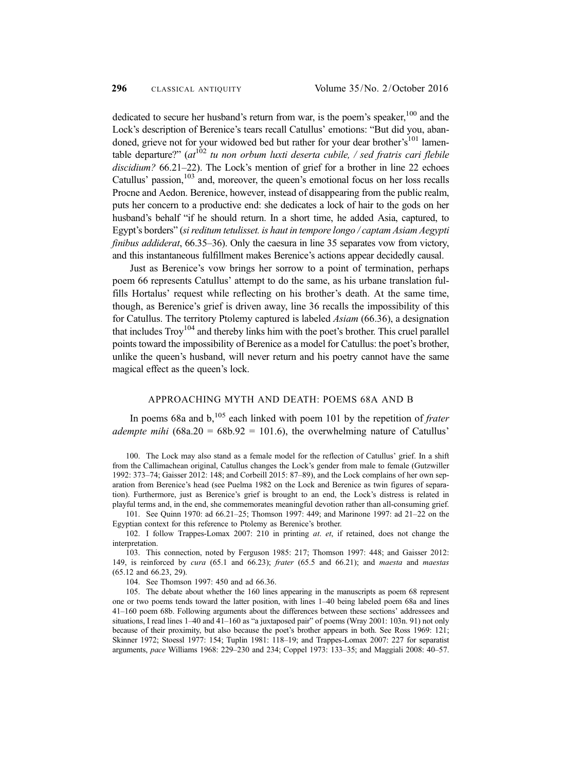dedicated to secure her husband's return from war, is the poem's speaker,[100] and the Lock's description of Berenice's tears recall Catullus' emotions: "But did you, abandoned, grieve not for your widowed bed but rather for your dear brother's[101] lamentable departure?" (*at*[102] *tu non orbum luxti deserta cubile, / sed fratris cari flebile discidium?* 66.21–22). The Lock's mention of grief for a brother in line 22 echoes Catullus' passion,[103] and, moreover, the queen's emotional focus on her loss recalls Procne and Aedon. Berenice, however, instead of disappearing from the public realm, puts her concern to a productive end: she dedicates a lock of hair to the gods on her husband's behalf "if he should return. In a short time, he added Asia, captured, to Egypt's borders" (*si reditum tetulisset. is haut in tempore longo / captam Asiam Aegypti finibus addiderat*, 66.35–36). Only the caesura in line 35 separates vow from victory, and this instantaneous fulfillment makes Berenice's actions appear decidedly causal.

Just as Berenice's vow brings her sorrow to a point of termination, perhaps poem 66 represents Catullus' attempt to do the same, as his urbane translation fulfills Hortalus' request while reflecting on his brother's death. At the same time, though, as Berenice's grief is driven away, line 36 recalls the impossibility of this for Catullus. The territory Ptolemy captured is labeled *Asiam* (66.36), a designation that includes Troy[104] and thereby links him with the poet's brother. This cruel parallel points toward the impossibility of Berenice as a model for Catullus: the poet's brother, unlike the queen's husband, will never return and his poetry cannot have the same magical effect as the queen's lock.

## APPROACHING MYTH AND DEATH: POEMS 68A AND B

In poems 68a and b,[105] each linked with poem 101 by the repetition of *frater adempte mihi* (68a.20 = 68b.92 = 101.6), the overwhelming nature of Catullus'

100. The Lock may also stand as a female model for the reflection of Catullus' grief. In a shift from the Callimachean original, Catullus changes the Lock's gender from male to female (Gutzwiller 1992: 373–74; Gaisser 2012: 148; and Corbeill 2015: 87–89), and the Lock complains of her own separation from Berenice's head (see Puelma 1982 on the Lock and Berenice as twin figures of separation). Furthermore, just as Berenice's grief is brought to an end, the Lock's distress is related in playful terms and, in the end, she commemorates meaningful devotion rather than all-consuming grief.

101. See Quinn 1970: ad 66.21–25; Thomson 1997: 449; and Marinone 1997: ad 21–22 on the Egyptian context for this reference to Ptolemy as Berenice's brother.

102. I follow Trappes-Lomax 2007: 210 in printing *at*. *et*, if retained, does not change the interpretation.

103. This connection, noted by Ferguson 1985: 217; Thomson 1997: 448; and Gaisser 2012: 149, is reinforced by *cura* (65.1 and 66.23); *frater* (65.5 and 66.21); and *maesta* and *maestas* (65.12 and 66.23, 29).

104. See Thomson 1997: 450 and ad 66.36.

105. The debate about whether the 160 lines appearing in the manuscripts as poem 68 represent one or two poems tends toward the latter position, with lines 1–40 being labeled poem 68a and lines 41–160 poem 68b. Following arguments about the differences between these sections' addressees and situations, I read lines 1–40 and 41–160 as "a juxtaposed pair" of poems (Wray 2001: 103n. 91) not only because of their proximity, but also because the poet's brother appears in both. See Ross 1969: 121; Skinner 1972; Stoessl 1977: 154; Tuplin 1981: 118–19; and Trappes-Lomax 2007: 227 for separatist arguments, *pace* Williams 1968: 229–230 and 234; Coppel 1973: 133–35; and Maggiali 2008: 40–57.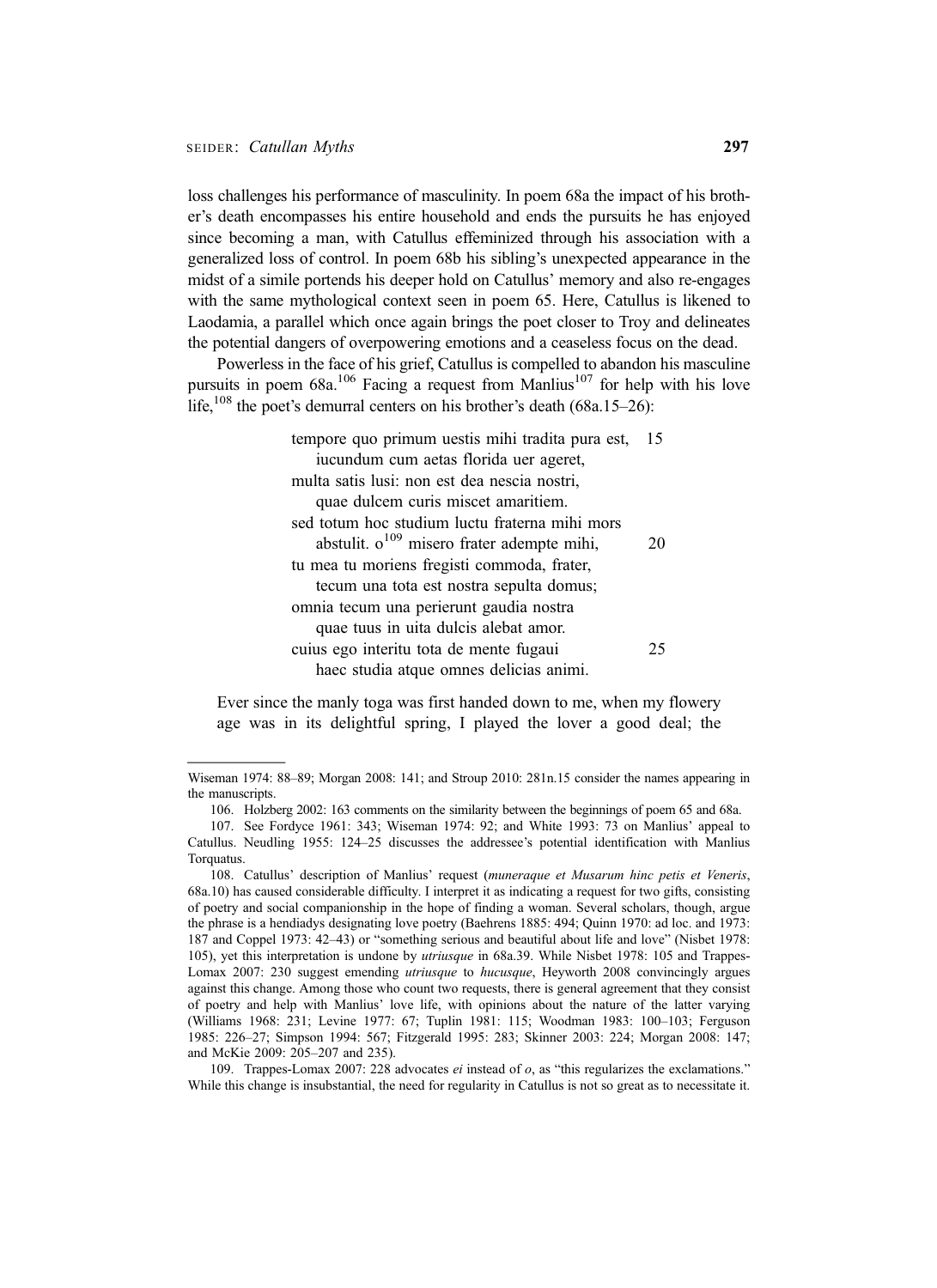loss challenges his performance of masculinity. In poem 68a the impact of his brother's death encompasses his entire household and ends the pursuits he has enjoyed since becoming a man, with Catullus effeminized through his association with a generalized loss of control. In poem 68b his sibling's unexpected appearance in the midst of a simile portends his deeper hold on Catullus' memory and also re-engages with the same mythological context seen in poem 65. Here, Catullus is likened to Laodamia, a parallel which once again brings the poet closer to Troy and delineates the potential dangers of overpowering emotions and a ceaseless focus on the dead.

Powerless in the face of his grief, Catullus is compelled to abandon his masculine pursuits in poem 68a.[106] Facing a request from Manlius[107] for help with his love life,[108] the poet's demurral centers on his brother's death (68a.15–26):

> tempore quo primum uestis mihi tradita pura est, 15
> iucundum cum aetas florida uer ageret,
> multa satis lusi: non est dea nescia nostri,
> quae dulcem curis miscet amaritiem.
> sed totum hoc studium luctu fraterna mihi mors
> abstulit. o[109] misero frater adempte mihi, 20
> tu mea tu moriens fregisti commoda, frater,
> tecum una tota est nostra sepulta domus;
> omnia tecum una perierunt gaudia nostra
> quae tuus in uita dulcis alebat amor.
> cuius ego interitu tota de mente fugaui 25
> haec studia atque omnes delicias animi.

Ever since the manly toga was first handed down to me, when my flowery age was in its delightful spring, I played the lover a good deal; the

---

Wiseman 1974: 88–89; Morgan 2008: 141; and Stroup 2010: 281n.15 consider the names appearing in the manuscripts.

106. Holzberg 2002: 163 comments on the similarity between the beginnings of poem 65 and 68a.

107. See Fordyce 1961: 343; Wiseman 1974: 92; and White 1993: 73 on Manlius' appeal to Catullus. Neudling 1955: 124–25 discusses the addressee's potential identification with Manlius Torquatus.

108. Catullus' description of Manlius' request (*muneraque et Musarum hinc petis et Veneris*, 68a.10) has caused considerable difficulty. I interpret it as indicating a request for two gifts, consisting of poetry and social companionship in the hope of finding a woman. Several scholars, though, argue the phrase is a hendiadys designating love poetry (Baehrens 1885: 494; Quinn 1970: ad loc. and 1973: 187 and Coppel 1973: 42–43) or "something serious and beautiful about life and love" (Nisbet 1978: 105), yet this interpretation is undone by *utriusque* in 68a.39. While Nisbet 1978: 105 and Trappes-Lomax 2007: 230 suggest emending *utriusque* to *hucusque*, Heyworth 2008 convincingly argues against this change. Among those who count two requests, there is general agreement that they consist of poetry and help with Manlius' love life, with opinions about the nature of the latter varying (Williams 1968: 231; Levine 1977: 67; Tuplin 1981: 115; Woodman 1983: 100–103; Ferguson 1985: 226–27; Simpson 1994: 567; Fitzgerald 1995: 283; Skinner 2003: 224; Morgan 2008: 147; and McKie 2009: 205–207 and 235).

109. Trappes-Lomax 2007: 228 advocates *ei* instead of *o*, as "this regularizes the exclamations." While this change is insubstantial, the need for regularity in Catullus is not so great as to necessitate it.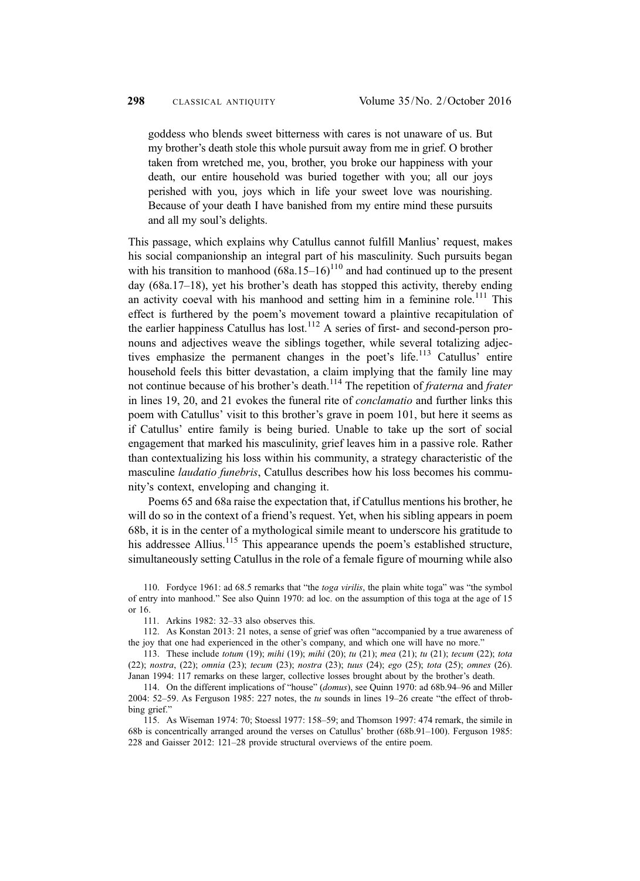> goddess who blends sweet bitterness with cares is not unaware of us. But my brother's death stole this whole pursuit away from me in grief. O brother taken from wretched me, you, brother, you broke our happiness with your death, our entire household was buried together with you; all our joys perished with you, joys which in life your sweet love was nourishing. Because of your death I have banished from my entire mind these pursuits and all my soul's delights.

This passage, which explains why Catullus cannot fulfill Manlius' request, makes his social companionship an integral part of his masculinity. Such pursuits began with his transition to manhood (68a.15–16)[110] and had continued up to the present day (68a.17–18), yet his brother's death has stopped this activity, thereby ending an activity coeval with his manhood and setting him in a feminine role.[111] This effect is furthered by the poem's movement toward a plaintive recapitulation of the earlier happiness Catullus has lost.[112] A series of first- and second-person pronouns and adjectives weave the siblings together, while several totalizing adjectives emphasize the permanent changes in the poet's life.[113] Catullus' entire household feels this bitter devastation, a claim implying that the family line may not continue because of his brother's death.[114] The repetition of *fraterna* and *frater* in lines 19, 20, and 21 evokes the funeral rite of *conclamatio* and further links this poem with Catullus' visit to this brother's grave in poem 101, but here it seems as if Catullus' entire family is being buried. Unable to take up the sort of social engagement that marked his masculinity, grief leaves him in a passive role. Rather than contextualizing his loss within his community, a strategy characteristic of the masculine *laudatio funebris*, Catullus describes how his loss becomes his community's context, enveloping and changing it.

Poems 65 and 68a raise the expectation that, if Catullus mentions his brother, he will do so in the context of a friend's request. Yet, when his sibling appears in poem 68b, it is in the center of a mythological simile meant to underscore his gratitude to his addressee Allius.[115] This appearance upends the poem's established structure, simultaneously setting Catullus in the role of a female figure of mourning while also

110. Fordyce 1961: ad 68.5 remarks that "the *toga virilis*, the plain white toga" was "the symbol of entry into manhood." See also Quinn 1970: ad loc. on the assumption of this toga at the age of 15 or 16.

111. Arkins 1982: 32–33 also observes this.

112. As Konstan 2013: 21 notes, a sense of grief was often "accompanied by a true awareness of the joy that one had experienced in the other's company, and which one will have no more."

113. These include *totum* (19); *mihi* (19); *mihi* (20); *tu* (21); *mea* (21); *tu* (21); *tecum* (22); *tota* (22); *nostra*, (22); *omnia* (23); *tecum* (23); *nostra* (23); *tuus* (24); *ego* (25); *tota* (25); *omnes* (26). Janan 1994: 117 remarks on these larger, collective losses brought about by the brother's death.

114. On the different implications of "house" (*domus*), see Quinn 1970: ad 68b.94–96 and Miller 2004: 52–59. As Ferguson 1985: 227 notes, the *tu* sounds in lines 19–26 create "the effect of throbbing grief."

115. As Wiseman 1974: 70; Stoessl 1977: 158–59; and Thomson 1997: 474 remark, the simile in 68b is concentrically arranged around the verses on Catullus' brother (68b.91–100). Ferguson 1985: 228 and Gaisser 2012: 121–28 provide structural overviews of the entire poem.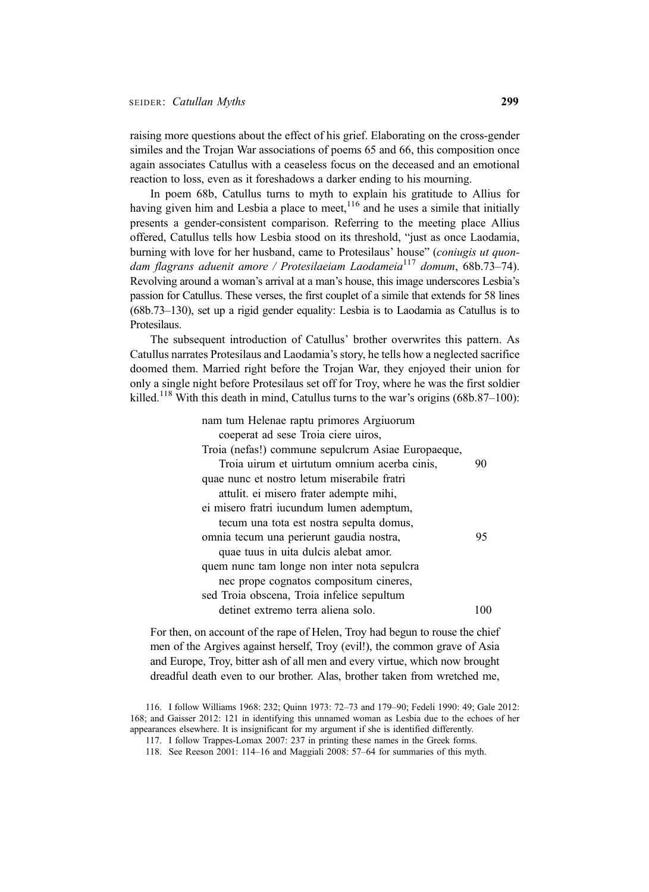raising more questions about the effect of his grief. Elaborating on the cross-gender similes and the Trojan War associations of poems 65 and 66, this composition once again associates Catullus with a ceaseless focus on the deceased and an emotional reaction to loss, even as it foreshadows a darker ending to his mourning.

In poem 68b, Catullus turns to myth to explain his gratitude to Allius for having given him and Lesbia a place to meet,[116] and he uses a simile that initially presents a gender-consistent comparison. Referring to the meeting place Allius offered, Catullus tells how Lesbia stood on its threshold, "just as once Laodamia, burning with love for her husband, came to Protesilaus' house" (*coniugis ut quondam flagrans aduenit amore / Protesilaeiam Laodameia*[117] *domum*, 68b.73–74). Revolving around a woman's arrival at a man's house, this image underscores Lesbia's passion for Catullus. These verses, the first couplet of a simile that extends for 58 lines (68b.73–130), set up a rigid gender equality: Lesbia is to Laodamia as Catullus is to Protesilaus.

The subsequent introduction of Catullus' brother overwrites this pattern. As Catullus narrates Protesilaus and Laodamia's story, he tells how a neglected sacrifice doomed them. Married right before the Trojan War, they enjoyed their union for only a single night before Protesilaus set off for Troy, where he was the first soldier killed.[118] With this death in mind, Catullus turns to the war's origins (68b.87–100):

> nam tum Helenae raptu primores Argiuorum
> coeperat ad sese Troia ciere uiros,
> Troia (nefas!) commune sepulcrum Asiae Europaeque,
> Troia uirum et uirtutum omnium acerba cinis, 90
> quae nunc et nostro letum miserabile fratri
> attulit. ei misero frater adempte mihi,
> ei misero fratri iucundum lumen ademptum,
> tecum una tota est nostra sepulta domus,
> omnia tecum una perierunt gaudia nostra, 95
> quae tuus in uita dulcis alebat amor.
> quem nunc tam longe non inter nota sepulcra
> nec prope cognatos compositum cineres,
> sed Troia obscena, Troia infelice sepultum
> detinet extremo terra aliena solo. 100

For then, on account of the rape of Helen, Troy had begun to rouse the chief men of the Argives against herself, Troy (evil!), the common grave of Asia and Europe, Troy, bitter ash of all men and every virtue, which now brought dreadful death even to our brother. Alas, brother taken from wretched me,

116. I follow Williams 1968: 232; Quinn 1973: 72–73 and 179–90; Fedeli 1990: 49; Gale 2012: 168; and Gaisser 2012: 121 in identifying this unnamed woman as Lesbia due to the echoes of her appearances elsewhere. It is insignificant for my argument if she is identified differently.

117. I follow Trappes-Lomax 2007: 237 in printing these names in the Greek forms.

118. See Reeson 2001: 114–16 and Maggiali 2008: 57–64 for summaries of this myth.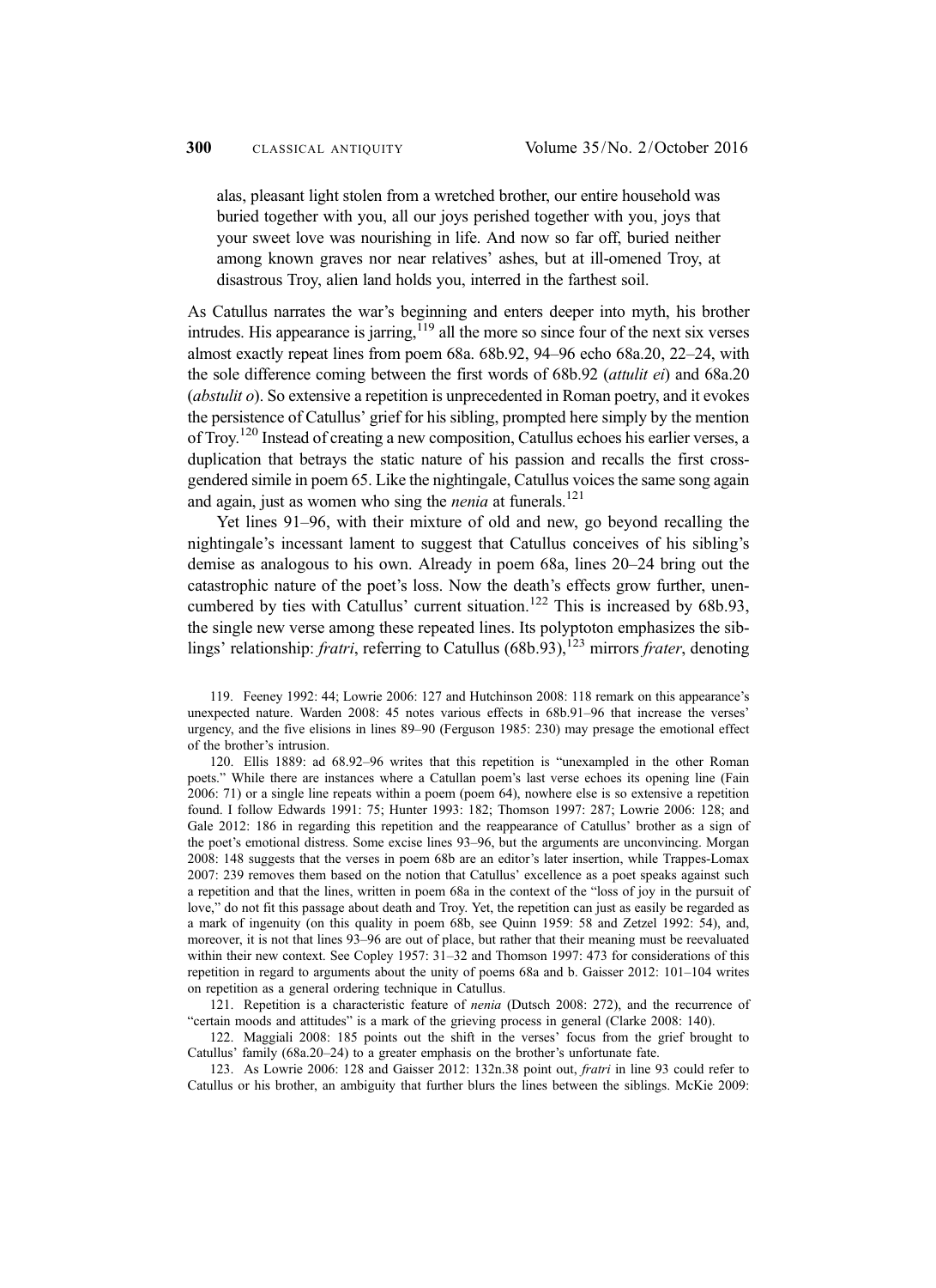> alas, pleasant light stolen from a wretched brother, our entire household was buried together with you, all our joys perished together with you, joys that your sweet love was nourishing in life. And now so far off, buried neither among known graves nor near relatives' ashes, but at ill-omened Troy, at disastrous Troy, alien land holds you, interred in the farthest soil.

As Catullus narrates the war's beginning and enters deeper into myth, his brother intrudes. His appearance is jarring,[119] all the more so since four of the next six verses almost exactly repeat lines from poem 68a. 68b.92, 94–96 echo 68a.20, 22–24, with the sole difference coming between the first words of 68b.92 (*attulit ei*) and 68a.20 (*abstulit o*). So extensive a repetition is unprecedented in Roman poetry, and it evokes the persistence of Catullus' grief for his sibling, prompted here simply by the mention of Troy.[120] Instead of creating a new composition, Catullus echoes his earlier verses, a duplication that betrays the static nature of his passion and recalls the first cross-gendered simile in poem 65. Like the nightingale, Catullus voices the same song again and again, just as women who sing the *nenia* at funerals.[121]

Yet lines 91–96, with their mixture of old and new, go beyond recalling the nightingale's incessant lament to suggest that Catullus conceives of his sibling's demise as analogous to his own. Already in poem 68a, lines 20–24 bring out the catastrophic nature of the poet's loss. Now the death's effects grow further, unencumbered by ties with Catullus' current situation.[122] This is increased by 68b.93, the single new verse among these repeated lines. Its polyptoton emphasizes the siblings' relationship: *fratri*, referring to Catullus (68b.93),[123] mirrors *frater*, denoting

119. Feeney 1992: 44; Lowrie 2006: 127 and Hutchinson 2008: 118 remark on this appearance's unexpected nature. Warden 2008: 45 notes various effects in 68b.91–96 that increase the verses' urgency, and the five elisions in lines 89–90 (Ferguson 1985: 230) may presage the emotional effect of the brother's intrusion.

120. Ellis 1889: ad 68.92–96 writes that this repetition is "unexampled in the other Roman poets." While there are instances where a Catullan poem's last verse echoes its opening line (Fain 2006: 71) or a single line repeats within a poem (poem 64), nowhere else is so extensive a repetition found. I follow Edwards 1991: 75; Hunter 1993: 182; Thomson 1997: 287; Lowrie 2006: 128; and Gale 2012: 186 in regarding this repetition and the reappearance of Catullus' brother as a sign of the poet's emotional distress. Some excise lines 93–96, but the arguments are unconvincing. Morgan 2008: 148 suggests that the verses in poem 68b are an editor's later insertion, while Trappes-Lomax 2007: 239 removes them based on the notion that Catullus' excellence as a poet speaks against such a repetition and that the lines, written in poem 68a in the context of the "loss of joy in the pursuit of love," do not fit this passage about death and Troy. Yet, the repetition can just as easily be regarded as a mark of ingenuity (on this quality in poem 68b, see Quinn 1959: 58 and Zetzel 1992: 54), and, moreover, it is not that lines 93–96 are out of place, but rather that their meaning must be reevaluated within their new context. See Copley 1957: 31–32 and Thomson 1997: 473 for considerations of this repetition in regard to arguments about the unity of poems 68a and b. Gaisser 2012: 101–104 writes on repetition as a general ordering technique in Catullus.

121. Repetition is a characteristic feature of *nenia* (Dutsch 2008: 272), and the recurrence of "certain moods and attitudes" is a mark of the grieving process in general (Clarke 2008: 140).

122. Maggiali 2008: 185 points out the shift in the verses' focus from the grief brought to Catullus' family (68a.20–24) to a greater emphasis on the brother's unfortunate fate.

123. As Lowrie 2006: 128 and Gaisser 2012: 132n.38 point out, *fratri* in line 93 could refer to Catullus or his brother, an ambiguity that further blurs the lines between the siblings. McKie 2009: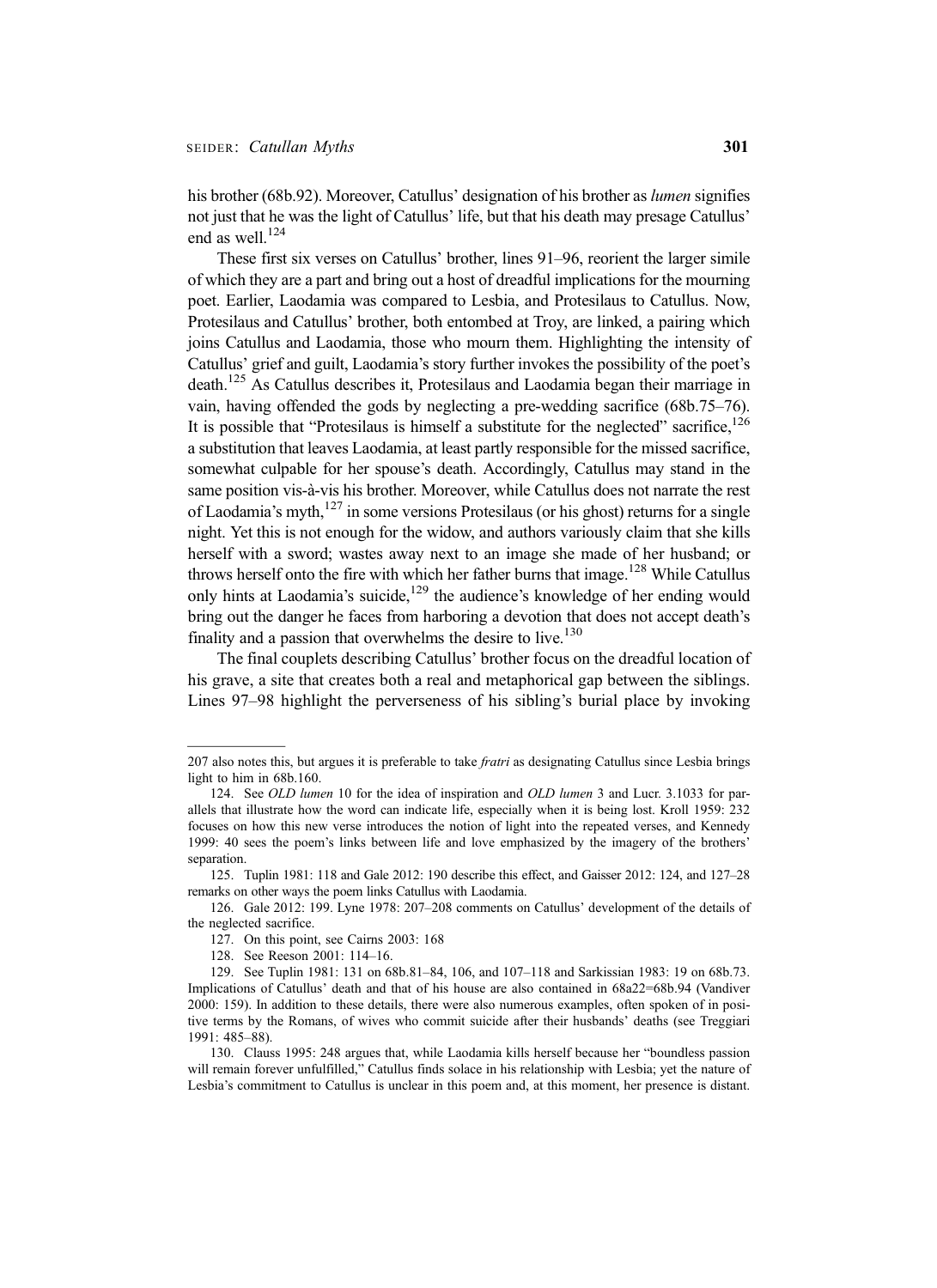his brother (68b.92). Moreover, Catullus' designation of his brother as *lumen* signifies not just that he was the light of Catullus' life, but that his death may presage Catullus' end as well.[124]

These first six verses on Catullus' brother, lines 91–96, reorient the larger simile of which they are a part and bring out a host of dreadful implications for the mourning poet. Earlier, Laodamia was compared to Lesbia, and Protesilaus to Catullus. Now, Protesilaus and Catullus' brother, both entombed at Troy, are linked, a pairing which joins Catullus and Laodamia, those who mourn them. Highlighting the intensity of Catullus' grief and guilt, Laodamia's story further invokes the possibility of the poet's death.[125] As Catullus describes it, Protesilaus and Laodamia began their marriage in vain, having offended the gods by neglecting a pre-wedding sacrifice (68b.75–76). It is possible that "Protesilaus is himself a substitute for the neglected" sacrifice,[126] a substitution that leaves Laodamia, at least partly responsible for the missed sacrifice, somewhat culpable for her spouse's death. Accordingly, Catullus may stand in the same position vis-à-vis his brother. Moreover, while Catullus does not narrate the rest of Laodamia's myth,[127] in some versions Protesilaus (or his ghost) returns for a single night. Yet this is not enough for the widow, and authors variously claim that she kills herself with a sword; wastes away next to an image she made of her husband; or throws herself onto the fire with which her father burns that image.[128] While Catullus only hints at Laodamia's suicide,[129] the audience's knowledge of her ending would bring out the danger he faces from harboring a devotion that does not accept death's finality and a passion that overwhelms the desire to live.[130]

The final couplets describing Catullus' brother focus on the dreadful location of his grave, a site that creates both a real and metaphorical gap between the siblings. Lines 97–98 highlight the perverseness of his sibling's burial place by invoking

---

207 also notes this, but argues it is preferable to take *fratri* as designating Catullus since Lesbia brings light to him in 68b.160.

124. See *OLD lumen* 10 for the idea of inspiration and *OLD lumen* 3 and Lucr. 3.1033 for parallels that illustrate how the word can indicate life, especially when it is being lost. Kroll 1959: 232 focuses on how this new verse introduces the notion of light into the repeated verses, and Kennedy 1999: 40 sees the poem's links between life and love emphasized by the imagery of the brothers' separation.

125. Tuplin 1981: 118 and Gale 2012: 190 describe this effect, and Gaisser 2012: 124, and 127–28 remarks on other ways the poem links Catullus with Laodamia.

126. Gale 2012: 199. Lyne 1978: 207–208 comments on Catullus' development of the details of the neglected sacrifice.

127. On this point, see Cairns 2003: 168

128. See Reeson 2001: 114–16.

129. See Tuplin 1981: 131 on 68b.81–84, 106, and 107–118 and Sarkissian 1983: 19 on 68b.73. Implications of Catullus' death and that of his house are also contained in 68a22=68b.94 (Vandiver 2000: 159). In addition to these details, there were also numerous examples, often spoken of in positive terms by the Romans, of wives who commit suicide after their husbands' deaths (see Treggiari 1991: 485–88).

130. Clauss 1995: 248 argues that, while Laodamia kills herself because her "boundless passion will remain forever unfulfilled," Catullus finds solace in his relationship with Lesbia; yet the nature of Lesbia's commitment to Catullus is unclear in this poem and, at this moment, her presence is distant.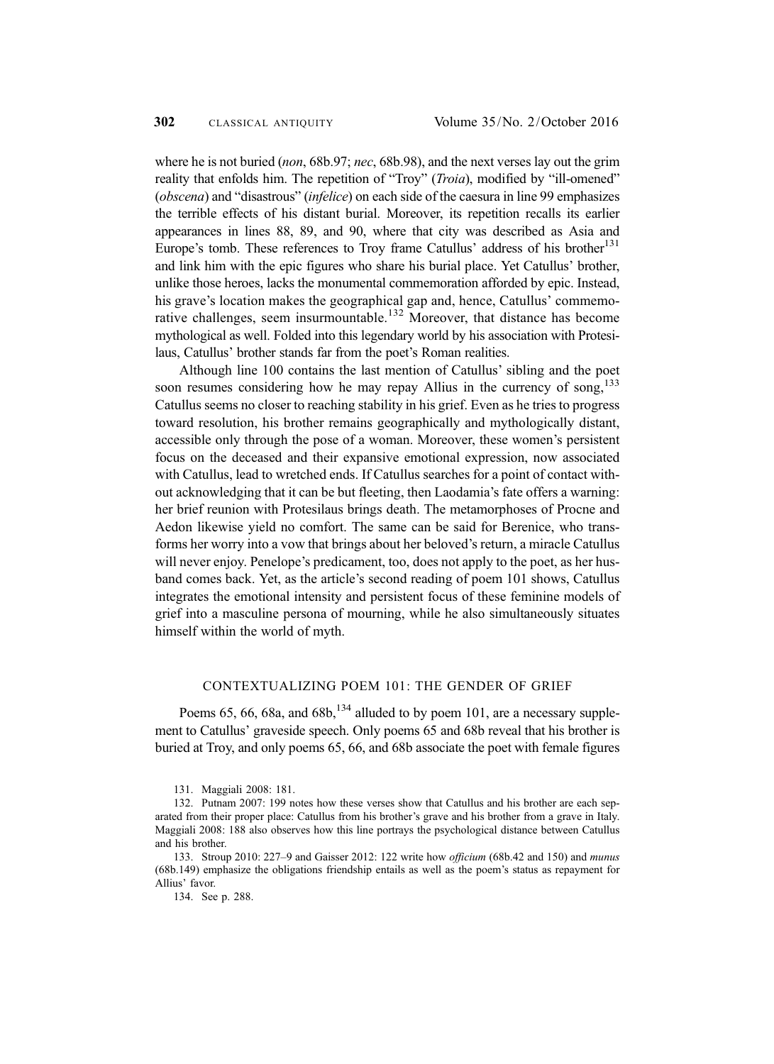where he is not buried (*non*, 68b.97; *nec*, 68b.98), and the next verses lay out the grim reality that enfolds him. The repetition of "Troy" (*Troia*), modified by "ill-omened" (*obscena*) and "disastrous" (*infelice*) on each side of the caesura in line 99 emphasizes the terrible effects of his distant burial. Moreover, its repetition recalls its earlier appearances in lines 88, 89, and 90, where that city was described as Asia and Europe's tomb. These references to Troy frame Catullus' address of his brother[131] and link him with the epic figures who share his burial place. Yet Catullus' brother, unlike those heroes, lacks the monumental commemoration afforded by epic. Instead, his grave's location makes the geographical gap and, hence, Catullus' commemorative challenges, seem insurmountable.[132] Moreover, that distance has become mythological as well. Folded into this legendary world by his association with Protesilaus, Catullus' brother stands far from the poet's Roman realities.

Although line 100 contains the last mention of Catullus' sibling and the poet soon resumes considering how he may repay Allius in the currency of song,[133] Catullus seems no closer to reaching stability in his grief. Even as he tries to progress toward resolution, his brother remains geographically and mythologically distant, accessible only through the pose of a woman. Moreover, these women's persistent focus on the deceased and their expansive emotional expression, now associated with Catullus, lead to wretched ends. If Catullus searches for a point of contact without acknowledging that it can be but fleeting, then Laodamia's fate offers a warning: her brief reunion with Protesilaus brings death. The metamorphoses of Procne and Aedon likewise yield no comfort. The same can be said for Berenice, who transforms her worry into a vow that brings about her beloved's return, a miracle Catullus will never enjoy. Penelope's predicament, too, does not apply to the poet, as her husband comes back. Yet, as the article's second reading of poem 101 shows, Catullus integrates the emotional intensity and persistent focus of these feminine models of grief into a masculine persona of mourning, while he also simultaneously situates himself within the world of myth.

## CONTEXTUALIZING POEM 101: THE GENDER OF GRIEF

Poems 65, 66, 68a, and 68b,[134] alluded to by poem 101, are a necessary supplement to Catullus' graveside speech. Only poems 65 and 68b reveal that his brother is buried at Troy, and only poems 65, 66, and 68b associate the poet with female figures

131. Maggiali 2008: 181.

132. Putnam 2007: 199 notes how these verses show that Catullus and his brother are each separated from their proper place: Catullus from his brother's grave and his brother from a grave in Italy. Maggiali 2008: 188 also observes how this line portrays the psychological distance between Catullus and his brother.

133. Stroup 2010: 227–9 and Gaisser 2012: 122 write how *officium* (68b.42 and 150) and *munus* (68b.149) emphasize the obligations friendship entails as well as the poem's status as repayment for Allius' favor.

134. See p. 288.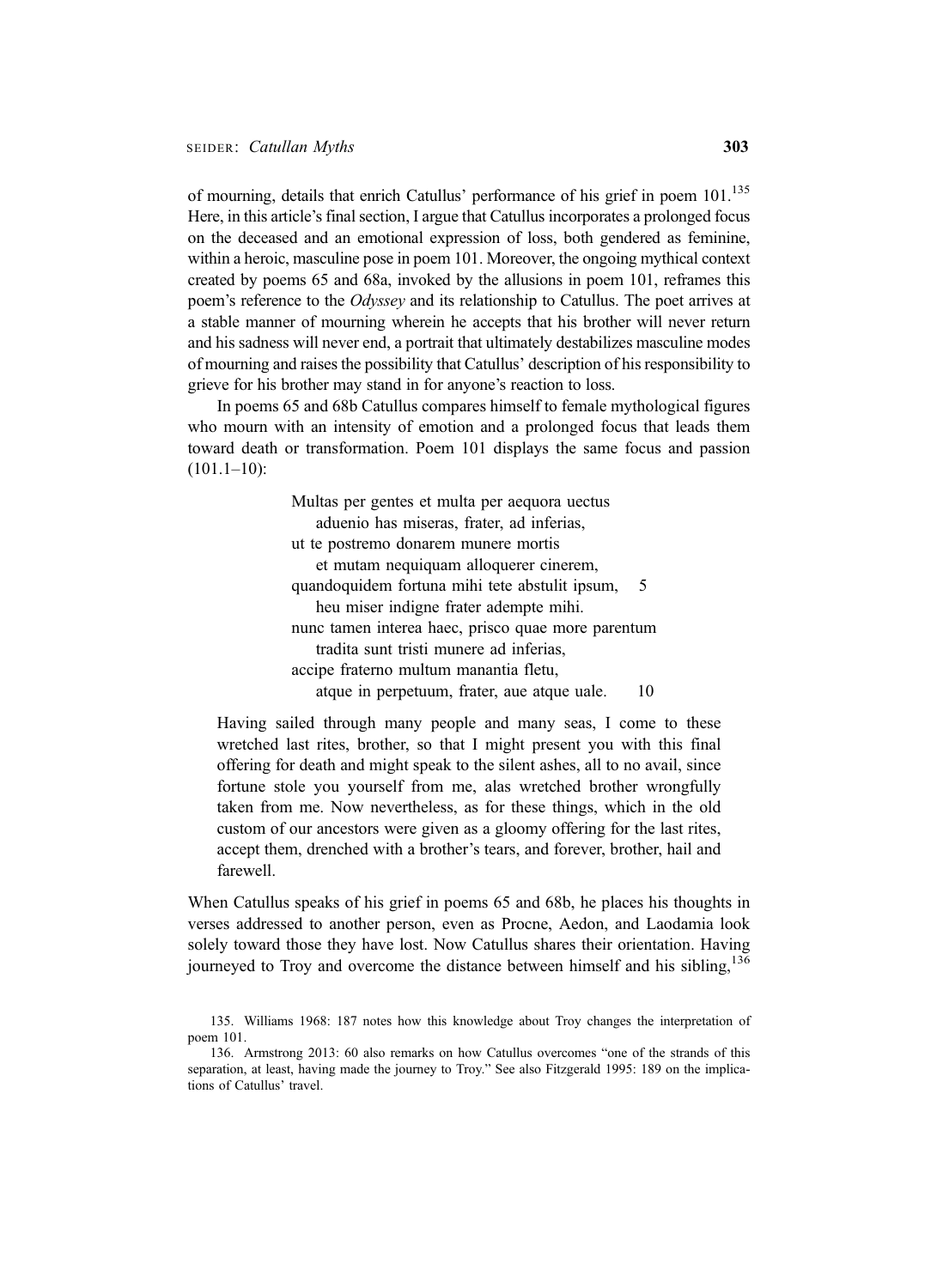of mourning, details that enrich Catullus' performance of his grief in poem 101.[135] Here, in this article's final section, I argue that Catullus incorporates a prolonged focus on the deceased and an emotional expression of loss, both gendered as feminine, within a heroic, masculine pose in poem 101. Moreover, the ongoing mythical context created by poems 65 and 68a, invoked by the allusions in poem 101, reframes this poem's reference to the *Odyssey* and its relationship to Catullus. The poet arrives at a stable manner of mourning wherein he accepts that his brother will never return and his sadness will never end, a portrait that ultimately destabilizes masculine modes of mourning and raises the possibility that Catullus' description of his responsibility to grieve for his brother may stand in for anyone's reaction to loss.

In poems 65 and 68b Catullus compares himself to female mythological figures who mourn with an intensity of emotion and a prolonged focus that leads them toward death or transformation. Poem 101 displays the same focus and passion (101.1–10):

> Multas per gentes et multa per aequora uectus
> aduenio has miseras, frater, ad inferias,
> ut te postremo donarem munere mortis
> et mutam nequiquam alloquerer cinerem,
> quandoquidem fortuna mihi tete abstulit ipsum, 5
> heu miser indigne frater adempte mihi.
> nunc tamen interea haec, prisco quae more parentum
> tradita sunt tristi munere ad inferias,
> accipe fraterno multum manantia fletu,
> atque in perpetuum, frater, aue atque uale. 10

> Having sailed through many people and many seas, I come to these wretched last rites, brother, so that I might present you with this final offering for death and might speak to the silent ashes, all to no avail, since fortune stole you yourself from me, alas wretched brother wrongfully taken from me. Now nevertheless, as for these things, which in the old custom of our ancestors were given as a gloomy offering for the last rites, accept them, drenched with a brother's tears, and forever, brother, hail and farewell.

When Catullus speaks of his grief in poems 65 and 68b, he places his thoughts in verses addressed to another person, even as Procne, Aedon, and Laodamia look solely toward those they have lost. Now Catullus shares their orientation. Having journeyed to Troy and overcome the distance between himself and his sibling,[136]

135. Williams 1968: 187 notes how this knowledge about Troy changes the interpretation of poem 101.

136. Armstrong 2013: 60 also remarks on how Catullus overcomes "one of the strands of this separation, at least, having made the journey to Troy." See also Fitzgerald 1995: 189 on the implications of Catullus' travel.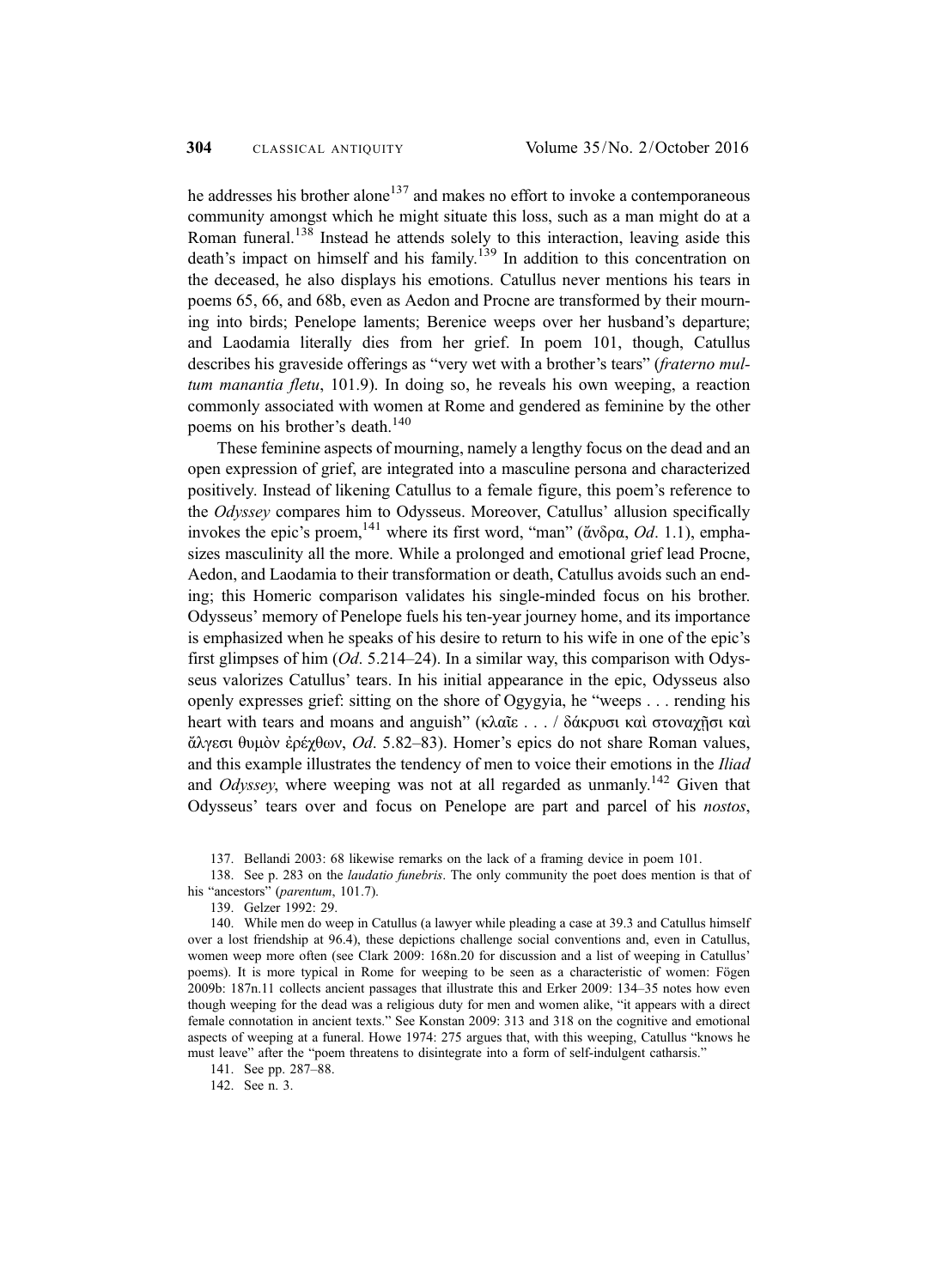he addresses his brother alone[137] and makes no effort to invoke a contemporaneous community amongst which he might situate this loss, such as a man might do at a Roman funeral.[138] Instead he attends solely to this interaction, leaving aside this death's impact on himself and his family.[139] In addition to this concentration on the deceased, he also displays his emotions. Catullus never mentions his tears in poems 65, 66, and 68b, even as Aedon and Procne are transformed by their mourning into birds; Penelope laments; Berenice weeps over her husband's departure; and Laodamia literally dies from her grief. In poem 101, though, Catullus describes his graveside offerings as "very wet with a brother's tears" (*fraterno multum manantia fletu*, 101.9). In doing so, he reveals his own weeping, a reaction commonly associated with women at Rome and gendered as feminine by the other poems on his brother's death.[140]

These feminine aspects of mourning, namely a lengthy focus on the dead and an open expression of grief, are integrated into a masculine persona and characterized positively. Instead of likening Catullus to a female figure, this poem's reference to the *Odyssey* compares him to Odysseus. Moreover, Catullus' allusion specifically invokes the epic's proem,[141] where its first word, "man" (ἄνδρα, *Od*. 1.1), emphasizes masculinity all the more. While a prolonged and emotional grief lead Procne, Aedon, and Laodamia to their transformation or death, Catullus avoids such an ending; this Homeric comparison validates his single-minded focus on his brother. Odysseus' memory of Penelope fuels his ten-year journey home, and its importance is emphasized when he speaks of his desire to return to his wife in one of the epic's first glimpses of him (*Od*. 5.214–24). In a similar way, this comparison with Odysseus valorizes Catullus' tears. In his initial appearance in the epic, Odysseus also openly expresses grief: sitting on the shore of Ogygyia, he "weeps . . . rending his heart with tears and moans and anguish" (κλαῖε . . . / δάκρυσι καὶ στοναχῇσι καὶ ἄλγεσι θυμὸν ἐρέχθων, *Od*. 5.82–83). Homer's epics do not share Roman values, and this example illustrates the tendency of men to voice their emotions in the *Iliad* and *Odyssey*, where weeping was not at all regarded as unmanly.[142] Given that Odysseus' tears over and focus on Penelope are part and parcel of his *nostos*,

137. Bellandi 2003: 68 likewise remarks on the lack of a framing device in poem 101.

138. See p. 283 on the *laudatio funebris*. The only community the poet does mention is that of his "ancestors" (*parentum*, 101.7).

139. Gelzer 1992: 29.

140. While men do weep in Catullus (a lawyer while pleading a case at 39.3 and Catullus himself over a lost friendship at 96.4), these depictions challenge social conventions and, even in Catullus, women weep more often (see Clark 2009: 168n.20 for discussion and a list of weeping in Catullus' poems). It is more typical in Rome for weeping to be seen as a characteristic of women: Fögen 2009b: 187n.11 collects ancient passages that illustrate this and Erker 2009: 134–35 notes how even though weeping for the dead was a religious duty for men and women alike, "it appears with a direct female connotation in ancient texts." See Konstan 2009: 313 and 318 on the cognitive and emotional aspects of weeping at a funeral. Howe 1974: 275 argues that, with this weeping, Catullus "knows he must leave" after the "poem threatens to disintegrate into a form of self-indulgent catharsis."

141. See pp. 287–88.

142. See n. 3.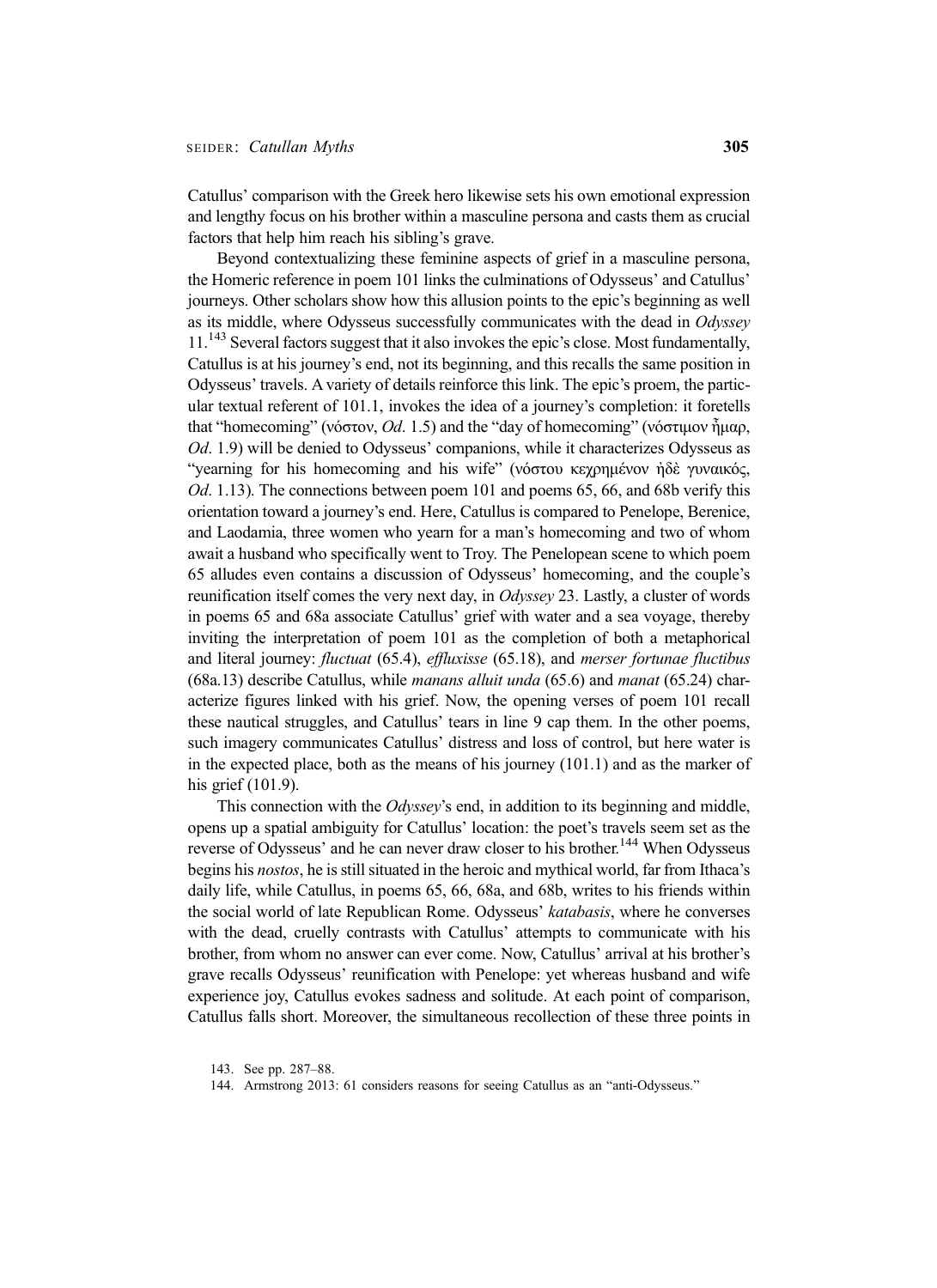Catullus' comparison with the Greek hero likewise sets his own emotional expression and lengthy focus on his brother within a masculine persona and casts them as crucial factors that help him reach his sibling's grave.

Beyond contextualizing these feminine aspects of grief in a masculine persona, the Homeric reference in poem 101 links the culminations of Odysseus' and Catullus' journeys. Other scholars show how this allusion points to the epic's beginning as well as its middle, where Odysseus successfully communicates with the dead in *Odyssey* 11.[143] Several factors suggest that it also invokes the epic's close. Most fundamentally, Catullus is at his journey's end, not its beginning, and this recalls the same position in Odysseus' travels. A variety of details reinforce this link. The epic's proem, the particular textual referent of 101.1, invokes the idea of a journey's completion: it foretells that "homecoming" (νόστον, *Od*. 1.5) and the "day of homecoming" (νόστιμον ἦμαρ, *Od*. 1.9) will be denied to Odysseus' companions, while it characterizes Odysseus as "yearning for his homecoming and his wife" (νόστου κεχρημένον ἠδὲ γυναικός, *Od*. 1.13). The connections between poem 101 and poems 65, 66, and 68b verify this orientation toward a journey's end. Here, Catullus is compared to Penelope, Berenice, and Laodamia, three women who yearn for a man's homecoming and two of whom await a husband who specifically went to Troy. The Penelopean scene to which poem 65 alludes even contains a discussion of Odysseus' homecoming, and the couple's reunification itself comes the very next day, in *Odyssey* 23. Lastly, a cluster of words in poems 65 and 68a associate Catullus' grief with water and a sea voyage, thereby inviting the interpretation of poem 101 as the completion of both a metaphorical and literal journey: *fluctuat* (65.4), *effluxisse* (65.18), and *merser fortunae fluctibus* (68a.13) describe Catullus, while *manans alluit unda* (65.6) and *manat* (65.24) characterize figures linked with his grief. Now, the opening verses of poem 101 recall these nautical struggles, and Catullus' tears in line 9 cap them. In the other poems, such imagery communicates Catullus' distress and loss of control, but here water is in the expected place, both as the means of his journey (101.1) and as the marker of his grief (101.9).

This connection with the *Odyssey*'s end, in addition to its beginning and middle, opens up a spatial ambiguity for Catullus' location: the poet's travels seem set as the reverse of Odysseus' and he can never draw closer to his brother.[144] When Odysseus begins his *nostos*, he is still situated in the heroic and mythical world, far from Ithaca's daily life, while Catullus, in poems 65, 66, 68a, and 68b, writes to his friends within the social world of late Republican Rome. Odysseus' *katabasis*, where he converses with the dead, cruelly contrasts with Catullus' attempts to communicate with his brother, from whom no answer can ever come. Now, Catullus' arrival at his brother's grave recalls Odysseus' reunification with Penelope: yet whereas husband and wife experience joy, Catullus evokes sadness and solitude. At each point of comparison, Catullus falls short. Moreover, the simultaneous recollection of these three points in

143. See pp. 287–88.

144. Armstrong 2013: 61 considers reasons for seeing Catullus as an "anti-Odysseus."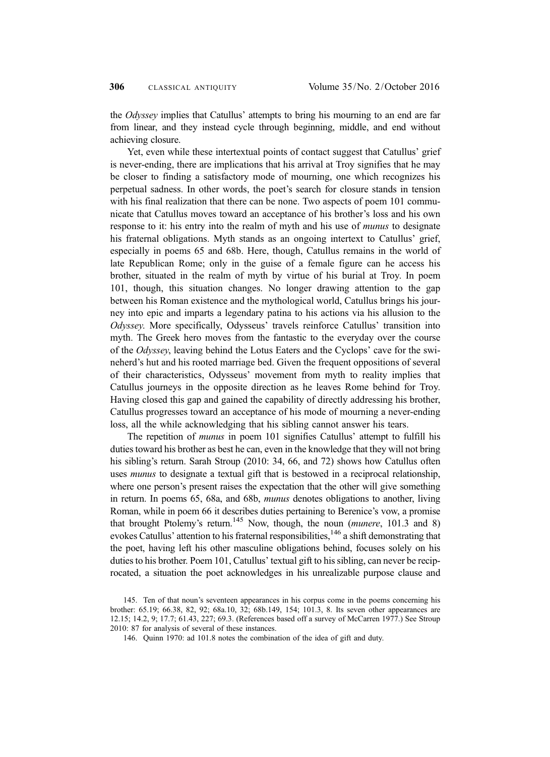the *Odyssey* implies that Catullus' attempts to bring his mourning to an end are far from linear, and they instead cycle through beginning, middle, and end without achieving closure.

Yet, even while these intertextual points of contact suggest that Catullus' grief is never-ending, there are implications that his arrival at Troy signifies that he may be closer to finding a satisfactory mode of mourning, one which recognizes his perpetual sadness. In other words, the poet's search for closure stands in tension with his final realization that there can be none. Two aspects of poem 101 communicate that Catullus moves toward an acceptance of his brother's loss and his own response to it: his entry into the realm of myth and his use of *munus* to designate his fraternal obligations. Myth stands as an ongoing intertext to Catullus' grief, especially in poems 65 and 68b. Here, though, Catullus remains in the world of late Republican Rome; only in the guise of a female figure can he access his brother, situated in the realm of myth by virtue of his burial at Troy. In poem 101, though, this situation changes. No longer drawing attention to the gap between his Roman existence and the mythological world, Catullus brings his journey into epic and imparts a legendary patina to his actions via his allusion to the *Odyssey*. More specifically, Odysseus' travels reinforce Catullus' transition into myth. The Greek hero moves from the fantastic to the everyday over the course of the *Odyssey*, leaving behind the Lotus Eaters and the Cyclops' cave for the swineherd's hut and his rooted marriage bed. Given the frequent oppositions of several of their characteristics, Odysseus' movement from myth to reality implies that Catullus journeys in the opposite direction as he leaves Rome behind for Troy. Having closed this gap and gained the capability of directly addressing his brother, Catullus progresses toward an acceptance of his mode of mourning a never-ending loss, all the while acknowledging that his sibling cannot answer his tears.

The repetition of *munus* in poem 101 signifies Catullus' attempt to fulfill his duties toward his brother as best he can, even in the knowledge that they will not bring his sibling's return. Sarah Stroup (2010: 34, 66, and 72) shows how Catullus often uses *munus* to designate a textual gift that is bestowed in a reciprocal relationship, where one person's present raises the expectation that the other will give something in return. In poems 65, 68a, and 68b, *munus* denotes obligations to another, living Roman, while in poem 66 it describes duties pertaining to Berenice's vow, a promise that brought Ptolemy's return.[145] Now, though, the noun (*munere*, 101.3 and 8) evokes Catullus' attention to his fraternal responsibilities,[146] a shift demonstrating that the poet, having left his other masculine obligations behind, focuses solely on his duties to his brother. Poem 101, Catullus' textual gift to his sibling, can never be reciprocated, a situation the poet acknowledges in his unrealizable purpose clause and

145. Ten of that noun's seventeen appearances in his corpus come in the poems concerning his brother: 65.19; 66.38, 82, 92; 68a.10, 32; 68b.149, 154; 101.3, 8. Its seven other appearances are 12.15; 14.2, 9; 17.7; 61.43, 227; 69.3. (References based off a survey of McCarren 1977.) See Stroup 2010: 87 for analysis of several of these instances.

146. Quinn 1970: ad 101.8 notes the combination of the idea of gift and duty.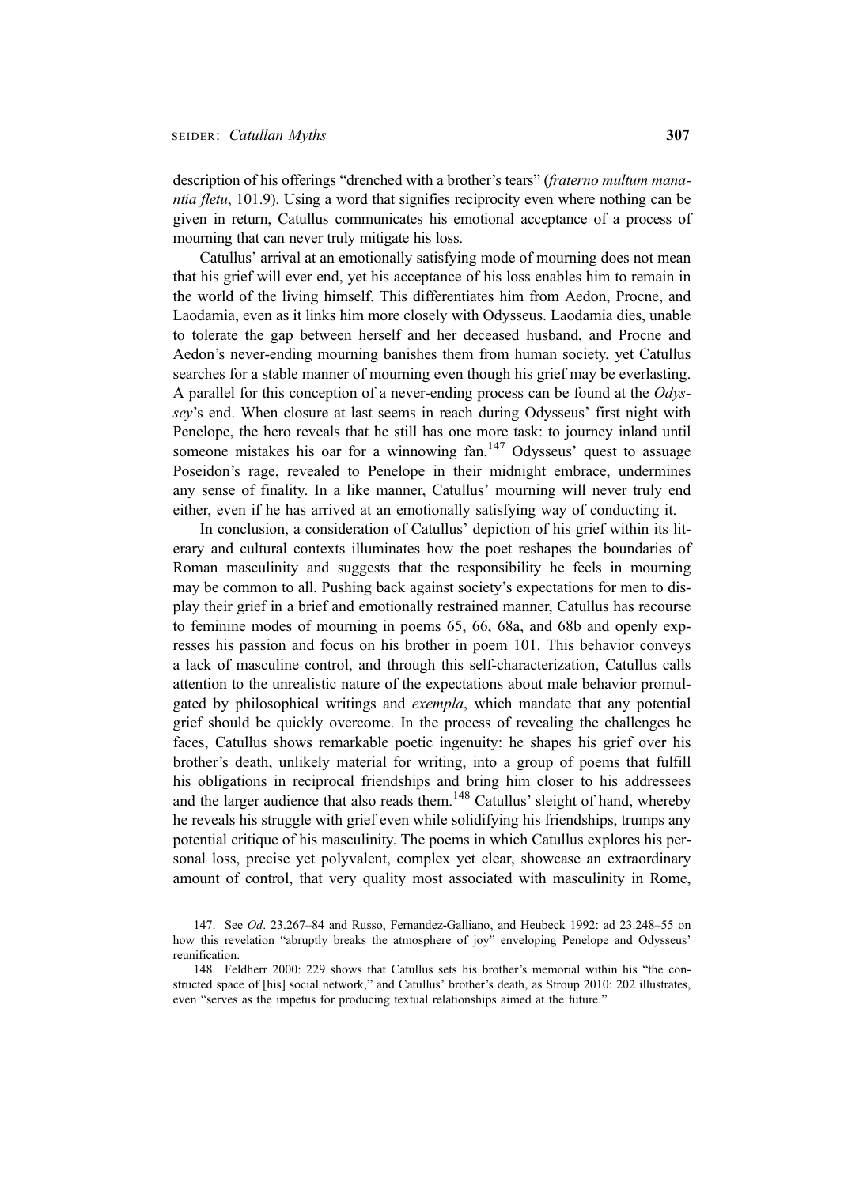description of his offerings "drenched with a brother's tears" (*fraterno multum manantia fletu*, 101.9). Using a word that signifies reciprocity even where nothing can be given in return, Catullus communicates his emotional acceptance of a process of mourning that can never truly mitigate his loss.

Catullus' arrival at an emotionally satisfying mode of mourning does not mean that his grief will ever end, yet his acceptance of his loss enables him to remain in the world of the living himself. This differentiates him from Aedon, Procne, and Laodamia, even as it links him more closely with Odysseus. Laodamia dies, unable to tolerate the gap between herself and her deceased husband, and Procne and Aedon's never-ending mourning banishes them from human society, yet Catullus searches for a stable manner of mourning even though his grief may be everlasting. A parallel for this conception of a never-ending process can be found at the *Odyssey*'s end. When closure at last seems in reach during Odysseus' first night with Penelope, the hero reveals that he still has one more task: to journey inland until someone mistakes his oar for a winnowing fan.[147] Odysseus' quest to assuage Poseidon's rage, revealed to Penelope in their midnight embrace, undermines any sense of finality. In a like manner, Catullus' mourning will never truly end either, even if he has arrived at an emotionally satisfying way of conducting it.

In conclusion, a consideration of Catullus' depiction of his grief within its literary and cultural contexts illuminates how the poet reshapes the boundaries of Roman masculinity and suggests that the responsibility he feels in mourning may be common to all. Pushing back against society's expectations for men to display their grief in a brief and emotionally restrained manner, Catullus has recourse to feminine modes of mourning in poems 65, 66, 68a, and 68b and openly expresses his passion and focus on his brother in poem 101. This behavior conveys a lack of masculine control, and through this self-characterization, Catullus calls attention to the unrealistic nature of the expectations about male behavior promulgated by philosophical writings and *exempla*, which mandate that any potential grief should be quickly overcome. In the process of revealing the challenges he faces, Catullus shows remarkable poetic ingenuity: he shapes his grief over his brother's death, unlikely material for writing, into a group of poems that fulfill his obligations in reciprocal friendships and bring him closer to his addressees and the larger audience that also reads them.[148] Catullus' sleight of hand, whereby he reveals his struggle with grief even while solidifying his friendships, trumps any potential critique of his masculinity. The poems in which Catullus explores his personal loss, precise yet polyvalent, complex yet clear, showcase an extraordinary amount of control, that very quality most associated with masculinity in Rome,

147. See *Od*. 23.267–84 and Russo, Fernandez-Galliano, and Heubeck 1992: ad 23.248–55 on how this revelation "abruptly breaks the atmosphere of joy" enveloping Penelope and Odysseus' reunification.

148. Feldherr 2000: 229 shows that Catullus sets his brother's memorial within his "the constructed space of [his] social network," and Catullus' brother's death, as Stroup 2010: 202 illustrates, even "serves as the impetus for producing textual relationships aimed at the future."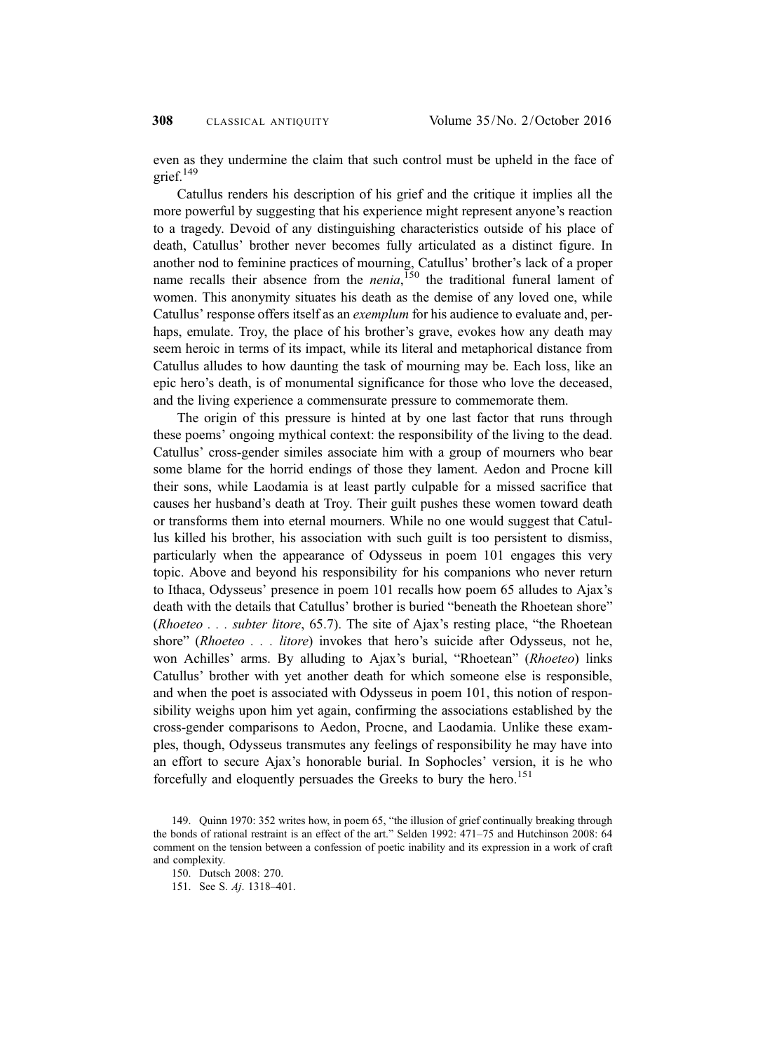even as they undermine the claim that such control must be upheld in the face of grief.[149]

Catullus renders his description of his grief and the critique it implies all the more powerful by suggesting that his experience might represent anyone's reaction to a tragedy. Devoid of any distinguishing characteristics outside of his place of death, Catullus' brother never becomes fully articulated as a distinct figure. In another nod to feminine practices of mourning, Catullus' brother's lack of a proper name recalls their absence from the *nenia*,[150] the traditional funeral lament of women. This anonymity situates his death as the demise of any loved one, while Catullus' response offers itself as an *exemplum* for his audience to evaluate and, perhaps, emulate. Troy, the place of his brother's grave, evokes how any death may seem heroic in terms of its impact, while its literal and metaphorical distance from Catullus alludes to how daunting the task of mourning may be. Each loss, like an epic hero's death, is of monumental significance for those who love the deceased, and the living experience a commensurate pressure to commemorate them.

The origin of this pressure is hinted at by one last factor that runs through these poems' ongoing mythical context: the responsibility of the living to the dead. Catullus' cross-gender similes associate him with a group of mourners who bear some blame for the horrid endings of those they lament. Aedon and Procne kill their sons, while Laodamia is at least partly culpable for a missed sacrifice that causes her husband's death at Troy. Their guilt pushes these women toward death or transforms them into eternal mourners. While no one would suggest that Catullus killed his brother, his association with such guilt is too persistent to dismiss, particularly when the appearance of Odysseus in poem 101 engages this very topic. Above and beyond his responsibility for his companions who never return to Ithaca, Odysseus' presence in poem 101 recalls how poem 65 alludes to Ajax's death with the details that Catullus' brother is buried "beneath the Rhoetean shore" (*Rhoeteo . . . subter litore*, 65.7). The site of Ajax's resting place, "the Rhoetean shore" (*Rhoeteo . . . litore*) invokes that hero's suicide after Odysseus, not he, won Achilles' arms. By alluding to Ajax's burial, "Rhoetean" (*Rhoeteo*) links Catullus' brother with yet another death for which someone else is responsible, and when the poet is associated with Odysseus in poem 101, this notion of responsibility weighs upon him yet again, confirming the associations established by the cross-gender comparisons to Aedon, Procne, and Laodamia. Unlike these examples, though, Odysseus transmutes any feelings of responsibility he may have into an effort to secure Ajax's honorable burial. In Sophocles' version, it is he who forcefully and eloquently persuades the Greeks to bury the hero.[151]

149. Quinn 1970: 352 writes how, in poem 65, "the illusion of grief continually breaking through the bonds of rational restraint is an effect of the art." Selden 1992: 471–75 and Hutchinson 2008: 64 comment on the tension between a confession of poetic inability and its expression in a work of craft and complexity.

150. Dutsch 2008: 270.

151. See S. *Aj*. 1318–401.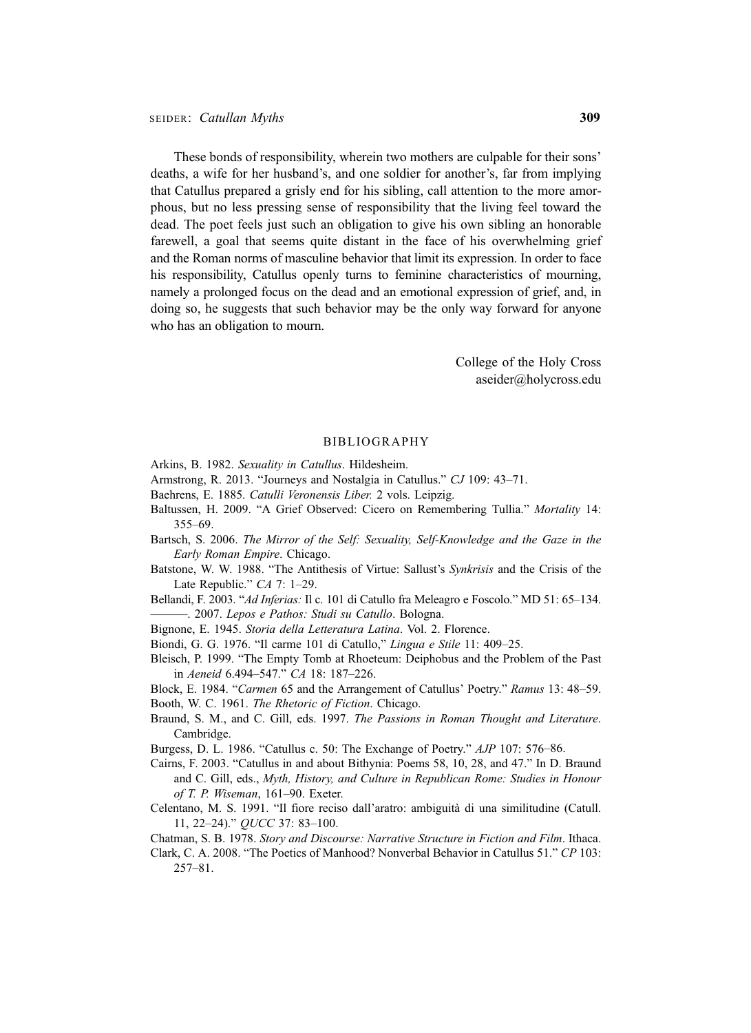These bonds of responsibility, wherein two mothers are culpable for their sons' deaths, a wife for her husband's, and one soldier for another's, far from implying that Catullus prepared a grisly end for his sibling, call attention to the more amorphous, but no less pressing sense of responsibility that the living feel toward the dead. The poet feels just such an obligation to give his own sibling an honorable farewell, a goal that seems quite distant in the face of his overwhelming grief and the Roman norms of masculine behavior that limit its expression. In order to face his responsibility, Catullus openly turns to feminine characteristics of mourning, namely a prolonged focus on the dead and an emotional expression of grief, and, in doing so, he suggests that such behavior may be the only way forward for anyone who has an obligation to mourn.

College of the Holy Cross
aseider@holycross.edu

## BIBLIOGRAPHY

Arkins, B. 1982. *Sexuality in Catullus*. Hildesheim.

Armstrong, R. 2013. "Journeys and Nostalgia in Catullus." *CJ* 109: 43–71.

Baehrens, E. 1885. *Catulli Veronensis Liber.* 2 vols. Leipzig.

Baltussen, H. 2009. "A Grief Observed: Cicero on Remembering Tullia." *Mortality* 14: 355–69.

Bartsch, S. 2006. *The Mirror of the Self: Sexuality, Self-Knowledge and the Gaze in the Early Roman Empire*. Chicago.

Batstone, W. W. 1988. "The Antithesis of Virtue: Sallust's *Synkrisis* and the Crisis of the Late Republic." *CA* 7: 1–29.

Bellandi, F. 2003. "*Ad Inferias:* Il c. 101 di Catullo fra Meleagro e Foscolo." MD 51: 65–134.

———. 2007. *Lepos e Pathos: Studi su Catullo*. Bologna.

Bignone, E. 1945. *Storia della Letteratura Latina*. Vol. 2. Florence.

Biondi, G. G. 1976. "Il carme 101 di Catullo," *Lingua e Stile* 11: 409–25.

Bleisch, P. 1999. "The Empty Tomb at Rhoeteum: Deiphobus and the Problem of the Past in *Aeneid* 6.494–547." *CA* 18: 187–226.

Block, E. 1984. "*Carmen* 65 and the Arrangement of Catullus' Poetry." *Ramus* 13: 48–59.

Booth, W. C. 1961. *The Rhetoric of Fiction*. Chicago.

Braund, S. M., and C. Gill, eds. 1997. *The Passions in Roman Thought and Literature*. Cambridge.

Burgess, D. L. 1986. "Catullus c. 50: The Exchange of Poetry." *AJP* 107: 576–86.

Cairns, F. 2003. "Catullus in and about Bithynia: Poems 58, 10, 28, and 47." In D. Braund and C. Gill, eds., *Myth, History, and Culture in Republican Rome: Studies in Honour of T. P. Wiseman*, 161–90. Exeter.

Celentano, M. S. 1991. "Il fiore reciso dall'aratro: ambiguità di una similitudine (Catull. 11, 22–24)." *QUCC* 37: 83–100.

Chatman, S. B. 1978. *Story and Discourse: Narrative Structure in Fiction and Film*. Ithaca.

Clark, C. A. 2008. "The Poetics of Manhood? Nonverbal Behavior in Catullus 51." *CP* 103: 257–81.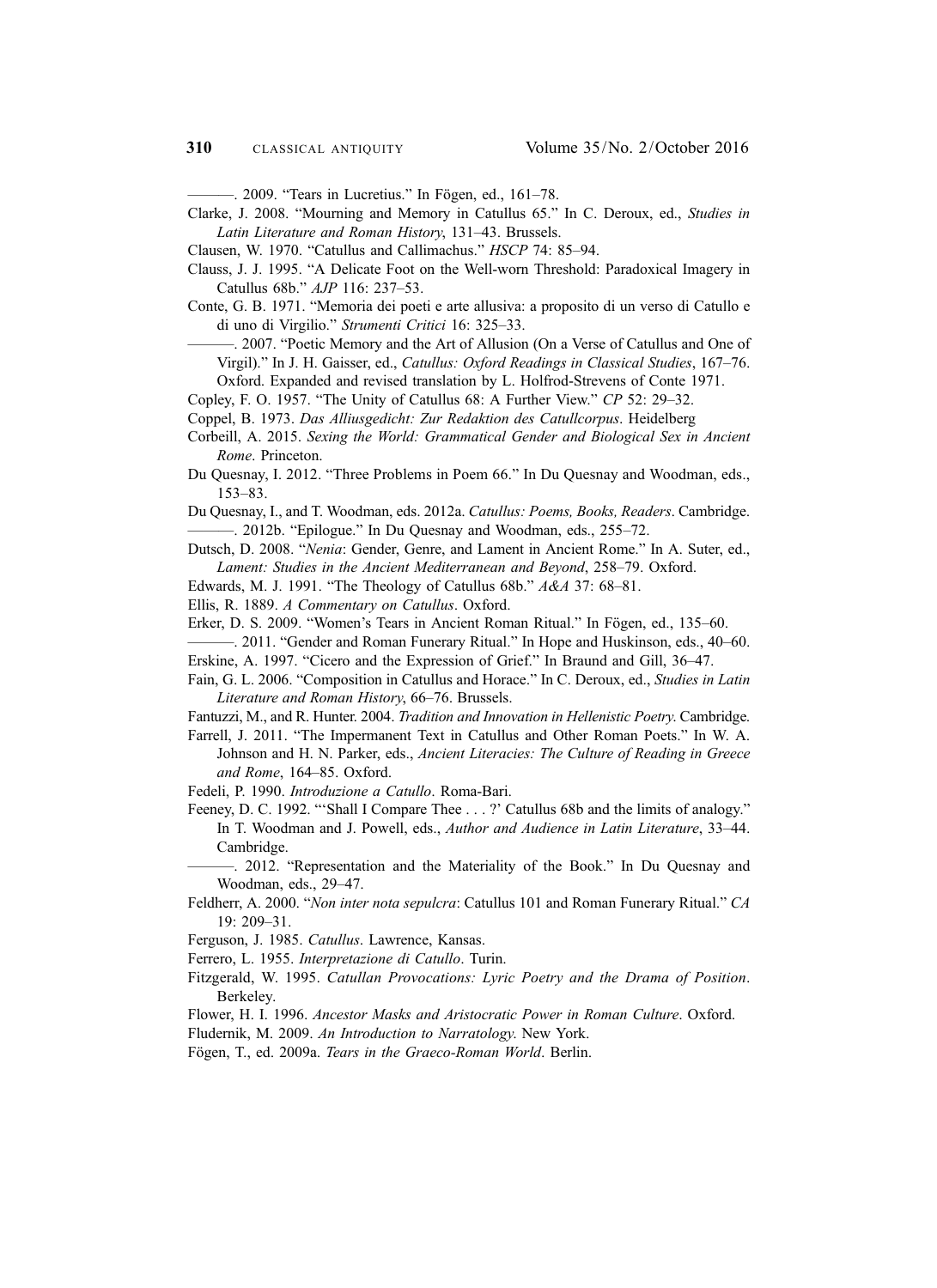———. 2009. “Tears in Lucretius.” In Fögen, ed., 161–78.

Clarke, J. 2008. “Mourning and Memory in Catullus 65.” In C. Deroux, ed., *Studies in Latin Literature and Roman History*, 131–43. Brussels.

Clausen, W. 1970. “Catullus and Callimachus.” *HSCP* 74: 85–94.

Clauss, J. J. 1995. “A Delicate Foot on the Well-worn Threshold: Paradoxical Imagery in Catullus 68b.” *AJP* 116: 237–53.

Conte, G. B. 1971. “Memoria dei poeti e arte allusiva: a proposito di un verso di Catullo e di uno di Virgilio.” *Strumenti Critici* 16: 325–33.

———. 2007. “Poetic Memory and the Art of Allusion (On a Verse of Catullus and One of Virgil).” In J. H. Gaisser, ed., *Catullus: Oxford Readings in Classical Studies*, 167–76. Oxford. Expanded and revised translation by L. Holfrod-Strevens of Conte 1971.

Copley, F. O. 1957. “The Unity of Catullus 68: A Further View.” *CP* 52: 29–32.

Coppel, B. 1973. *Das Alliusgedicht: Zur Redaktion des Catullcorpus*. Heidelberg

Corbeill, A. 2015. *Sexing the World: Grammatical Gender and Biological Sex in Ancient Rome*. Princeton.

Du Quesnay, I. 2012. “Three Problems in Poem 66.” In Du Quesnay and Woodman, eds., 153–83.

Du Quesnay, I., and T. Woodman, eds. 2012a. *Catullus: Poems, Books, Readers*. Cambridge.

———. 2012b. “Epilogue.” In Du Quesnay and Woodman, eds., 255–72.

Dutsch, D. 2008. “*Nenia*: Gender, Genre, and Lament in Ancient Rome.” In A. Suter, ed., *Lament: Studies in the Ancient Mediterranean and Beyond*, 258–79. Oxford.

Edwards, M. J. 1991. “The Theology of Catullus 68b.” *A&A* 37: 68–81.

Ellis, R. 1889. *A Commentary on Catullus*. Oxford.

Erker, D. S. 2009. “Women’s Tears in Ancient Roman Ritual.” In Fögen, ed., 135–60.

———. 2011. “Gender and Roman Funerary Ritual.” In Hope and Huskinson, eds., 40–60.

Erskine, A. 1997. “Cicero and the Expression of Grief.” In Braund and Gill, 36–47.

Fain, G. L. 2006. “Composition in Catullus and Horace.” In C. Deroux, ed., *Studies in Latin Literature and Roman History*, 66–76. Brussels.

Fantuzzi, M., and R. Hunter. 2004. *Tradition and Innovation in Hellenistic Poetry*. Cambridge.

Farrell, J. 2011. “The Impermanent Text in Catullus and Other Roman Poets.” In W. A. Johnson and H. N. Parker, eds., *Ancient Literacies: The Culture of Reading in Greece and Rome*, 164–85. Oxford.

Fedeli, P. 1990. *Introduzione a Catullo*. Roma-Bari.

Feeney, D. C. 1992. “‘Shall I Compare Thee . . . ?’ Catullus 68b and the limits of analogy.” In T. Woodman and J. Powell, eds., *Author and Audience in Latin Literature*, 33–44. Cambridge.

———. 2012. “Representation and the Materiality of the Book.” In Du Quesnay and Woodman, eds., 29–47.

Feldherr, A. 2000. “*Non inter nota sepulcra*: Catullus 101 and Roman Funerary Ritual.” *CA* 19: 209–31.

Ferguson, J. 1985. *Catullus*. Lawrence, Kansas.

Ferrero, L. 1955. *Interpretazione di Catullo*. Turin.

Fitzgerald, W. 1995. *Catullan Provocations: Lyric Poetry and the Drama of Position*. Berkeley.

Flower, H. I. 1996. *Ancestor Masks and Aristocratic Power in Roman Culture*. Oxford.

Fludernik, M. 2009. *An Introduction to Narratology*. New York.

Fögen, T., ed. 2009a. *Tears in the Graeco-Roman World*. Berlin.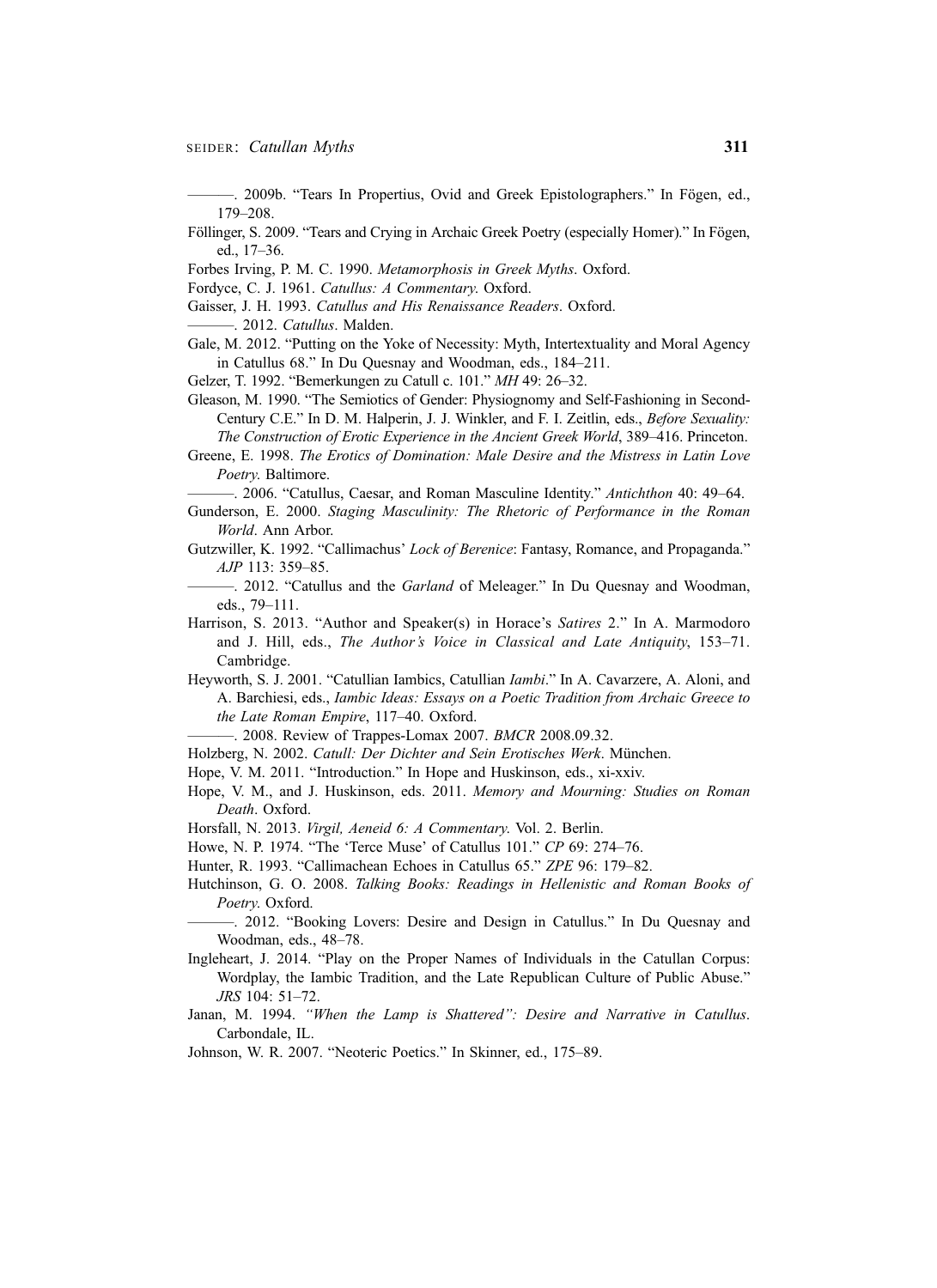———. 2009b. "Tears In Propertius, Ovid and Greek Epistolographers." In Fögen, ed., 179–208.

Föllinger, S. 2009. "Tears and Crying in Archaic Greek Poetry (especially Homer)." In Fögen, ed., 17–36.

Forbes Irving, P. M. C. 1990. *Metamorphosis in Greek Myths*. Oxford.

Fordyce, C. J. 1961. *Catullus: A Commentary*. Oxford.

Gaisser, J. H. 1993. *Catullus and His Renaissance Readers*. Oxford.

———. 2012. *Catullus*. Malden.

Gale, M. 2012. "Putting on the Yoke of Necessity: Myth, Intertextuality and Moral Agency in Catullus 68." In Du Quesnay and Woodman, eds., 184–211.

Gelzer, T. 1992. "Bemerkungen zu Catull c. 101." *MH* 49: 26–32.

Gleason, M. 1990. "The Semiotics of Gender: Physiognomy and Self-Fashioning in Second-Century C.E." In D. M. Halperin, J. J. Winkler, and F. I. Zeitlin, eds., *Before Sexuality: The Construction of Erotic Experience in the Ancient Greek World*, 389–416. Princeton.

Greene, E. 1998. *The Erotics of Domination: Male Desire and the Mistress in Latin Love Poetry*. Baltimore.

———. 2006. "Catullus, Caesar, and Roman Masculine Identity." *Antichthon* 40: 49–64.

Gunderson, E. 2000. *Staging Masculinity: The Rhetoric of Performance in the Roman World*. Ann Arbor.

Gutzwiller, K. 1992. "Callimachus' *Lock of Berenice*: Fantasy, Romance, and Propaganda." *AJP* 113: 359–85.

———. 2012. "Catullus and the *Garland* of Meleager." In Du Quesnay and Woodman, eds., 79–111.

Harrison, S. 2013. "Author and Speaker(s) in Horace's *Satires* 2." In A. Marmodoro and J. Hill, eds., *The Author's Voice in Classical and Late Antiquity*, 153–71. Cambridge.

Heyworth, S. J. 2001. "Catullian Iambics, Catullian *Iambi*." In A. Cavarzere, A. Aloni, and A. Barchiesi, eds., *Iambic Ideas: Essays on a Poetic Tradition from Archaic Greece to the Late Roman Empire*, 117–40. Oxford.

———. 2008. Review of Trappes-Lomax 2007. *BMCR* 2008.09.32.

Holzberg, N. 2002. *Catull: Der Dichter and Sein Erotisches Werk*. München.

Hope, V. M. 2011. "Introduction." In Hope and Huskinson, eds., xi-xxiv.

Hope, V. M., and J. Huskinson, eds. 2011. *Memory and Mourning: Studies on Roman Death*. Oxford.

Horsfall, N. 2013. *Virgil, Aeneid 6: A Commentary*. Vol. 2. Berlin.

Howe, N. P. 1974. "The 'Terce Muse' of Catullus 101." *CP* 69: 274–76.

Hunter, R. 1993. "Callimachean Echoes in Catullus 65." *ZPE* 96: 179–82.

Hutchinson, G. O. 2008. *Talking Books: Readings in Hellenistic and Roman Books of Poetry*. Oxford.

———. 2012. "Booking Lovers: Desire and Design in Catullus." In Du Quesnay and Woodman, eds., 48–78.

Ingleheart, J. 2014. "Play on the Proper Names of Individuals in the Catullan Corpus: Wordplay, the Iambic Tradition, and the Late Republican Culture of Public Abuse." *JRS* 104: 51–72.

Janan, M. 1994. *"When the Lamp is Shattered": Desire and Narrative in Catullus*. Carbondale, IL.

Johnson, W. R. 2007. "Neoteric Poetics." In Skinner, ed., 175–89.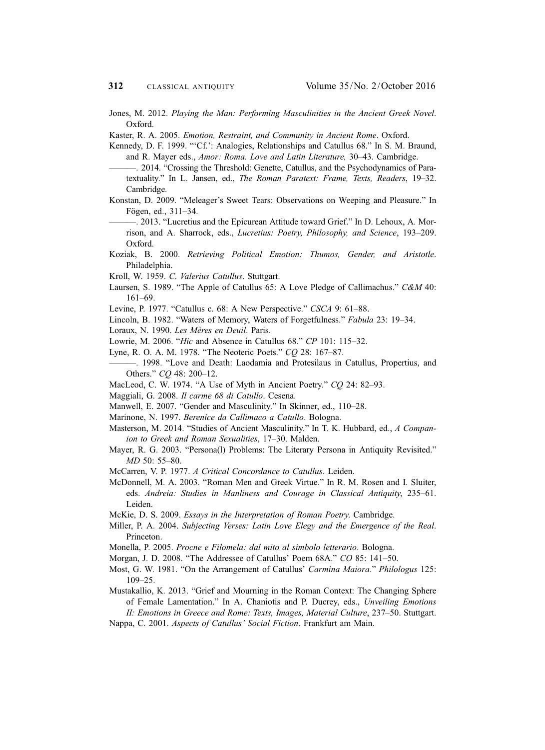Jones, M. 2012. *Playing the Man: Performing Masculinities in the Ancient Greek Novel*. Oxford.

Kaster, R. A. 2005. *Emotion, Restraint, and Community in Ancient Rome*. Oxford.

Kennedy, D. F. 1999. "'Cf.': Analogies, Relationships and Catullus 68." In S. M. Braund, and R. Mayer eds., *Amor: Roma. Love and Latin Literature,* 30–43. Cambridge.

———. 2014. "Crossing the Threshold: Genette, Catullus, and the Psychodynamics of Paratextuality." In L. Jansen, ed., *The Roman Paratext: Frame, Texts, Readers*, 19–32. Cambridge.

Konstan, D. 2009. "Meleager's Sweet Tears: Observations on Weeping and Pleasure." In Fögen, ed., 311–34.

———. 2013. "Lucretius and the Epicurean Attitude toward Grief." In D. Lehoux, A. Morrison, and A. Sharrock, eds., *Lucretius: Poetry, Philosophy, and Science*, 193–209. Oxford.

Koziak, B. 2000. *Retrieving Political Emotion: Thumos, Gender, and Aristotle*. Philadelphia.

Kroll, W. 1959. *C. Valerius Catullus*. Stuttgart.

Laursen, S. 1989. "The Apple of Catullus 65: A Love Pledge of Callimachus." *C&M* 40: 161–69.

Levine, P. 1977. "Catullus c. 68: A New Perspective." *CSCA* 9: 61–88.

Lincoln, B. 1982. "Waters of Memory, Waters of Forgetfulness." *Fabula* 23: 19–34.

Loraux, N. 1990. *Les Mères en Deuil*. Paris.

Lowrie, M. 2006. "*Hic* and Absence in Catullus 68." *CP* 101: 115–32.

Lyne, R. O. A. M. 1978. "The Neoteric Poets." *CQ* 28: 167–87.

———. 1998. "Love and Death: Laodamia and Protesilaus in Catullus, Propertius, and Others." *CQ* 48: 200–12.

MacLeod, C. W. 1974. "A Use of Myth in Ancient Poetry." *CQ* 24: 82–93.

Maggiali, G. 2008. *Il carme 68 di Catullo*. Cesena.

Manwell, E. 2007. "Gender and Masculinity." In Skinner, ed., 110–28.

Marinone, N. 1997. *Berenice da Callimaco a Catullo*. Bologna.

Masterson, M. 2014. "Studies of Ancient Masculinity." In T. K. Hubbard, ed., *A Companion to Greek and Roman Sexualities*, 17–30. Malden.

Mayer, R. G. 2003. "Persona(l) Problems: The Literary Persona in Antiquity Revisited." *MD* 50: 55–80.

McCarren, V. P. 1977. *A Critical Concordance to Catullus*. Leiden.

McDonnell, M. A. 2003. "Roman Men and Greek Virtue." In R. M. Rosen and I. Sluiter, eds. *Andreia: Studies in Manliness and Courage in Classical Antiquity*, 235–61. Leiden.

McKie, D. S. 2009. *Essays in the Interpretation of Roman Poetry*. Cambridge.

Miller, P. A. 2004. *Subjecting Verses: Latin Love Elegy and the Emergence of the Real*. Princeton.

Monella, P. 2005. *Procne e Filomela: dal mito al simbolo letterario*. Bologna.

Morgan, J. D. 2008. "The Addressee of Catullus' Poem 68A." *CO* 85: 141–50.

Most, G. W. 1981. "On the Arrangement of Catullus' *Carmina Maiora*." *Philologus* 125: 109–25.

Mustakallio, K. 2013. "Grief and Mourning in the Roman Context: The Changing Sphere of Female Lamentation." In A. Chaniotis and P. Ducrey, eds., *Unveiling Emotions II: Emotions in Greece and Rome: Texts, Images, Material Culture*, 237–50. Stuttgart.

Nappa, C. 2001. *Aspects of Catullus' Social Fiction*. Frankfurt am Main.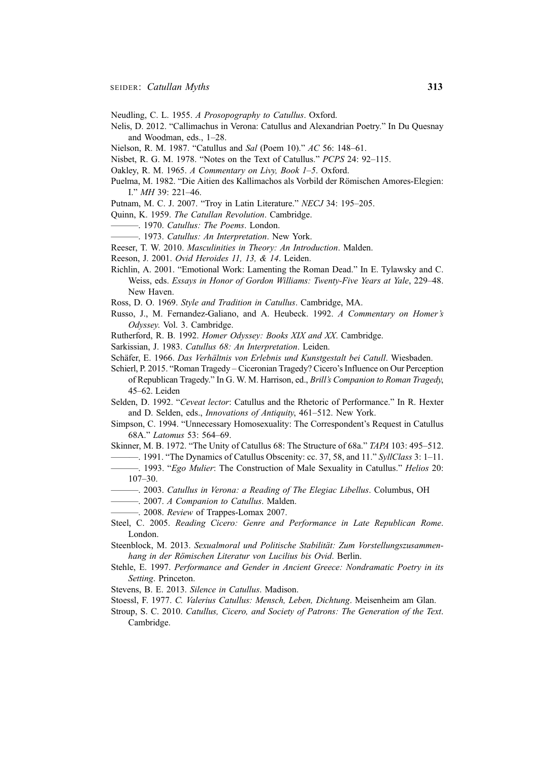Neudling, C. L. 1955. *A Prosopography to Catullus*. Oxford.

Nelis, D. 2012. "Callimachus in Verona: Catullus and Alexandrian Poetry." In Du Quesnay and Woodman, eds., 1–28.

Nielson, R. M. 1987. "Catullus and *Sal* (Poem 10)." *AC* 56: 148–61.

Nisbet, R. G. M. 1978. "Notes on the Text of Catullus." *PCPS* 24: 92–115.

Oakley, R. M. 1965. *A Commentary on Livy, Book 1–5*. Oxford.

Puelma, M. 1982. "Die Aitien des Kallimachos als Vorbild der Römischen Amores-Elegien: I." *MH* 39: 221–46.

Putnam, M. C. J. 2007. "Troy in Latin Literature." *NECJ* 34: 195–205.

Quinn, K. 1959. *The Catullan Revolution*. Cambridge.

———. 1970. *Catullus: The Poems*. London.

———. 1973. *Catullus: An Interpretation*. New York.

Reeser, T. W. 2010. *Masculinities in Theory: An Introduction*. Malden.

Reeson, J. 2001. *Ovid Heroides 11, 13, & 14*. Leiden.

Richlin, A. 2001. "Emotional Work: Lamenting the Roman Dead." In E. Tylawsky and C. Weiss, eds. *Essays in Honor of Gordon Williams: Twenty-Five Years at Yale*, 229–48. New Haven.

Ross, D. O. 1969. *Style and Tradition in Catullus*. Cambridge, MA.

Russo, J., M. Fernandez-Galiano, and A. Heubeck. 1992. *A Commentary on Homer's Odyssey*. Vol. 3. Cambridge.

Rutherford, R. B. 1992. *Homer Odyssey: Books XIX and XX*. Cambridge.

Sarkissian, J. 1983. *Catullus 68: An Interpretation*. Leiden.

Schäfer, E. 1966. *Das Verhältnis von Erlebnis und Kunstgestalt bei Catull*. Wiesbaden.

Schierl, P. 2015. "Roman Tragedy – Ciceronian Tragedy? Cicero's Influence on Our Perception of Republican Tragedy." In G. W. M. Harrison, ed., *Brill's Companion to Roman Tragedy*, 45–62. Leiden

Selden, D. 1992. "*Ceveat lector*: Catullus and the Rhetoric of Performance." In R. Hexter and D. Selden, eds., *Innovations of Antiquity*, 461–512. New York.

Simpson, C. 1994. "Unnecessary Homosexuality: The Correspondent's Request in Catullus 68A." *Latomus* 53: 564–69.

Skinner, M. B. 1972. "The Unity of Catullus 68: The Structure of 68a." *TAPA* 103: 495–512.

———. 1991. "The Dynamics of Catullus Obscenity: cc. 37, 58, and 11." *SyllClass* 3: 1–11.

———. 1993. "*Ego Mulier*: The Construction of Male Sexuality in Catullus." *Helios* 20: 107–30.

———. 2003. *Catullus in Verona: a Reading of The Elegiac Libellus*. Columbus, OH

———. 2007. *A Companion to Catullus*. Malden.

———. 2008. *Review* of Trappes-Lomax 2007.

Steel, C. 2005. *Reading Cicero: Genre and Performance in Late Republican Rome*. London.

Steenblock, M. 2013. *Sexualmoral und Politische Stabilität: Zum Vorstellungszusammenhang in der Römischen Literatur von Lucilius bis Ovid*. Berlin.

Stehle, E. 1997. *Performance and Gender in Ancient Greece: Nondramatic Poetry in its Setting*. Princeton.

Stevens, B. E. 2013. *Silence in Catullus*. Madison.

Stoessl, F. 1977. *C. Valerius Catullus: Mensch, Leben, Dichtung*. Meisenheim am Glan.

Stroup, S. C. 2010. *Catullus, Cicero, and Society of Patrons: The Generation of the Text*. Cambridge.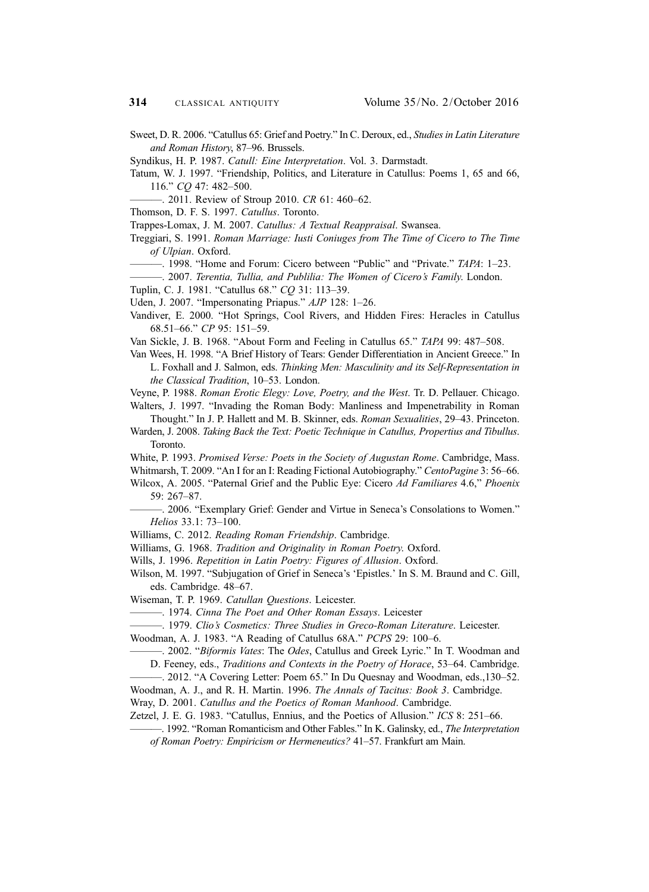Sweet, D. R. 2006. "Catullus 65: Grief and Poetry." In C. Deroux, ed., *Studies in Latin Literature and Roman History*, 87–96. Brussels.

Syndikus, H. P. 1987. *Catull: Eine Interpretation*. Vol. 3. Darmstadt.

Tatum, W. J. 1997. "Friendship, Politics, and Literature in Catullus: Poems 1, 65 and 66, 116." *CQ* 47: 482–500.

———. 2011. Review of Stroup 2010. *CR* 61: 460–62.

Thomson, D. F. S. 1997. *Catullus*. Toronto.

Trappes-Lomax, J. M. 2007. *Catullus: A Textual Reappraisal*. Swansea.

Treggiari, S. 1991. *Roman Marriage: Iusti Coniuges from The Time of Cicero to The Time of Ulpian*. Oxford.

———. 1998. "Home and Forum: Cicero between "Public" and "Private." *TAPA*: 1–23.

———. 2007. *Terentia, Tullia, and Publilia: The Women of Cicero's Family*. London.

Tuplin, C. J. 1981. "Catullus 68." *CQ* 31: 113–39.

Uden, J. 2007. "Impersonating Priapus." *AJP* 128: 1–26.

Vandiver, E. 2000. "Hot Springs, Cool Rivers, and Hidden Fires: Heracles in Catullus 68.51–66." *CP* 95: 151–59.

Van Sickle, J. B. 1968. "About Form and Feeling in Catullus 65." *TAPA* 99: 487–508.

Van Wees, H. 1998. "A Brief History of Tears: Gender Differentiation in Ancient Greece." In L. Foxhall and J. Salmon, eds. *Thinking Men: Masculinity and its Self-Representation in the Classical Tradition*, 10–53. London.

Veyne, P. 1988. *Roman Erotic Elegy: Love, Poetry, and the West*. Tr. D. Pellauer. Chicago.

Walters, J. 1997. "Invading the Roman Body: Manliness and Impenetrability in Roman Thought." In J. P. Hallett and M. B. Skinner, eds. *Roman Sexualities*, 29–43. Princeton.

Warden, J. 2008. *Taking Back the Text: Poetic Technique in Catullus, Propertius and Tibullus*. Toronto.

White, P. 1993. *Promised Verse: Poets in the Society of Augustan Rome*. Cambridge, Mass.

Whitmarsh, T. 2009. "An I for an I: Reading Fictional Autobiography." *CentoPagine* 3: 56–66.

Wilcox, A. 2005. "Paternal Grief and the Public Eye: Cicero *Ad Familiares* 4.6," *Phoenix* 59: 267–87.

———. 2006. "Exemplary Grief: Gender and Virtue in Seneca's Consolations to Women." *Helios* 33.1: 73–100.

Williams, C. 2012. *Reading Roman Friendship*. Cambridge.

Williams, G. 1968. *Tradition and Originality in Roman Poetry.* Oxford.

Wills, J. 1996. *Repetition in Latin Poetry: Figures of Allusion*. Oxford.

Wilson, M. 1997. "Subjugation of Grief in Seneca's 'Epistles.' In S. M. Braund and C. Gill, eds. Cambridge. 48–67.

Wiseman, T. P. 1969. *Catullan Questions*. Leicester.

———. 1974. *Cinna The Poet and Other Roman Essays*. Leicester

———. 1979. *Clio's Cosmetics: Three Studies in Greco-Roman Literature*. Leicester.

Woodman, A. J. 1983. "A Reading of Catullus 68A." *PCPS* 29: 100–6.

———. 2002. "*Biformis Vates*: The *Odes*, Catullus and Greek Lyric." In T. Woodman and D. Feeney, eds., *Traditions and Contexts in the Poetry of Horace*, 53–64. Cambridge.

———. 2012. "A Covering Letter: Poem 65." In Du Quesnay and Woodman, eds.,130–52.

Woodman, A. J., and R. H. Martin. 1996. *The Annals of Tacitus: Book 3*. Cambridge.

Wray, D. 2001. *Catullus and the Poetics of Roman Manhood*. Cambridge.

Zetzel, J. E. G. 1983. "Catullus, Ennius, and the Poetics of Allusion." *ICS* 8: 251–66.

———. 1992. "Roman Romanticism and Other Fables." In K. Galinsky, ed., *The Interpretation of Roman Poetry: Empiricism or Hermeneutics?* 41–57. Frankfurt am Main.